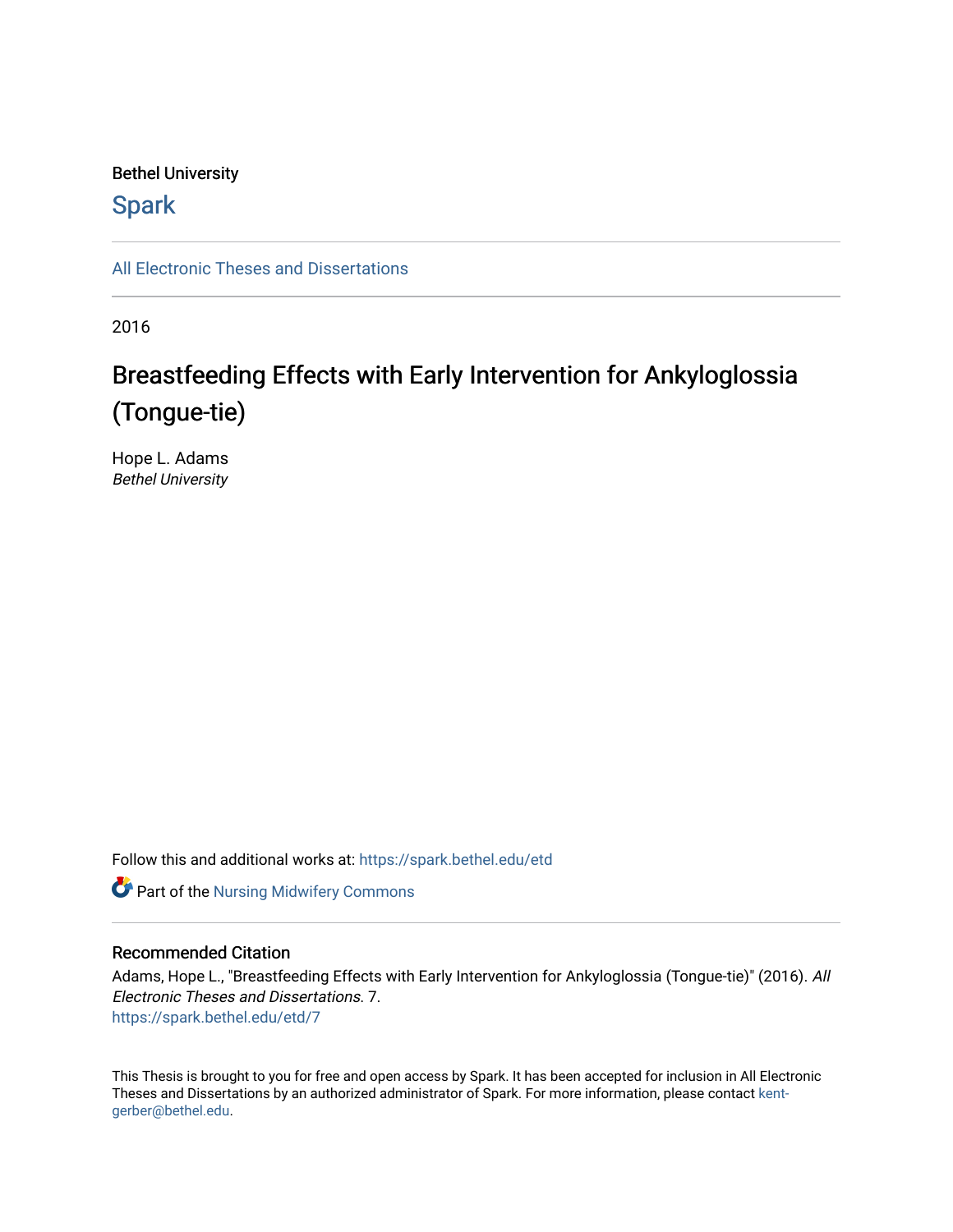Bethel University

## Spark

All Electronic Theses and Dissertations

2016

# Breastfeeding Effects with Early Intervention for Ankyloglossia (Tongue-tie)

Hope L. Adams
*Bethel University*

Follow this and additional works at: https://spark.bethel.edu/etd

Part of the Nursing Midwifery Commons

### Recommended Citation

Adams, Hope L., "Breastfeeding Effects with Early Intervention for Ankyloglossia (Tongue-tie)" (2016). *All Electronic Theses and Dissertations.* 7.
https://spark.bethel.edu/etd/7

This Thesis is brought to you for free and open access by Spark. It has been accepted for inclusion in All Electronic Theses and Dissertations by an authorized administrator of Spark. For more information, please contact kent-gerber@bethel.edu.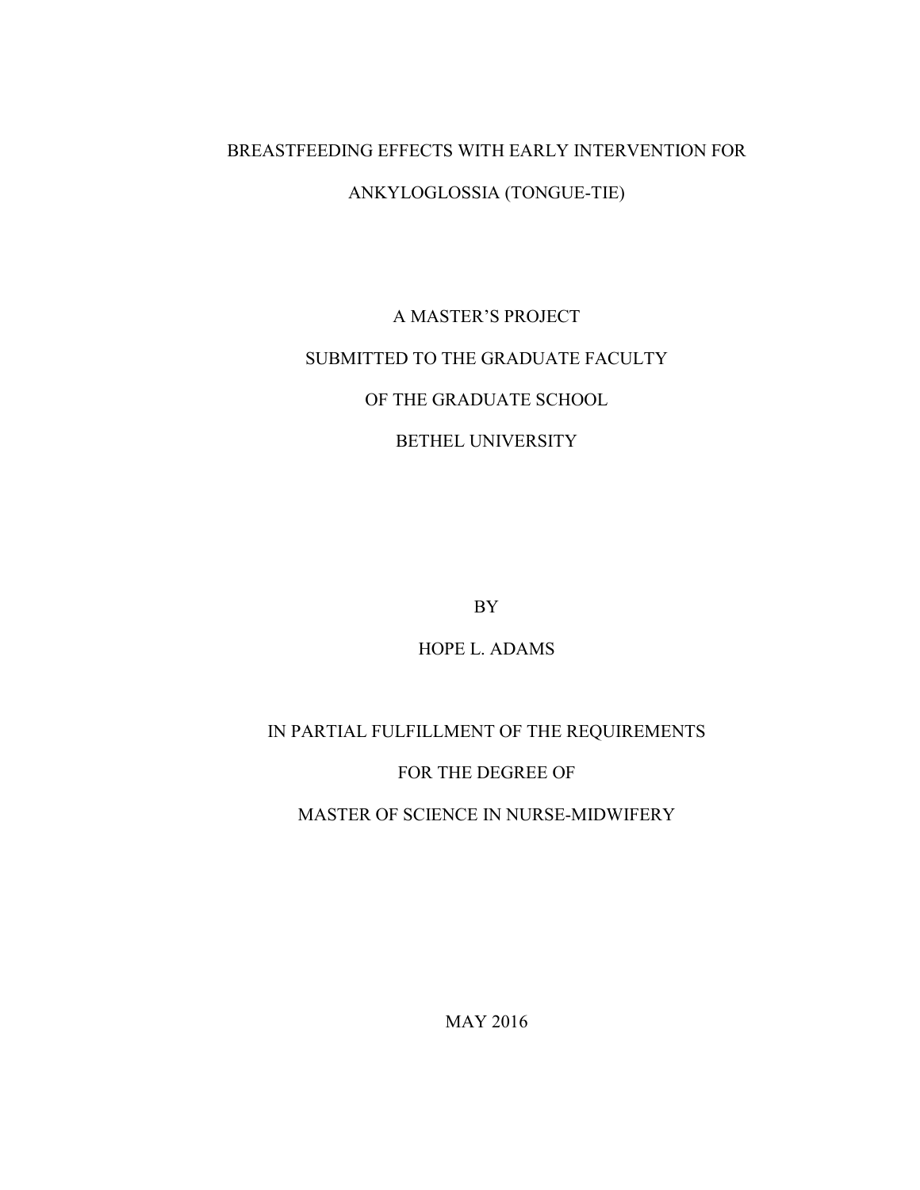# BREASTFEEDING EFFECTS WITH EARLY INTERVENTION FOR ANKYLOGLOSSIA (TONGUE-TIE)

A MASTER'S PROJECT

SUBMITTED TO THE GRADUATE FACULTY

OF THE GRADUATE SCHOOL

BETHEL UNIVERSITY

BY

HOPE L. ADAMS

IN PARTIAL FULFILLMENT OF THE REQUIREMENTS

FOR THE DEGREE OF

MASTER OF SCIENCE IN NURSE-MIDWIFERY

MAY 2016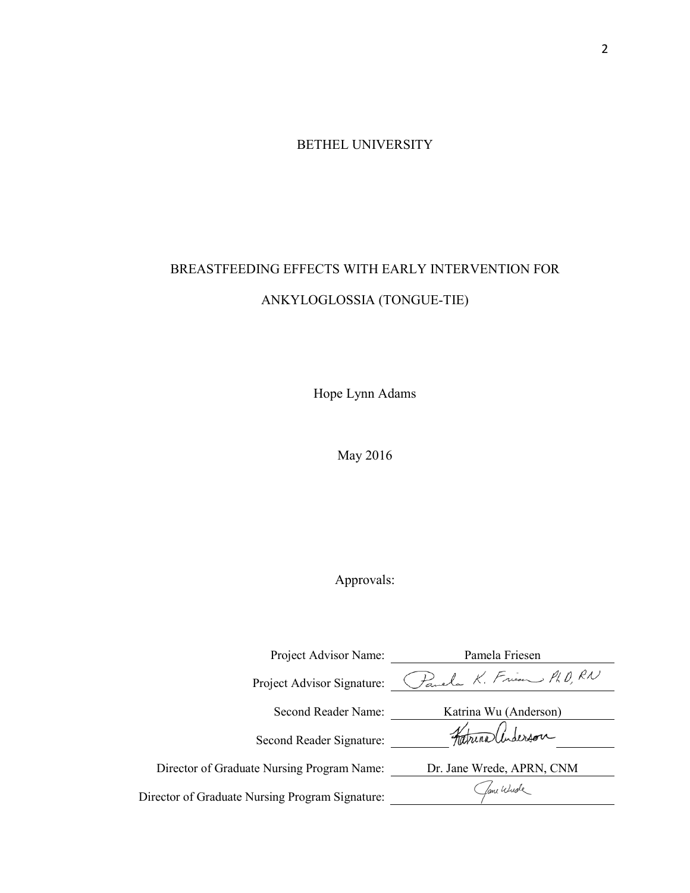BETHEL UNIVERSITY

BREASTFEEDING EFFECTS WITH EARLY INTERVENTION FOR ANKYLOGLOSSIA (TONGUE-TIE)

Hope Lynn Adams

May 2016

Approvals:

| | |
|---|---|
| Project Advisor Name: | Pamela Friesen |
| Project Advisor Signature: | Pamela K. Friesen PhD, RN |
| Second Reader Name: | Katrina Wu (Anderson) |
| Second Reader Signature: | Katrina Anderson |
| Director of Graduate Nursing Program Name: | Dr. Jane Wrede, APRN, CNM |
| Director of Graduate Nursing Program Signature: | Jane Wrede |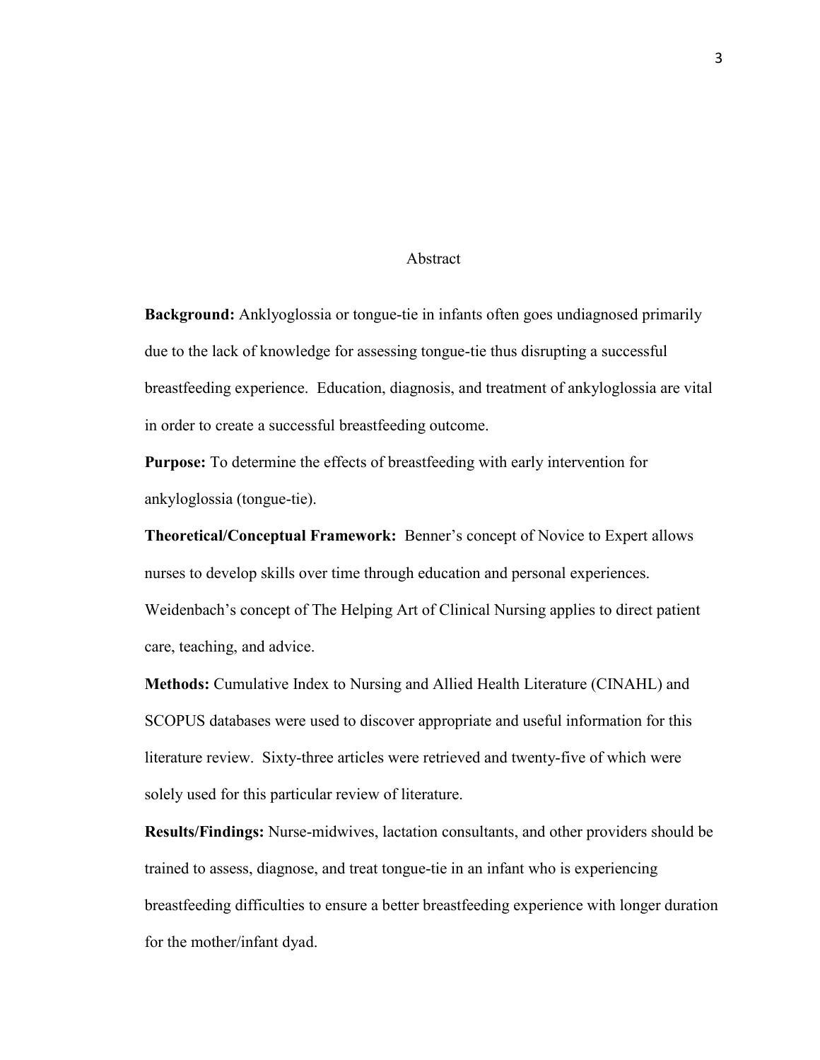# Abstract

**Background:** Anklyoglossia or tongue-tie in infants often goes undiagnosed primarily due to the lack of knowledge for assessing tongue-tie thus disrupting a successful breastfeeding experience. Education, diagnosis, and treatment of ankyloglossia are vital in order to create a successful breastfeeding outcome.

**Purpose:** To determine the effects of breastfeeding with early intervention for ankyloglossia (tongue-tie).

**Theoretical/Conceptual Framework:** Benner's concept of Novice to Expert allows nurses to develop skills over time through education and personal experiences. Weidenbach's concept of The Helping Art of Clinical Nursing applies to direct patient care, teaching, and advice.

**Methods:** Cumulative Index to Nursing and Allied Health Literature (CINAHL) and SCOPUS databases were used to discover appropriate and useful information for this literature review. Sixty-three articles were retrieved and twenty-five of which were solely used for this particular review of literature.

**Results/Findings:** Nurse-midwives, lactation consultants, and other providers should be trained to assess, diagnose, and treat tongue-tie in an infant who is experiencing breastfeeding difficulties to ensure a better breastfeeding experience with longer duration for the mother/infant dyad.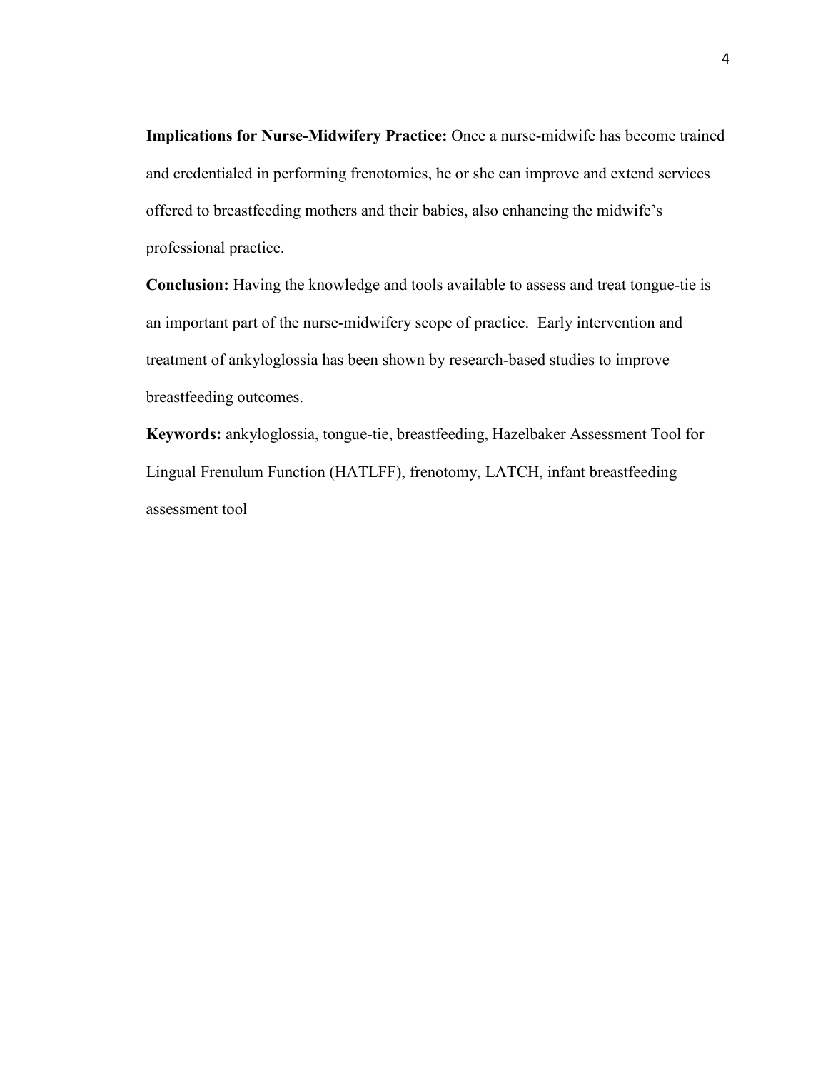**Implications for Nurse-Midwifery Practice:** Once a nurse-midwife has become trained and credentialed in performing frenotomies, he or she can improve and extend services offered to breastfeeding mothers and their babies, also enhancing the midwife's professional practice.

**Conclusion:** Having the knowledge and tools available to assess and treat tongue-tie is an important part of the nurse-midwifery scope of practice. Early intervention and treatment of ankyloglossia has been shown by research-based studies to improve breastfeeding outcomes.

**Keywords:** ankyloglossia, tongue-tie, breastfeeding, Hazelbaker Assessment Tool for Lingual Frenulum Function (HATLFF), frenotomy, LATCH, infant breastfeeding assessment tool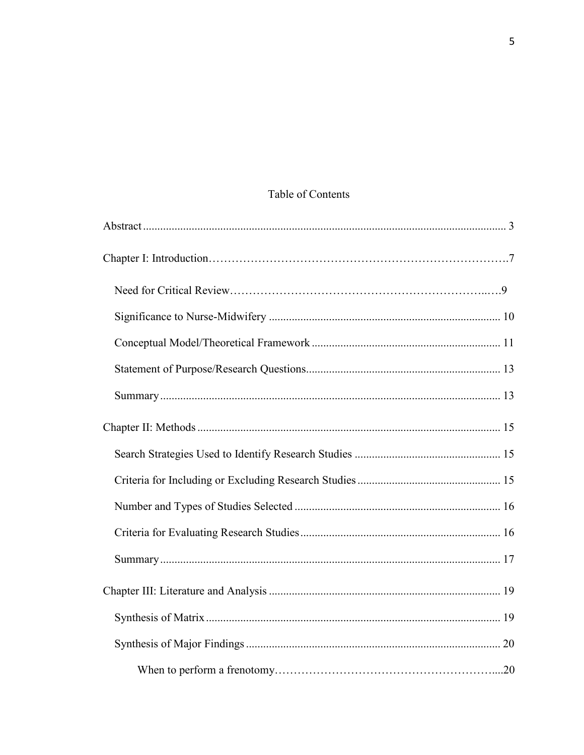# Table of Contents

Abstract ........................................................................................................................ 3

Chapter I: Introduction……………………………………………………………………..7

- Need for Critical Review…………………………………………………………...….9
- Significance to Nurse-Midwifery ................................................................................ 10
- Conceptual Model/Theoretical Framework ................................................................. 11
- Statement of Purpose/Research Questions.................................................................. 13
- Summary ..................................................................................................................... 13

Chapter II: Methods ......................................................................................................... 15

- Search Strategies Used to Identify Research Studies .................................................. 15
- Criteria for Including or Excluding Research Studies ................................................. 15
- Number and Types of Studies Selected ....................................................................... 16
- Criteria for Evaluating Research Studies ..................................................................... 16
- Summary ..................................................................................................................... 17

Chapter III: Literature and Analysis ................................................................................ 19

- Synthesis of Matrix ...................................................................................................... 19
- Synthesis of Major Findings ........................................................................................ 20
  - When to perform a frenotomy…………………………………………………....20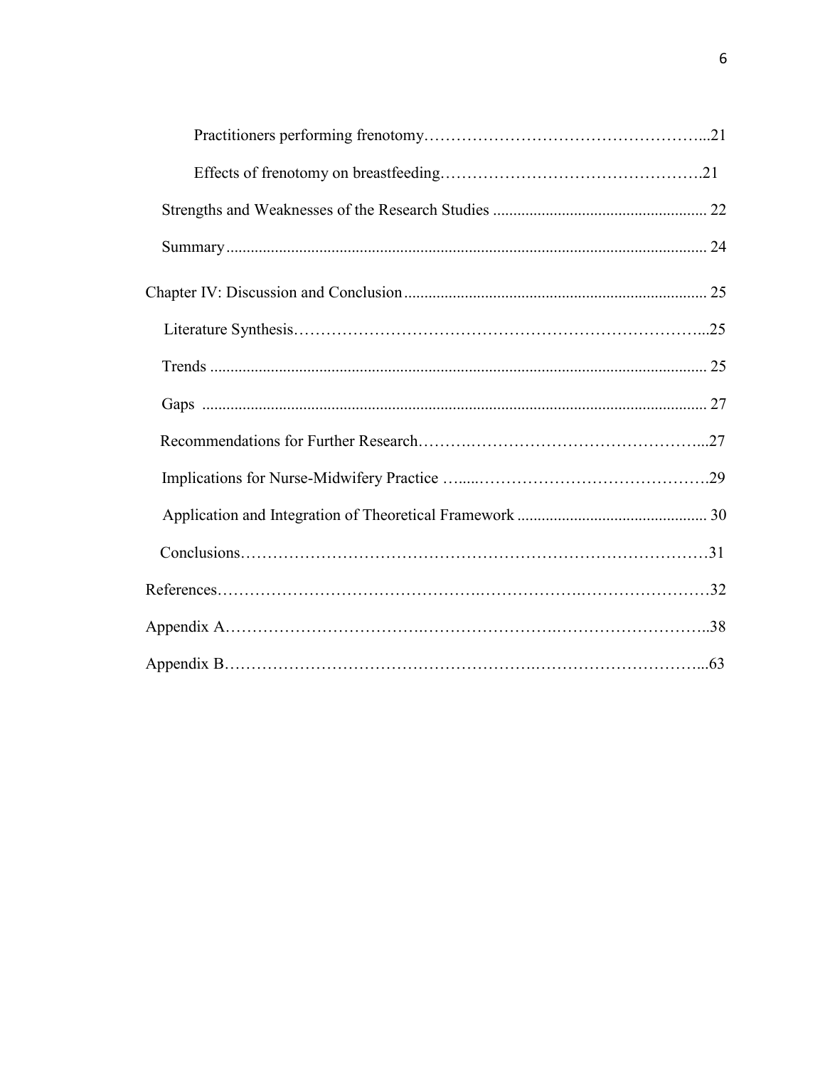Practitioners performing frenotomy……………………………………………...21

Effects of frenotomy on breastfeeding……………………………………….21

Strengths and Weaknesses of the Research Studies .................................................... 22

Summary..................................................................................................................... 24

Chapter IV: Discussion and Conclusion.......................................................................... 25

Literature Synthesis…………………………………………………………………...25

Trends ......................................................................................................................... 25

Gaps ........................................................................................................................... 27

Recommendations for Further Research……….……………………………………...27

Implications for Nurse-Midwifery Practice …....…………………………………….29

Application and Integration of Theoretical Framework .............................................. 30

Conclusions…………………………………………………………………………31

References………………………………………..……………….……………………32

Appendix A…………………………….…………………………….………………..38

Appendix B……………………………………………….…………………………...63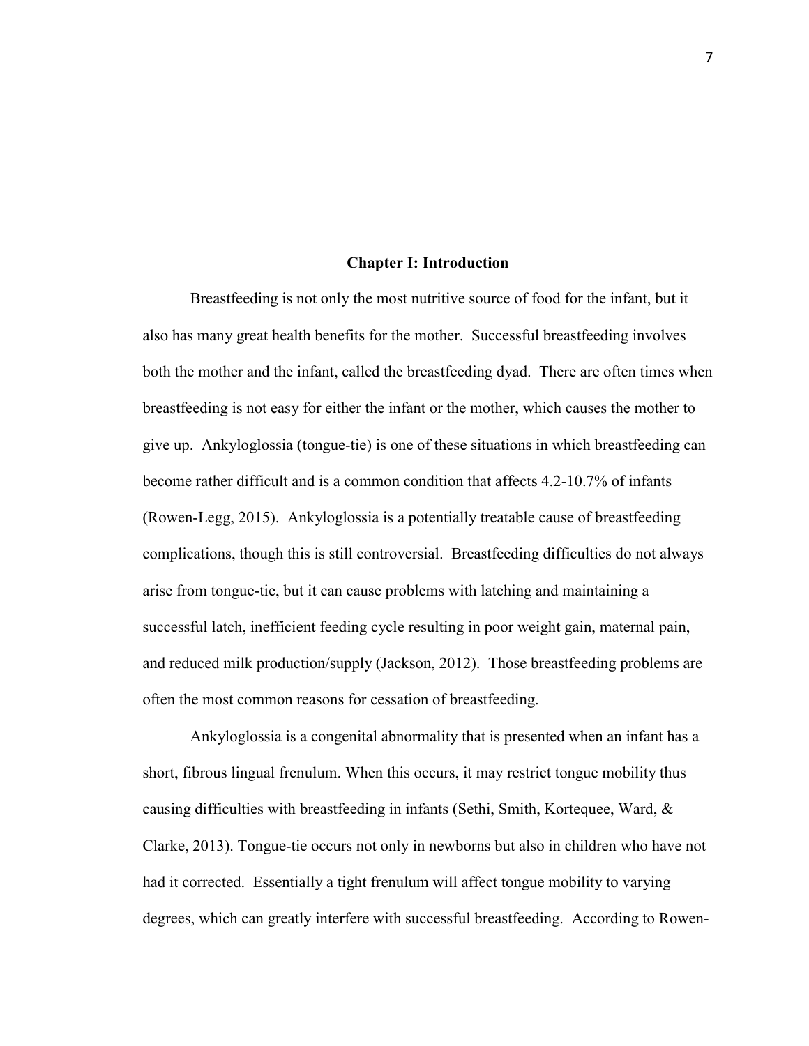## Chapter I: Introduction

Breastfeeding is not only the most nutritive source of food for the infant, but it also has many great health benefits for the mother. Successful breastfeeding involves both the mother and the infant, called the breastfeeding dyad. There are often times when breastfeeding is not easy for either the infant or the mother, which causes the mother to give up. Ankyloglossia (tongue-tie) is one of these situations in which breastfeeding can become rather difficult and is a common condition that affects 4.2-10.7% of infants (Rowen-Legg, 2015). Ankyloglossia is a potentially treatable cause of breastfeeding complications, though this is still controversial. Breastfeeding difficulties do not always arise from tongue-tie, but it can cause problems with latching and maintaining a successful latch, inefficient feeding cycle resulting in poor weight gain, maternal pain, and reduced milk production/supply (Jackson, 2012). Those breastfeeding problems are often the most common reasons for cessation of breastfeeding.

Ankyloglossia is a congenital abnormality that is presented when an infant has a short, fibrous lingual frenulum. When this occurs, it may restrict tongue mobility thus causing difficulties with breastfeeding in infants (Sethi, Smith, Kortequee, Ward, & Clarke, 2013). Tongue-tie occurs not only in newborns but also in children who have not had it corrected. Essentially a tight frenulum will affect tongue mobility to varying degrees, which can greatly interfere with successful breastfeeding. According to Rowen-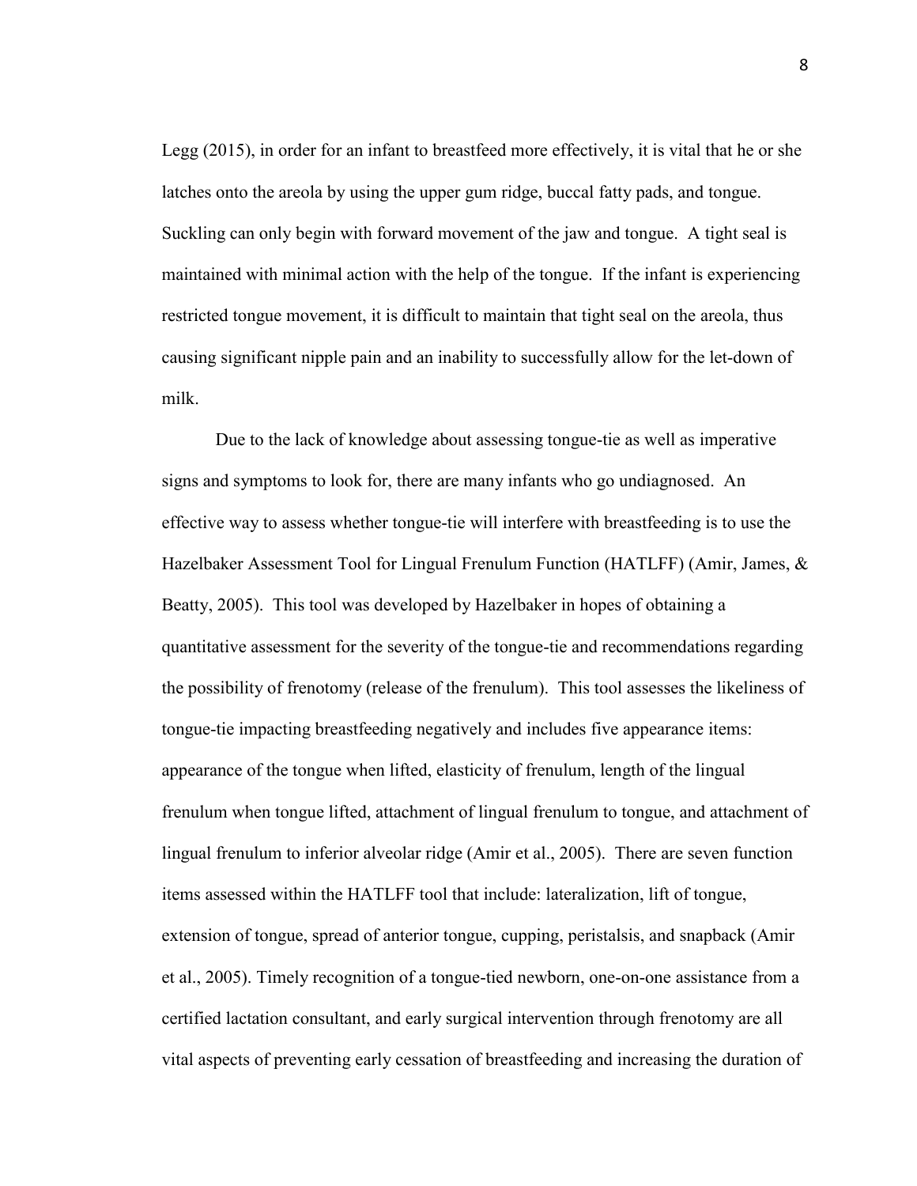Legg (2015), in order for an infant to breastfeed more effectively, it is vital that he or she latches onto the areola by using the upper gum ridge, buccal fatty pads, and tongue. Suckling can only begin with forward movement of the jaw and tongue. A tight seal is maintained with minimal action with the help of the tongue. If the infant is experiencing restricted tongue movement, it is difficult to maintain that tight seal on the areola, thus causing significant nipple pain and an inability to successfully allow for the let-down of milk.

Due to the lack of knowledge about assessing tongue-tie as well as imperative signs and symptoms to look for, there are many infants who go undiagnosed. An effective way to assess whether tongue-tie will interfere with breastfeeding is to use the Hazelbaker Assessment Tool for Lingual Frenulum Function (HATLFF) (Amir, James, & Beatty, 2005). This tool was developed by Hazelbaker in hopes of obtaining a quantitative assessment for the severity of the tongue-tie and recommendations regarding the possibility of frenotomy (release of the frenulum). This tool assesses the likeliness of tongue-tie impacting breastfeeding negatively and includes five appearance items: appearance of the tongue when lifted, elasticity of frenulum, length of the lingual frenulum when tongue lifted, attachment of lingual frenulum to tongue, and attachment of lingual frenulum to inferior alveolar ridge (Amir et al., 2005). There are seven function items assessed within the HATLFF tool that include: lateralization, lift of tongue, extension of tongue, spread of anterior tongue, cupping, peristalsis, and snapback (Amir et al., 2005). Timely recognition of a tongue-tied newborn, one-on-one assistance from a certified lactation consultant, and early surgical intervention through frenotomy are all vital aspects of preventing early cessation of breastfeeding and increasing the duration of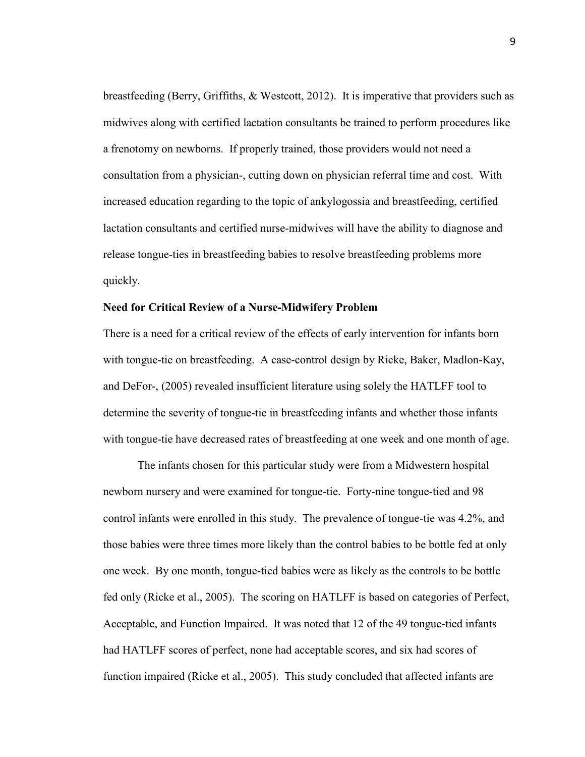breastfeeding (Berry, Griffiths, & Westcott, 2012). It is imperative that providers such as midwives along with certified lactation consultants be trained to perform procedures like a frenotomy on newborns. If properly trained, those providers would not need a consultation from a physician-, cutting down on physician referral time and cost. With increased education regarding to the topic of ankylogossia and breastfeeding, certified lactation consultants and certified nurse-midwives will have the ability to diagnose and release tongue-ties in breastfeeding babies to resolve breastfeeding problems more quickly.

**Need for Critical Review of a Nurse-Midwifery Problem**

There is a need for a critical review of the effects of early intervention for infants born with tongue-tie on breastfeeding. A case-control design by Ricke, Baker, Madlon-Kay, and DeFor-, (2005) revealed insufficient literature using solely the HATLFF tool to determine the severity of tongue-tie in breastfeeding infants and whether those infants with tongue-tie have decreased rates of breastfeeding at one week and one month of age.

The infants chosen for this particular study were from a Midwestern hospital newborn nursery and were examined for tongue-tie. Forty-nine tongue-tied and 98 control infants were enrolled in this study. The prevalence of tongue-tie was 4.2%, and those babies were three times more likely than the control babies to be bottle fed at only one week. By one month, tongue-tied babies were as likely as the controls to be bottle fed only (Ricke et al., 2005). The scoring on HATLFF is based on categories of Perfect, Acceptable, and Function Impaired. It was noted that 12 of the 49 tongue-tied infants had HATLFF scores of perfect, none had acceptable scores, and six had scores of function impaired (Ricke et al., 2005). This study concluded that affected infants are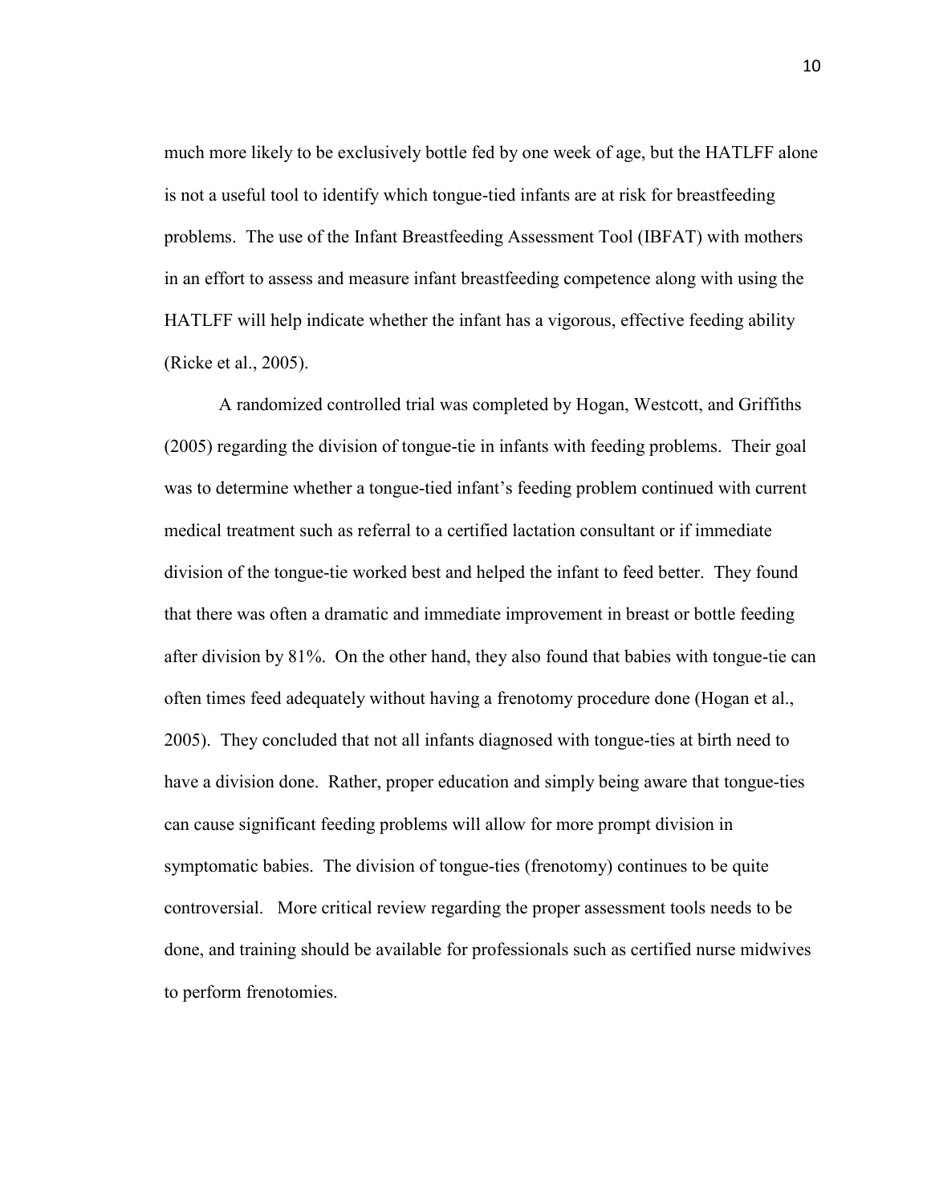much more likely to be exclusively bottle fed by one week of age, but the HATLFF alone is not a useful tool to identify which tongue-tied infants are at risk for breastfeeding problems. The use of the Infant Breastfeeding Assessment Tool (IBFAT) with mothers in an effort to assess and measure infant breastfeeding competence along with using the HATLFF will help indicate whether the infant has a vigorous, effective feeding ability (Ricke et al., 2005).

A randomized controlled trial was completed by Hogan, Westcott, and Griffiths (2005) regarding the division of tongue-tie in infants with feeding problems. Their goal was to determine whether a tongue-tied infant's feeding problem continued with current medical treatment such as referral to a certified lactation consultant or if immediate division of the tongue-tie worked best and helped the infant to feed better. They found that there was often a dramatic and immediate improvement in breast or bottle feeding after division by 81%. On the other hand, they also found that babies with tongue-tie can often times feed adequately without having a frenotomy procedure done (Hogan et al., 2005). They concluded that not all infants diagnosed with tongue-ties at birth need to have a division done. Rather, proper education and simply being aware that tongue-ties can cause significant feeding problems will allow for more prompt division in symptomatic babies. The division of tongue-ties (frenotomy) continues to be quite controversial. More critical review regarding the proper assessment tools needs to be done, and training should be available for professionals such as certified nurse midwives to perform frenotomies.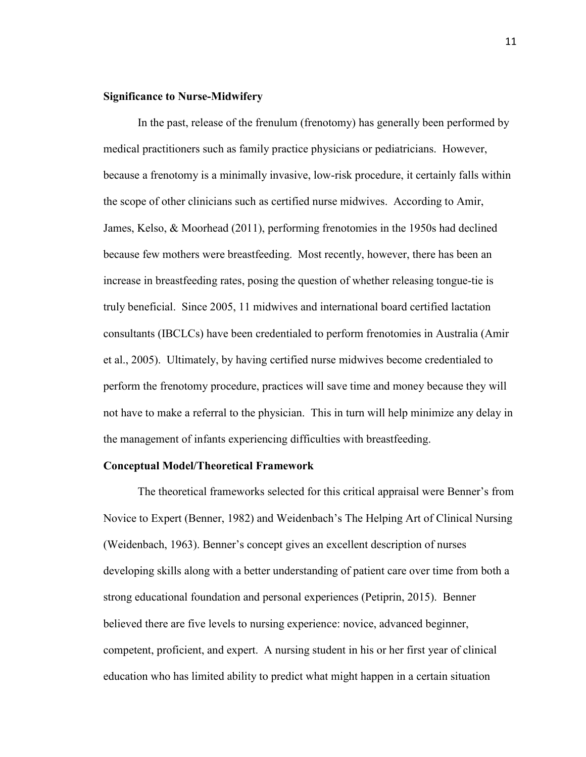**Significance to Nurse-Midwifery**

In the past, release of the frenulum (frenotomy) has generally been performed by medical practitioners such as family practice physicians or pediatricians. However, because a frenotomy is a minimally invasive, low-risk procedure, it certainly falls within the scope of other clinicians such as certified nurse midwives. According to Amir, James, Kelso, & Moorhead (2011), performing frenotomies in the 1950s had declined because few mothers were breastfeeding. Most recently, however, there has been an increase in breastfeeding rates, posing the question of whether releasing tongue-tie is truly beneficial. Since 2005, 11 midwives and international board certified lactation consultants (IBCLCs) have been credentialed to perform frenotomies in Australia (Amir et al., 2005). Ultimately, by having certified nurse midwives become credentialed to perform the frenotomy procedure, practices will save time and money because they will not have to make a referral to the physician. This in turn will help minimize any delay in the management of infants experiencing difficulties with breastfeeding.

**Conceptual Model/Theoretical Framework**

The theoretical frameworks selected for this critical appraisal were Benner's from Novice to Expert (Benner, 1982) and Weidenbach's The Helping Art of Clinical Nursing (Weidenbach, 1963). Benner's concept gives an excellent description of nurses developing skills along with a better understanding of patient care over time from both a strong educational foundation and personal experiences (Petiprin, 2015). Benner believed there are five levels to nursing experience: novice, advanced beginner, competent, proficient, and expert. A nursing student in his or her first year of clinical education who has limited ability to predict what might happen in a certain situation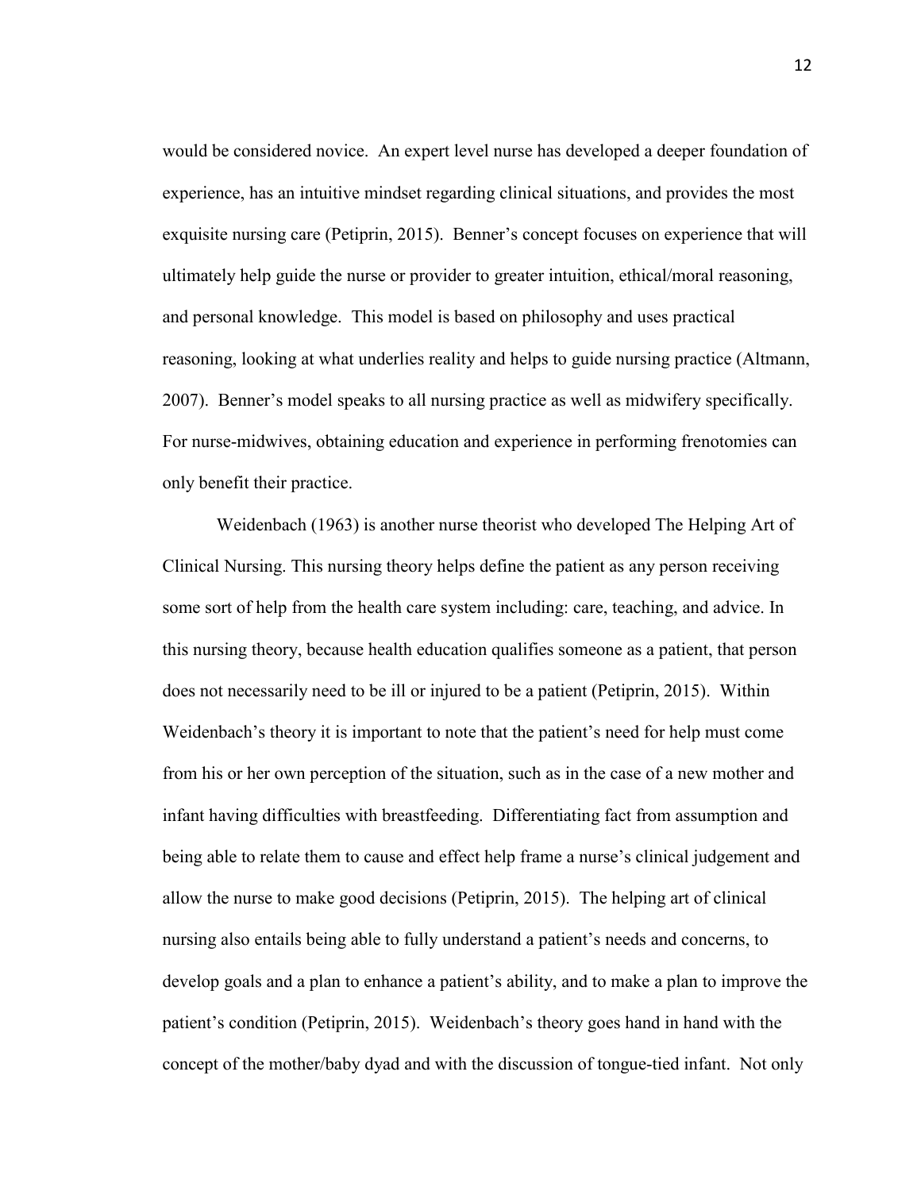would be considered novice. An expert level nurse has developed a deeper foundation of experience, has an intuitive mindset regarding clinical situations, and provides the most exquisite nursing care (Petiprin, 2015). Benner's concept focuses on experience that will ultimately help guide the nurse or provider to greater intuition, ethical/moral reasoning, and personal knowledge. This model is based on philosophy and uses practical reasoning, looking at what underlies reality and helps to guide nursing practice (Altmann, 2007). Benner's model speaks to all nursing practice as well as midwifery specifically. For nurse-midwives, obtaining education and experience in performing frenotomies can only benefit their practice.

Weidenbach (1963) is another nurse theorist who developed The Helping Art of Clinical Nursing. This nursing theory helps define the patient as any person receiving some sort of help from the health care system including: care, teaching, and advice. In this nursing theory, because health education qualifies someone as a patient, that person does not necessarily need to be ill or injured to be a patient (Petiprin, 2015). Within Weidenbach's theory it is important to note that the patient's need for help must come from his or her own perception of the situation, such as in the case of a new mother and infant having difficulties with breastfeeding. Differentiating fact from assumption and being able to relate them to cause and effect help frame a nurse's clinical judgement and allow the nurse to make good decisions (Petiprin, 2015). The helping art of clinical nursing also entails being able to fully understand a patient's needs and concerns, to develop goals and a plan to enhance a patient's ability, and to make a plan to improve the patient's condition (Petiprin, 2015). Weidenbach's theory goes hand in hand with the concept of the mother/baby dyad and with the discussion of tongue-tied infant. Not only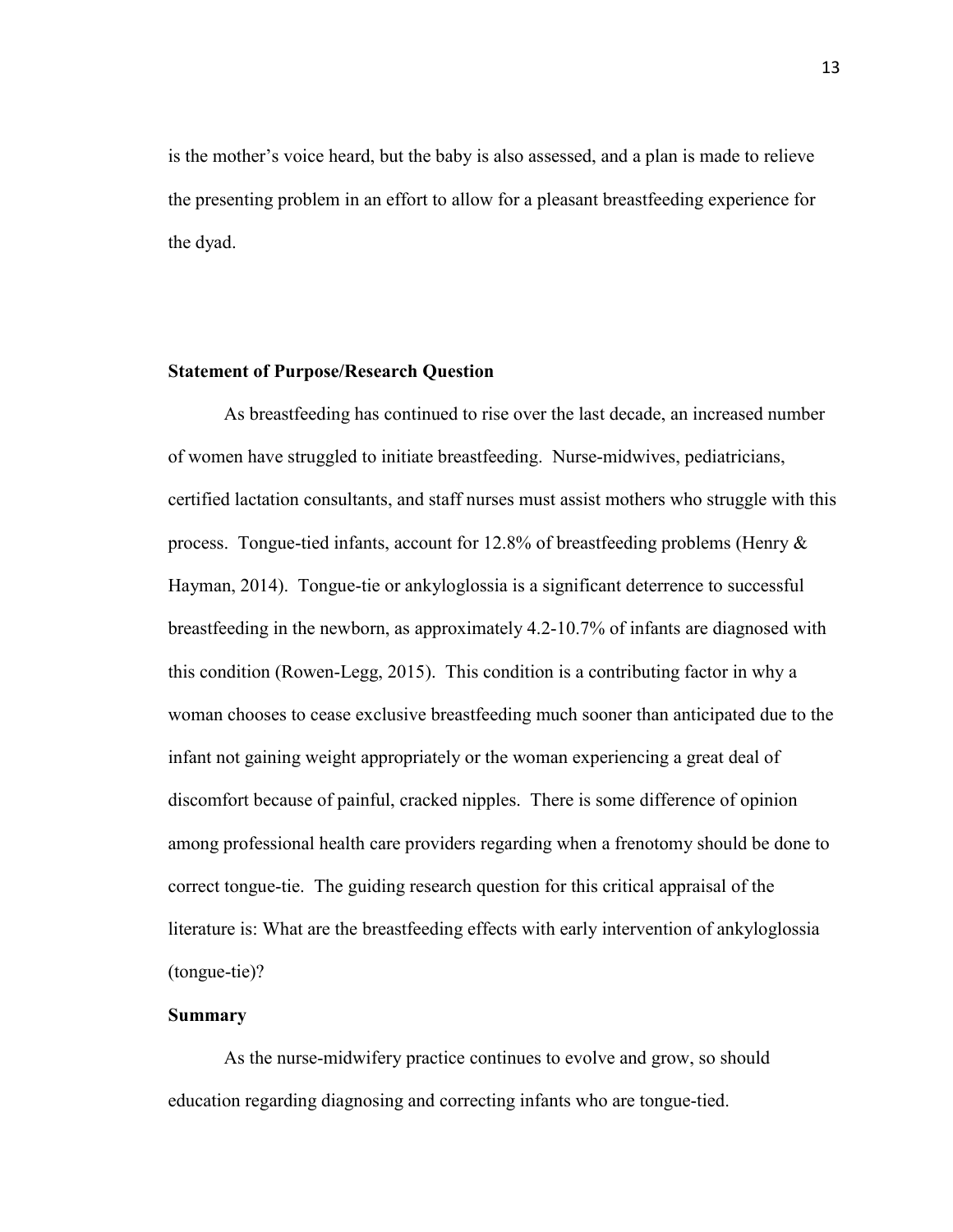is the mother's voice heard, but the baby is also assessed, and a plan is made to relieve the presenting problem in an effort to allow for a pleasant breastfeeding experience for the dyad.

**Statement of Purpose/Research Question**

As breastfeeding has continued to rise over the last decade, an increased number of women have struggled to initiate breastfeeding. Nurse-midwives, pediatricians, certified lactation consultants, and staff nurses must assist mothers who struggle with this process. Tongue-tied infants, account for 12.8% of breastfeeding problems (Henry & Hayman, 2014). Tongue-tie or ankyloglossia is a significant deterrence to successful breastfeeding in the newborn, as approximately 4.2-10.7% of infants are diagnosed with this condition (Rowen-Legg, 2015). This condition is a contributing factor in why a woman chooses to cease exclusive breastfeeding much sooner than anticipated due to the infant not gaining weight appropriately or the woman experiencing a great deal of discomfort because of painful, cracked nipples. There is some difference of opinion among professional health care providers regarding when a frenotomy should be done to correct tongue-tie. The guiding research question for this critical appraisal of the literature is: What are the breastfeeding effects with early intervention of ankyloglossia (tongue-tie)?

**Summary**

As the nurse-midwifery practice continues to evolve and grow, so should education regarding diagnosing and correcting infants who are tongue-tied.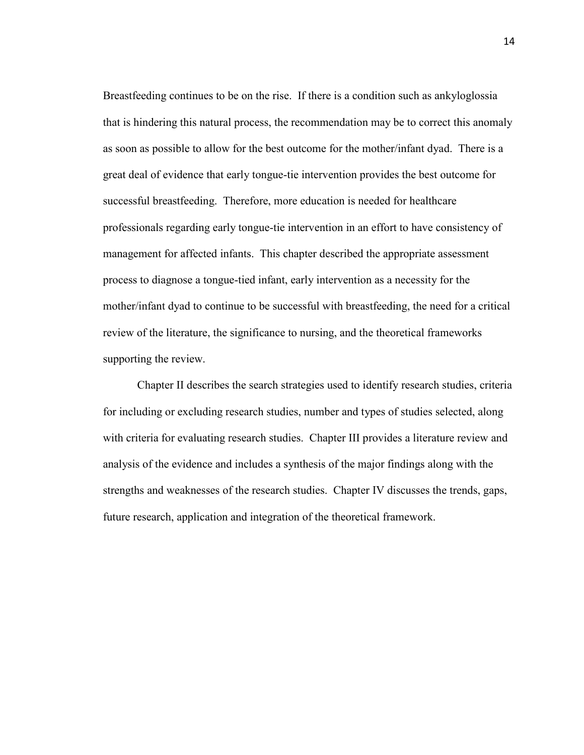Breastfeeding continues to be on the rise. If there is a condition such as ankyloglossia that is hindering this natural process, the recommendation may be to correct this anomaly as soon as possible to allow for the best outcome for the mother/infant dyad. There is a great deal of evidence that early tongue-tie intervention provides the best outcome for successful breastfeeding. Therefore, more education is needed for healthcare professionals regarding early tongue-tie intervention in an effort to have consistency of management for affected infants. This chapter described the appropriate assessment process to diagnose a tongue-tied infant, early intervention as a necessity for the mother/infant dyad to continue to be successful with breastfeeding, the need for a critical review of the literature, the significance to nursing, and the theoretical frameworks supporting the review.

Chapter II describes the search strategies used to identify research studies, criteria for including or excluding research studies, number and types of studies selected, along with criteria for evaluating research studies. Chapter III provides a literature review and analysis of the evidence and includes a synthesis of the major findings along with the strengths and weaknesses of the research studies. Chapter IV discusses the trends, gaps, future research, application and integration of the theoretical framework.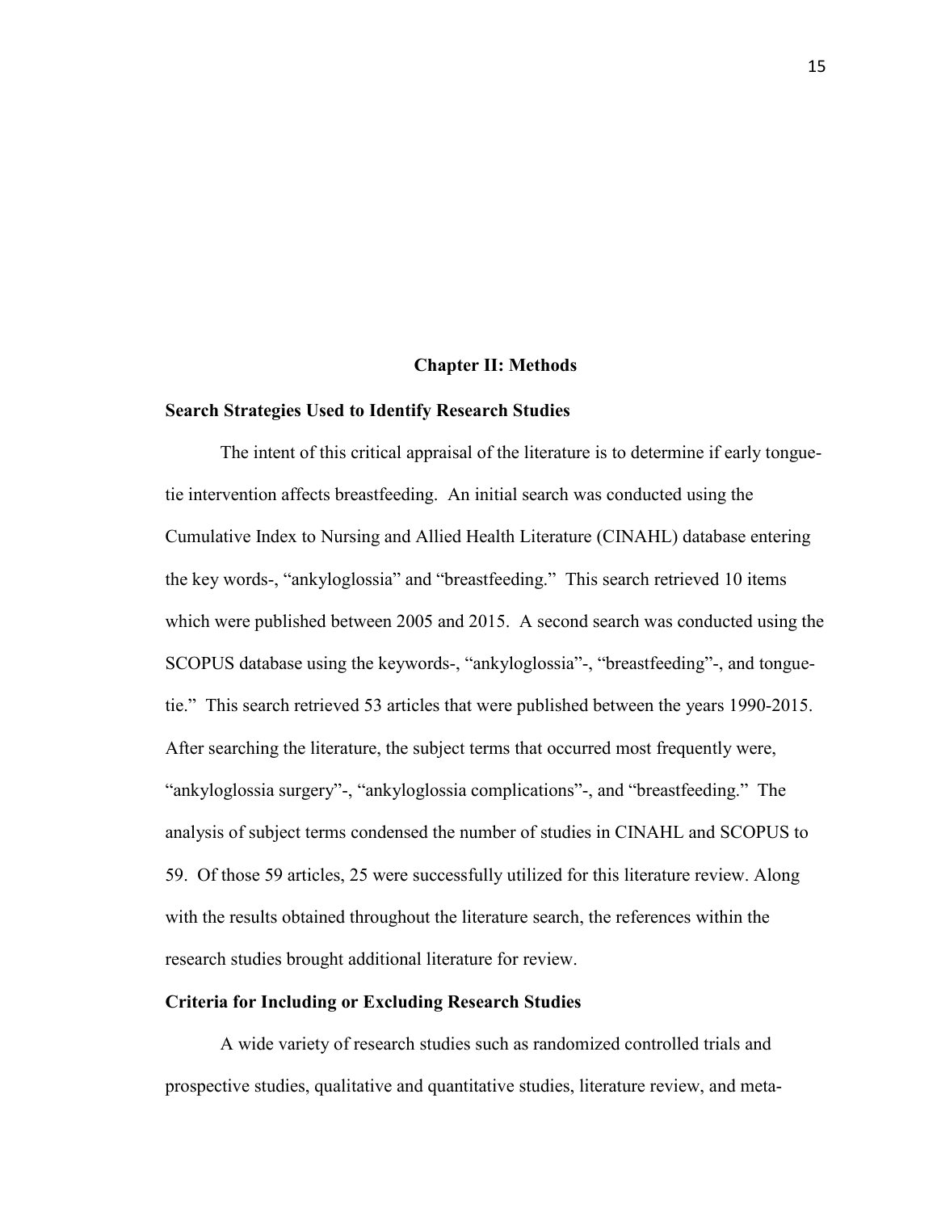# Chapter II: Methods

## Search Strategies Used to Identify Research Studies

The intent of this critical appraisal of the literature is to determine if early tongue-tie intervention affects breastfeeding. An initial search was conducted using the Cumulative Index to Nursing and Allied Health Literature (CINAHL) database entering the key words-, "ankyloglossia" and "breastfeeding." This search retrieved 10 items which were published between 2005 and 2015. A second search was conducted using the SCOPUS database using the keywords-, "ankyloglossia"-, "breastfeeding"-, and tongue-tie." This search retrieved 53 articles that were published between the years 1990-2015. After searching the literature, the subject terms that occurred most frequently were, "ankyloglossia surgery"-, "ankyloglossia complications"-, and "breastfeeding." The analysis of subject terms condensed the number of studies in CINAHL and SCOPUS to 59. Of those 59 articles, 25 were successfully utilized for this literature review. Along with the results obtained throughout the literature search, the references within the research studies brought additional literature for review.

## Criteria for Including or Excluding Research Studies

A wide variety of research studies such as randomized controlled trials and prospective studies, qualitative and quantitative studies, literature review, and meta-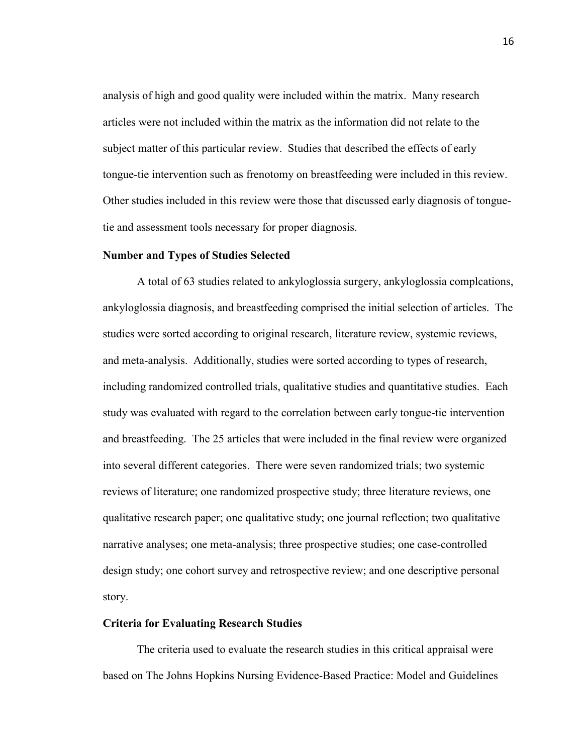analysis of high and good quality were included within the matrix. Many research articles were not included within the matrix as the information did not relate to the subject matter of this particular review. Studies that described the effects of early tongue-tie intervention such as frenotomy on breastfeeding were included in this review. Other studies included in this review were those that discussed early diagnosis of tongue-tie and assessment tools necessary for proper diagnosis.

**Number and Types of Studies Selected**

A total of 63 studies related to ankyloglossia surgery, ankyloglossia complcations, ankyloglossia diagnosis, and breastfeeding comprised the initial selection of articles. The studies were sorted according to original research, literature review, systemic reviews, and meta-analysis. Additionally, studies were sorted according to types of research, including randomized controlled trials, qualitative studies and quantitative studies. Each study was evaluated with regard to the correlation between early tongue-tie intervention and breastfeeding. The 25 articles that were included in the final review were organized into several different categories. There were seven randomized trials; two systemic reviews of literature; one randomized prospective study; three literature reviews, one qualitative research paper; one qualitative study; one journal reflection; two qualitative narrative analyses; one meta-analysis; three prospective studies; one case-controlled design study; one cohort survey and retrospective review; and one descriptive personal story.

**Criteria for Evaluating Research Studies**

The criteria used to evaluate the research studies in this critical appraisal were based on The Johns Hopkins Nursing Evidence-Based Practice: Model and Guidelines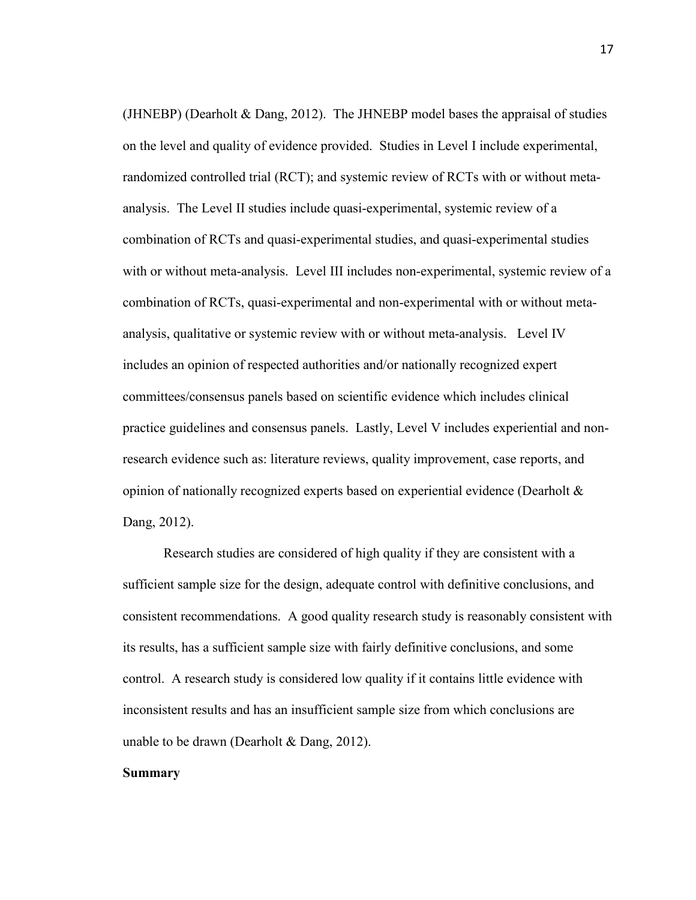(JHNEBP) (Dearholt & Dang, 2012). The JHNEBP model bases the appraisal of studies on the level and quality of evidence provided. Studies in Level I include experimental, randomized controlled trial (RCT); and systemic review of RCTs with or without meta-analysis. The Level II studies include quasi-experimental, systemic review of a combination of RCTs and quasi-experimental studies, and quasi-experimental studies with or without meta-analysis. Level III includes non-experimental, systemic review of a combination of RCTs, quasi-experimental and non-experimental with or without meta-analysis, qualitative or systemic review with or without meta-analysis. Level IV includes an opinion of respected authorities and/or nationally recognized expert committees/consensus panels based on scientific evidence which includes clinical practice guidelines and consensus panels. Lastly, Level V includes experiential and non-research evidence such as: literature reviews, quality improvement, case reports, and opinion of nationally recognized experts based on experiential evidence (Dearholt & Dang, 2012).

Research studies are considered of high quality if they are consistent with a sufficient sample size for the design, adequate control with definitive conclusions, and consistent recommendations. A good quality research study is reasonably consistent with its results, has a sufficient sample size with fairly definitive conclusions, and some control. A research study is considered low quality if it contains little evidence with inconsistent results and has an insufficient sample size from which conclusions are unable to be drawn (Dearholt & Dang, 2012).

**Summary**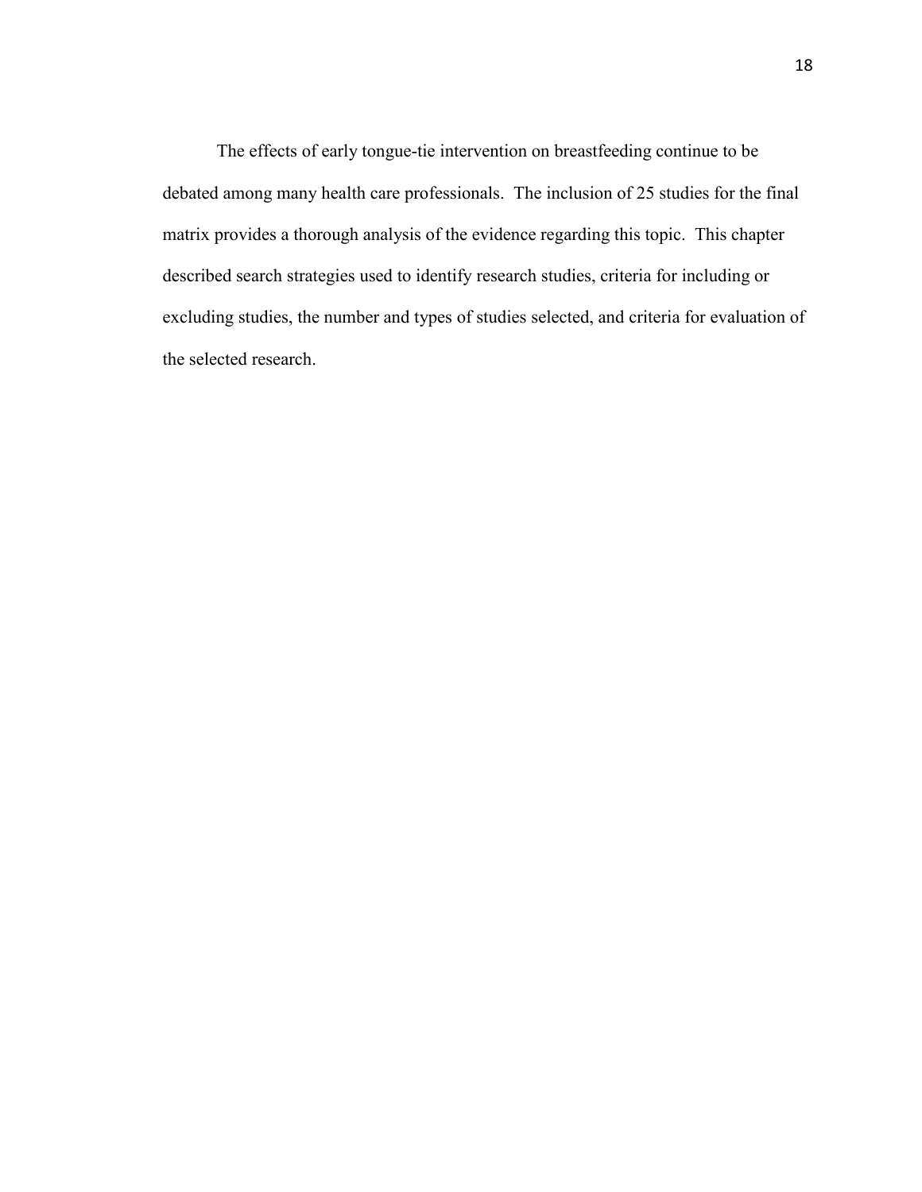The effects of early tongue-tie intervention on breastfeeding continue to be debated among many health care professionals. The inclusion of 25 studies for the final matrix provides a thorough analysis of the evidence regarding this topic. This chapter described search strategies used to identify research studies, criteria for including or excluding studies, the number and types of studies selected, and criteria for evaluation of the selected research.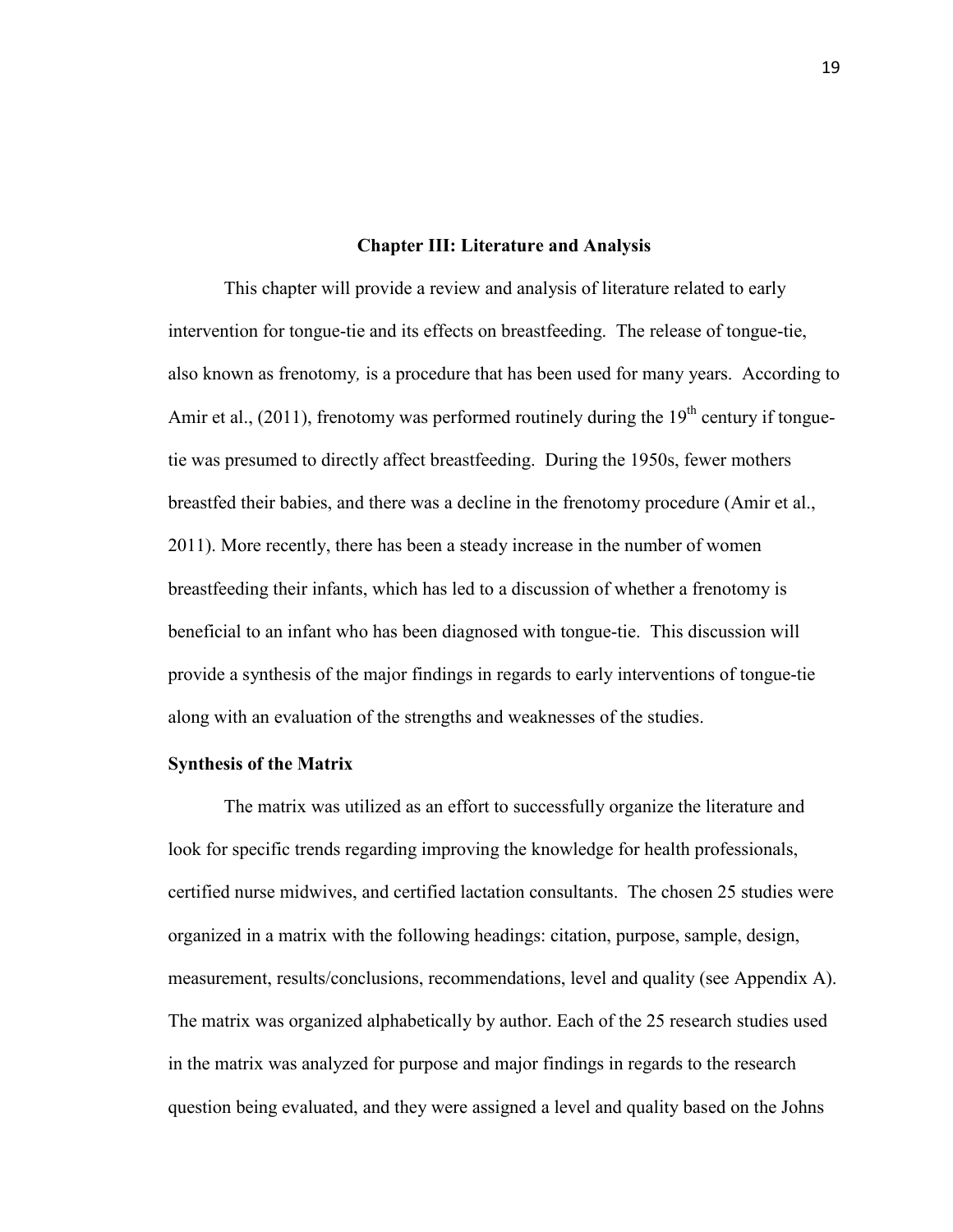# Chapter III: Literature and Analysis

This chapter will provide a review and analysis of literature related to early intervention for tongue-tie and its effects on breastfeeding. The release of tongue-tie, also known as frenotomy, is a procedure that has been used for many years. According to Amir et al., (2011), frenotomy was performed routinely during the 19th century if tongue-tie was presumed to directly affect breastfeeding. During the 1950s, fewer mothers breastfed their babies, and there was a decline in the frenotomy procedure (Amir et al., 2011). More recently, there has been a steady increase in the number of women breastfeeding their infants, which has led to a discussion of whether a frenotomy is beneficial to an infant who has been diagnosed with tongue-tie. This discussion will provide a synthesis of the major findings in regards to early interventions of tongue-tie along with an evaluation of the strengths and weaknesses of the studies.

## Synthesis of the Matrix

The matrix was utilized as an effort to successfully organize the literature and look for specific trends regarding improving the knowledge for health professionals, certified nurse midwives, and certified lactation consultants. The chosen 25 studies were organized in a matrix with the following headings: citation, purpose, sample, design, measurement, results/conclusions, recommendations, level and quality (see Appendix A). The matrix was organized alphabetically by author. Each of the 25 research studies used in the matrix was analyzed for purpose and major findings in regards to the research question being evaluated, and they were assigned a level and quality based on the Johns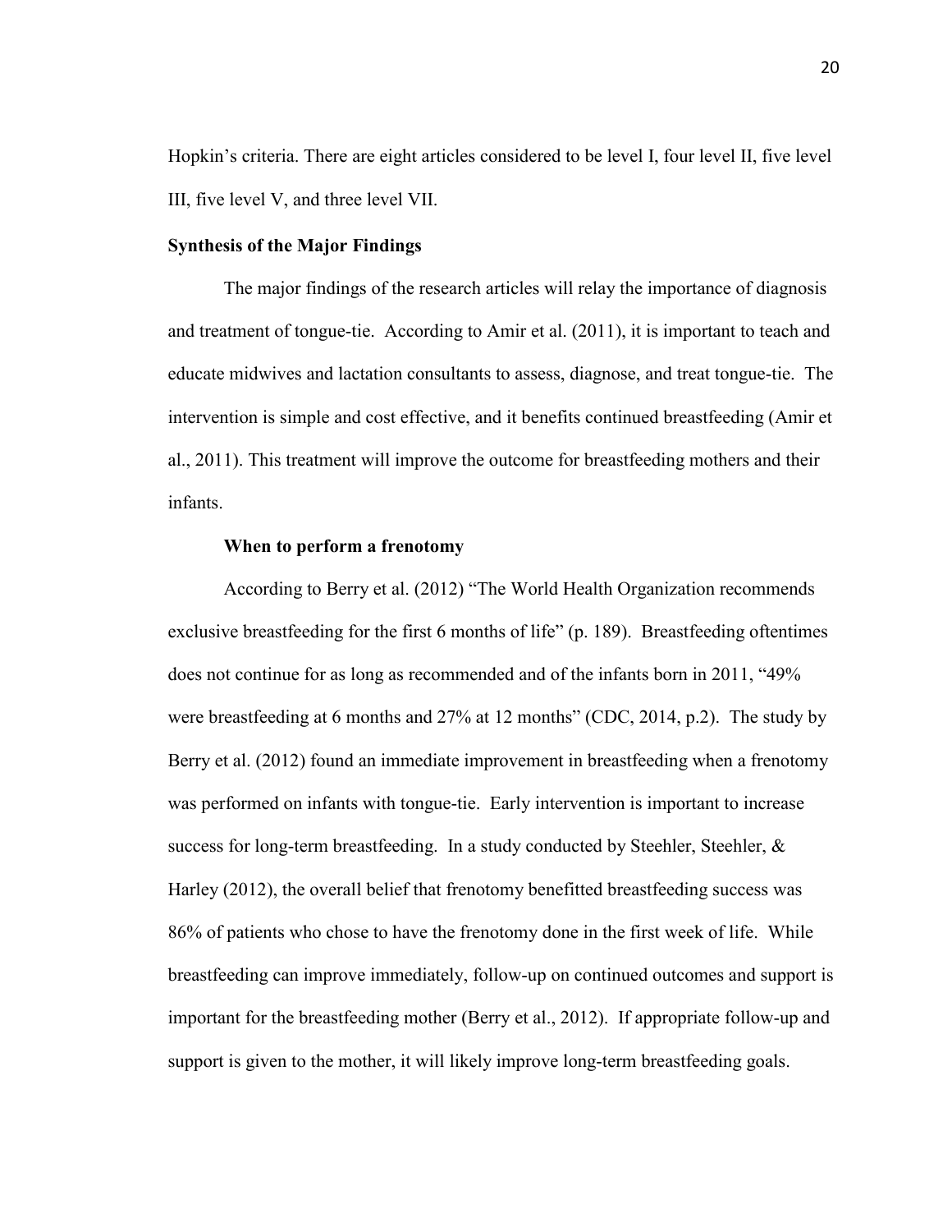Hopkin's criteria. There are eight articles considered to be level I, four level II, five level III, five level V, and three level VII.

## Synthesis of the Major Findings

The major findings of the research articles will relay the importance of diagnosis and treatment of tongue-tie. According to Amir et al. (2011), it is important to teach and educate midwives and lactation consultants to assess, diagnose, and treat tongue-tie. The intervention is simple and cost effective, and it benefits continued breastfeeding (Amir et al., 2011). This treatment will improve the outcome for breastfeeding mothers and their infants.

### When to perform a frenotomy

According to Berry et al. (2012) "The World Health Organization recommends exclusive breastfeeding for the first 6 months of life" (p. 189). Breastfeeding oftentimes does not continue for as long as recommended and of the infants born in 2011, "49% were breastfeeding at 6 months and 27% at 12 months" (CDC, 2014, p.2). The study by Berry et al. (2012) found an immediate improvement in breastfeeding when a frenotomy was performed on infants with tongue-tie. Early intervention is important to increase success for long-term breastfeeding. In a study conducted by Steehler, Steehler, & Harley (2012), the overall belief that frenotomy benefitted breastfeeding success was 86% of patients who chose to have the frenotomy done in the first week of life. While breastfeeding can improve immediately, follow-up on continued outcomes and support is important for the breastfeeding mother (Berry et al., 2012). If appropriate follow-up and support is given to the mother, it will likely improve long-term breastfeeding goals.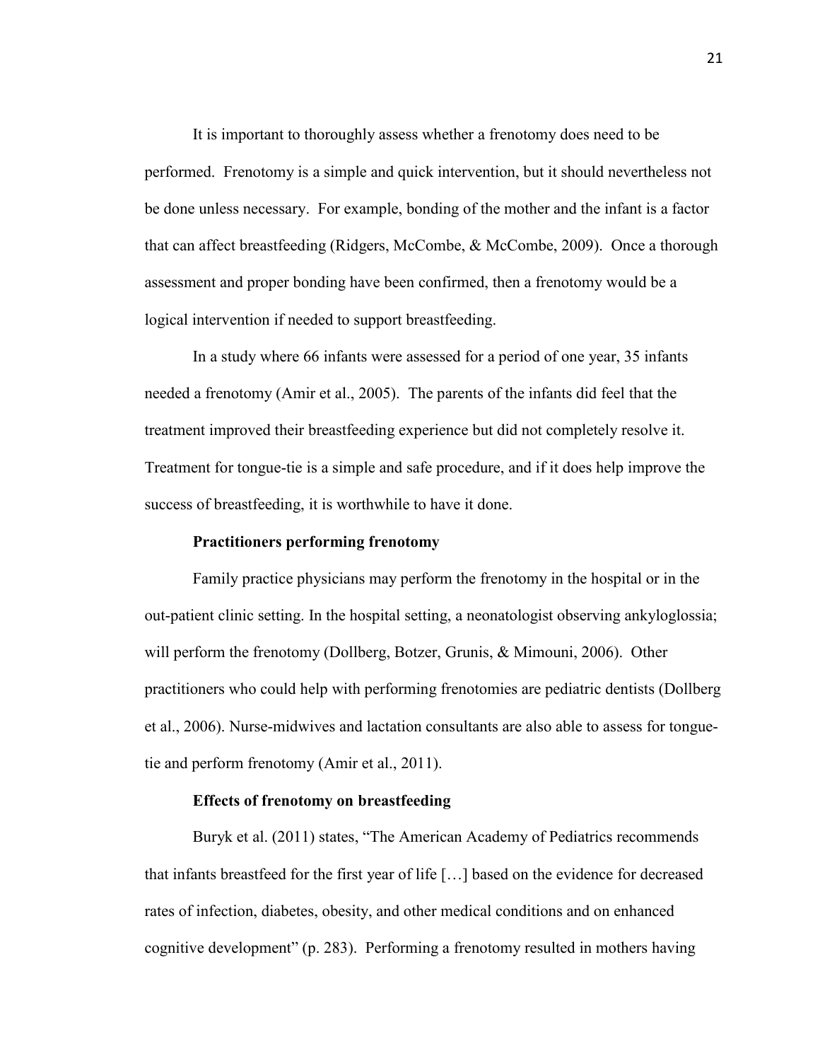It is important to thoroughly assess whether a frenotomy does need to be performed. Frenotomy is a simple and quick intervention, but it should nevertheless not be done unless necessary. For example, bonding of the mother and the infant is a factor that can affect breastfeeding (Ridgers, McCombe, & McCombe, 2009). Once a thorough assessment and proper bonding have been confirmed, then a frenotomy would be a logical intervention if needed to support breastfeeding.

In a study where 66 infants were assessed for a period of one year, 35 infants needed a frenotomy (Amir et al., 2005). The parents of the infants did feel that the treatment improved their breastfeeding experience but did not completely resolve it. Treatment for tongue-tie is a simple and safe procedure, and if it does help improve the success of breastfeeding, it is worthwhile to have it done.

### Practitioners performing frenotomy

Family practice physicians may perform the frenotomy in the hospital or in the out-patient clinic setting. In the hospital setting, a neonatologist observing ankyloglossia; will perform the frenotomy (Dollberg, Botzer, Grunis, & Mimouni, 2006). Other practitioners who could help with performing frenotomies are pediatric dentists (Dollberg et al., 2006). Nurse-midwives and lactation consultants are also able to assess for tongue-tie and perform frenotomy (Amir et al., 2011).

### Effects of frenotomy on breastfeeding

Buryk et al. (2011) states, "The American Academy of Pediatrics recommends that infants breastfeed for the first year of life […] based on the evidence for decreased rates of infection, diabetes, obesity, and other medical conditions and on enhanced cognitive development" (p. 283). Performing a frenotomy resulted in mothers having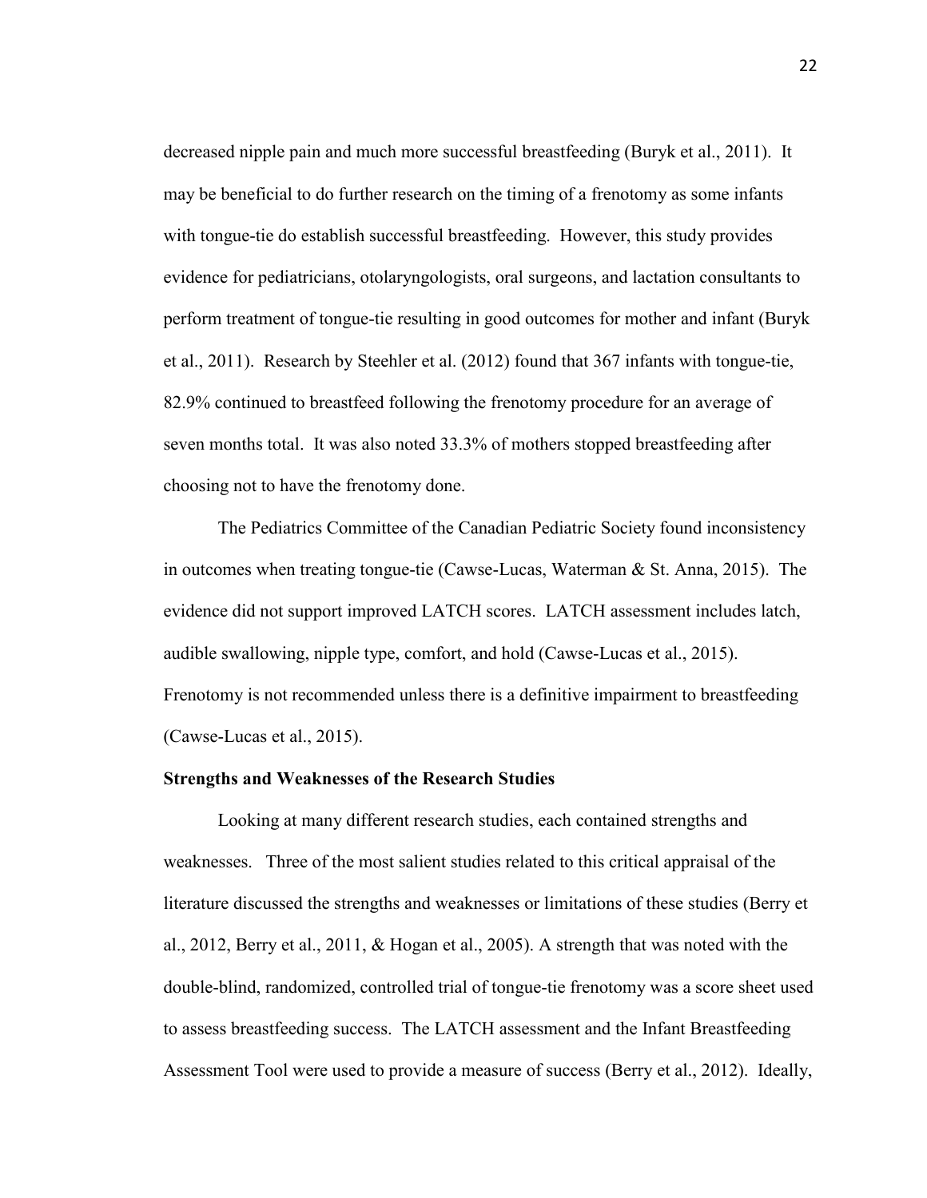decreased nipple pain and much more successful breastfeeding (Buryk et al., 2011). It may be beneficial to do further research on the timing of a frenotomy as some infants with tongue-tie do establish successful breastfeeding. However, this study provides evidence for pediatricians, otolaryngologists, oral surgeons, and lactation consultants to perform treatment of tongue-tie resulting in good outcomes for mother and infant (Buryk et al., 2011). Research by Steehler et al. (2012) found that 367 infants with tongue-tie, 82.9% continued to breastfeed following the frenotomy procedure for an average of seven months total. It was also noted 33.3% of mothers stopped breastfeeding after choosing not to have the frenotomy done.

The Pediatrics Committee of the Canadian Pediatric Society found inconsistency in outcomes when treating tongue-tie (Cawse-Lucas, Waterman & St. Anna, 2015). The evidence did not support improved LATCH scores. LATCH assessment includes latch, audible swallowing, nipple type, comfort, and hold (Cawse-Lucas et al., 2015). Frenotomy is not recommended unless there is a definitive impairment to breastfeeding (Cawse-Lucas et al., 2015).

**Strengths and Weaknesses of the Research Studies**

Looking at many different research studies, each contained strengths and weaknesses. Three of the most salient studies related to this critical appraisal of the literature discussed the strengths and weaknesses or limitations of these studies (Berry et al., 2012, Berry et al., 2011, & Hogan et al., 2005). A strength that was noted with the double-blind, randomized, controlled trial of tongue-tie frenotomy was a score sheet used to assess breastfeeding success. The LATCH assessment and the Infant Breastfeeding Assessment Tool were used to provide a measure of success (Berry et al., 2012). Ideally,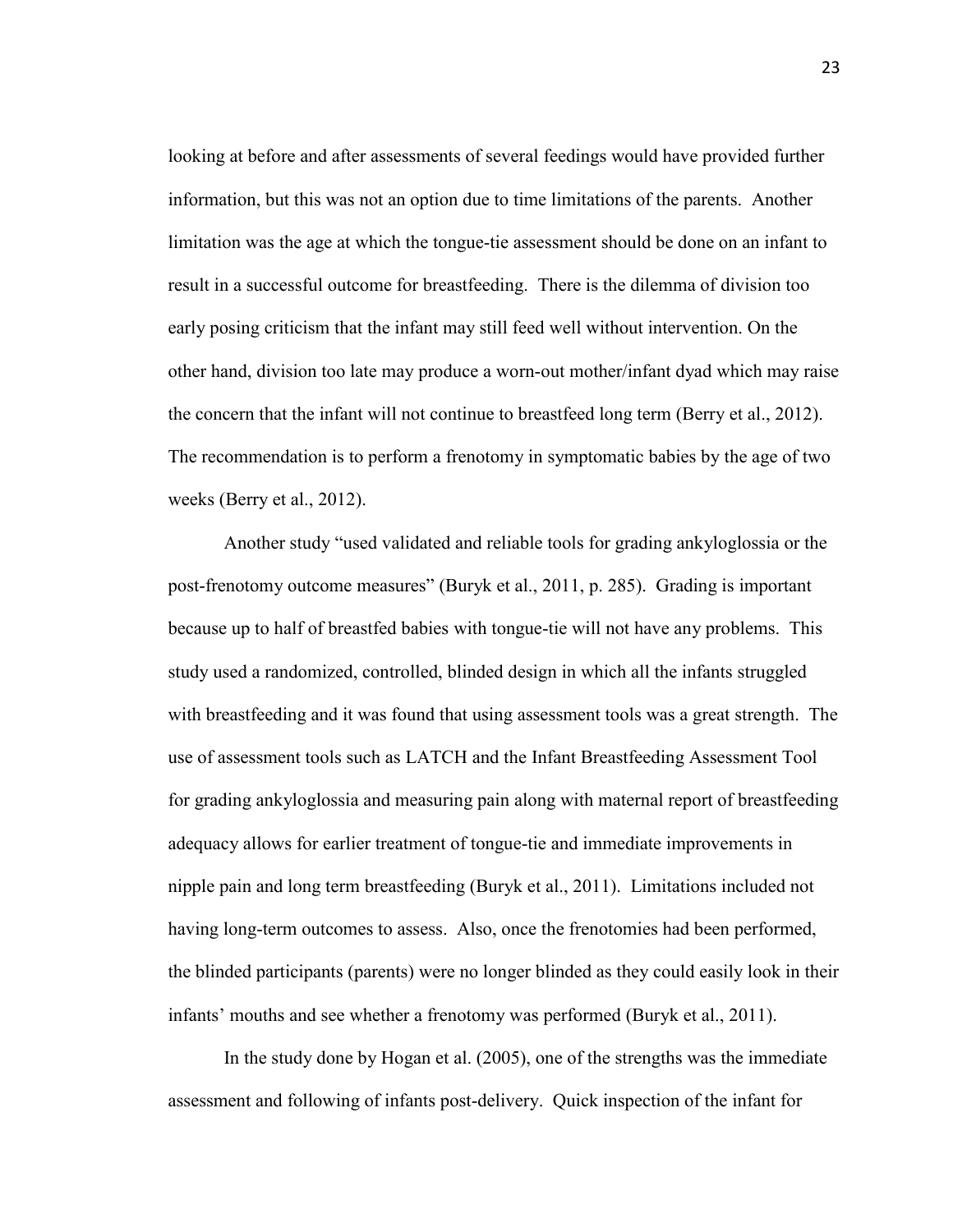looking at before and after assessments of several feedings would have provided further information, but this was not an option due to time limitations of the parents. Another limitation was the age at which the tongue-tie assessment should be done on an infant to result in a successful outcome for breastfeeding. There is the dilemma of division too early posing criticism that the infant may still feed well without intervention. On the other hand, division too late may produce a worn-out mother/infant dyad which may raise the concern that the infant will not continue to breastfeed long term (Berry et al., 2012). The recommendation is to perform a frenotomy in symptomatic babies by the age of two weeks (Berry et al., 2012).

Another study "used validated and reliable tools for grading ankyloglossia or the post-frenotomy outcome measures" (Buryk et al., 2011, p. 285). Grading is important because up to half of breastfed babies with tongue-tie will not have any problems. This study used a randomized, controlled, blinded design in which all the infants struggled with breastfeeding and it was found that using assessment tools was a great strength. The use of assessment tools such as LATCH and the Infant Breastfeeding Assessment Tool for grading ankyloglossia and measuring pain along with maternal report of breastfeeding adequacy allows for earlier treatment of tongue-tie and immediate improvements in nipple pain and long term breastfeeding (Buryk et al., 2011). Limitations included not having long-term outcomes to assess. Also, once the frenotomies had been performed, the blinded participants (parents) were no longer blinded as they could easily look in their infants' mouths and see whether a frenotomy was performed (Buryk et al., 2011).

In the study done by Hogan et al. (2005), one of the strengths was the immediate assessment and following of infants post-delivery. Quick inspection of the infant for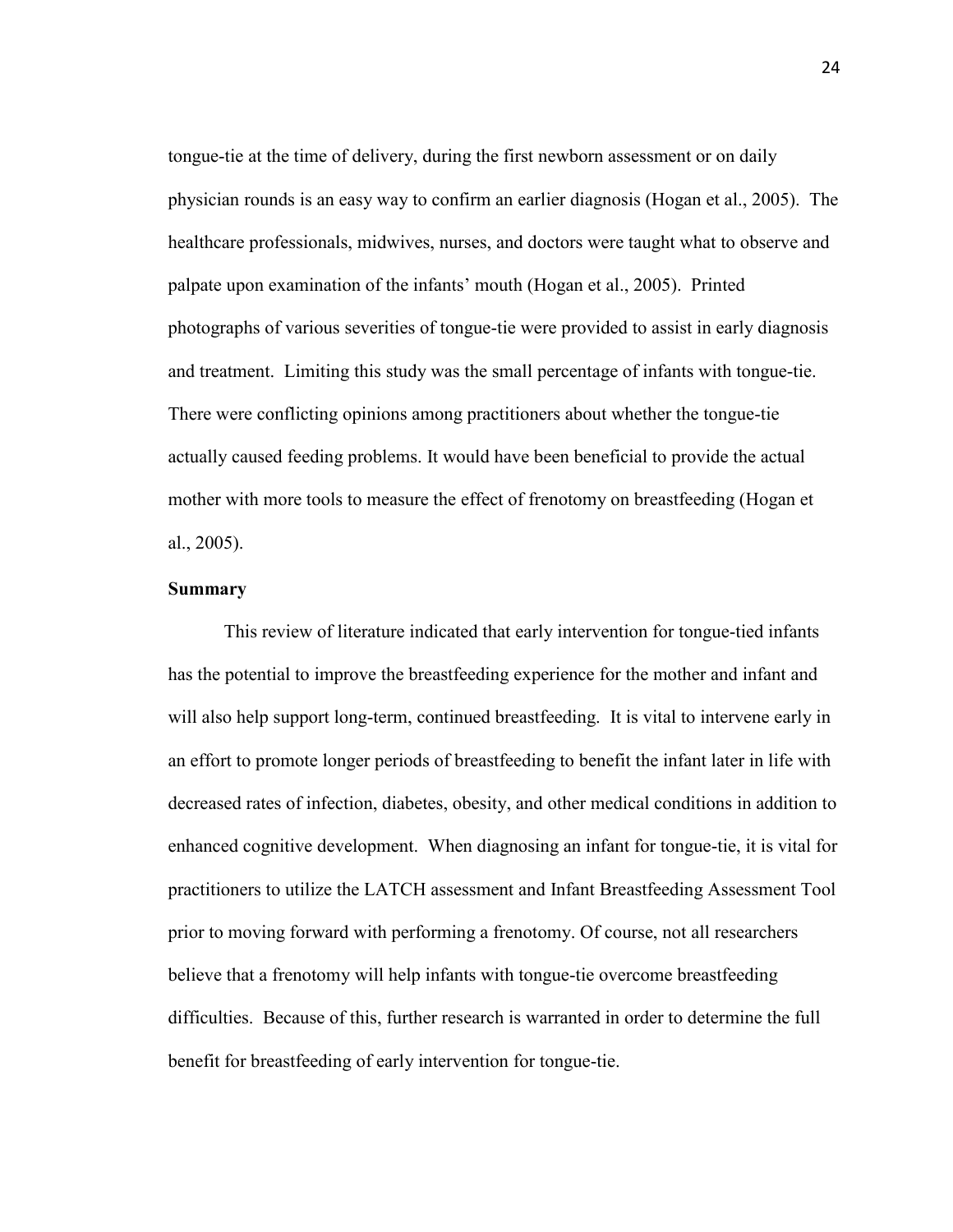tongue-tie at the time of delivery, during the first newborn assessment or on daily physician rounds is an easy way to confirm an earlier diagnosis (Hogan et al., 2005). The healthcare professionals, midwives, nurses, and doctors were taught what to observe and palpate upon examination of the infants' mouth (Hogan et al., 2005). Printed photographs of various severities of tongue-tie were provided to assist in early diagnosis and treatment. Limiting this study was the small percentage of infants with tongue-tie. There were conflicting opinions among practitioners about whether the tongue-tie actually caused feeding problems. It would have been beneficial to provide the actual mother with more tools to measure the effect of frenotomy on breastfeeding (Hogan et al., 2005).

**Summary**

This review of literature indicated that early intervention for tongue-tied infants has the potential to improve the breastfeeding experience for the mother and infant and will also help support long-term, continued breastfeeding. It is vital to intervene early in an effort to promote longer periods of breastfeeding to benefit the infant later in life with decreased rates of infection, diabetes, obesity, and other medical conditions in addition to enhanced cognitive development. When diagnosing an infant for tongue-tie, it is vital for practitioners to utilize the LATCH assessment and Infant Breastfeeding Assessment Tool prior to moving forward with performing a frenotomy. Of course, not all researchers believe that a frenotomy will help infants with tongue-tie overcome breastfeeding difficulties. Because of this, further research is warranted in order to determine the full benefit for breastfeeding of early intervention for tongue-tie.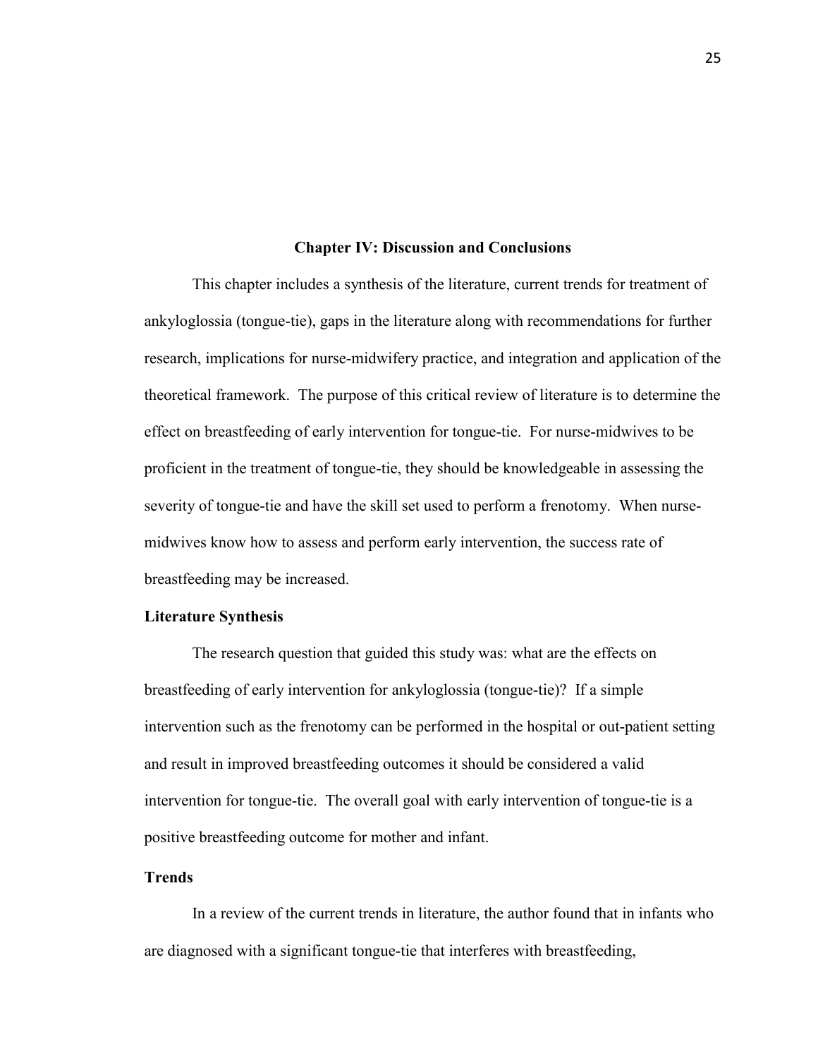# Chapter IV: Discussion and Conclusions

This chapter includes a synthesis of the literature, current trends for treatment of ankyloglossia (tongue-tie), gaps in the literature along with recommendations for further research, implications for nurse-midwifery practice, and integration and application of the theoretical framework. The purpose of this critical review of literature is to determine the effect on breastfeeding of early intervention for tongue-tie. For nurse-midwives to be proficient in the treatment of tongue-tie, they should be knowledgeable in assessing the severity of tongue-tie and have the skill set used to perform a frenotomy. When nurse-midwives know how to assess and perform early intervention, the success rate of breastfeeding may be increased.

## Literature Synthesis

The research question that guided this study was: what are the effects on breastfeeding of early intervention for ankyloglossia (tongue-tie)? If a simple intervention such as the frenotomy can be performed in the hospital or out-patient setting and result in improved breastfeeding outcomes it should be considered a valid intervention for tongue-tie. The overall goal with early intervention of tongue-tie is a positive breastfeeding outcome for mother and infant.

## Trends

In a review of the current trends in literature, the author found that in infants who are diagnosed with a significant tongue-tie that interferes with breastfeeding,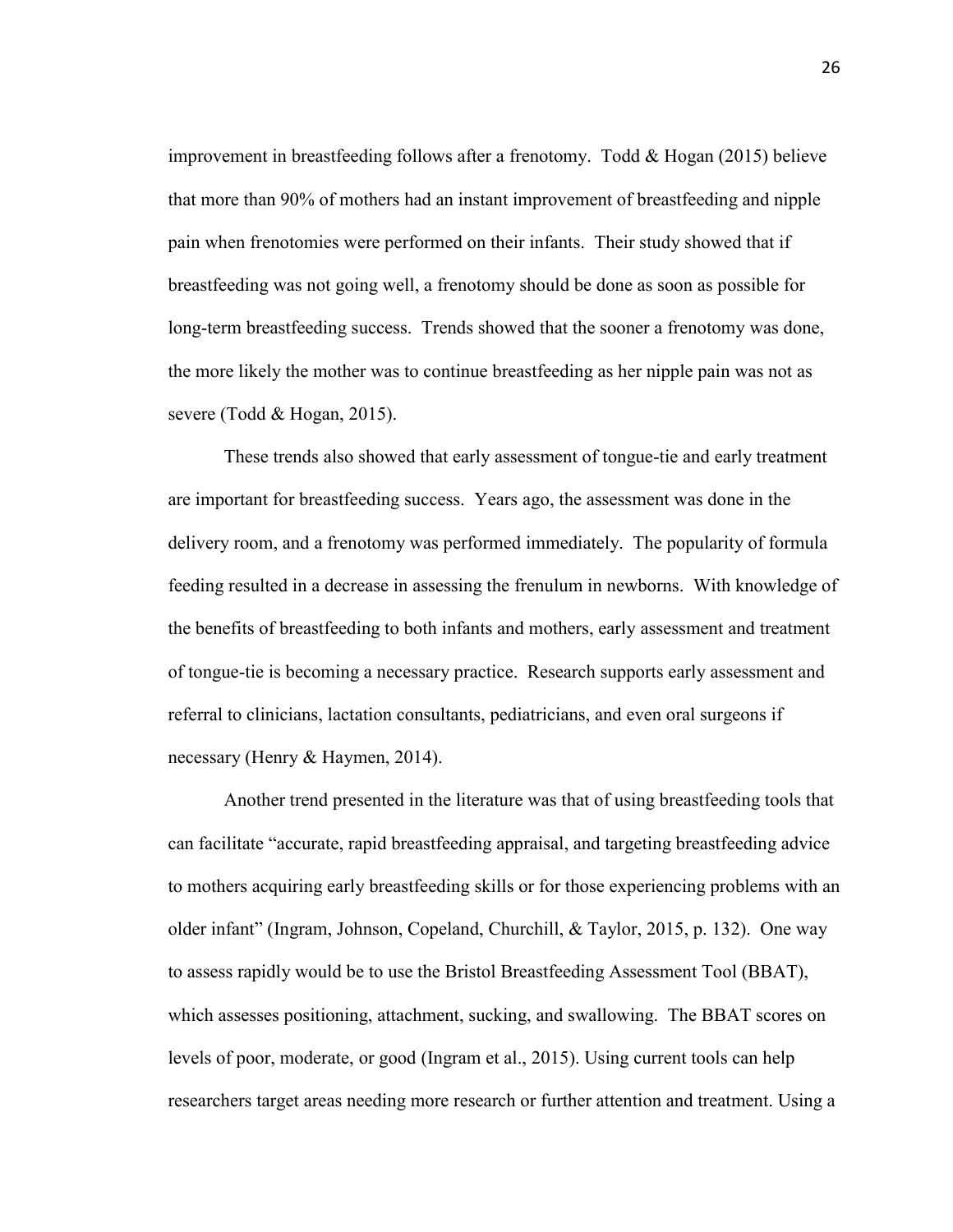improvement in breastfeeding follows after a frenotomy. Todd & Hogan (2015) believe that more than 90% of mothers had an instant improvement of breastfeeding and nipple pain when frenotomies were performed on their infants. Their study showed that if breastfeeding was not going well, a frenotomy should be done as soon as possible for long-term breastfeeding success. Trends showed that the sooner a frenotomy was done, the more likely the mother was to continue breastfeeding as her nipple pain was not as severe (Todd & Hogan, 2015).

These trends also showed that early assessment of tongue-tie and early treatment are important for breastfeeding success. Years ago, the assessment was done in the delivery room, and a frenotomy was performed immediately. The popularity of formula feeding resulted in a decrease in assessing the frenulum in newborns. With knowledge of the benefits of breastfeeding to both infants and mothers, early assessment and treatment of tongue-tie is becoming a necessary practice. Research supports early assessment and referral to clinicians, lactation consultants, pediatricians, and even oral surgeons if necessary (Henry & Haymen, 2014).

Another trend presented in the literature was that of using breastfeeding tools that can facilitate "accurate, rapid breastfeeding appraisal, and targeting breastfeeding advice to mothers acquiring early breastfeeding skills or for those experiencing problems with an older infant" (Ingram, Johnson, Copeland, Churchill, & Taylor, 2015, p. 132). One way to assess rapidly would be to use the Bristol Breastfeeding Assessment Tool (BBAT), which assesses positioning, attachment, sucking, and swallowing. The BBAT scores on levels of poor, moderate, or good (Ingram et al., 2015). Using current tools can help researchers target areas needing more research or further attention and treatment. Using a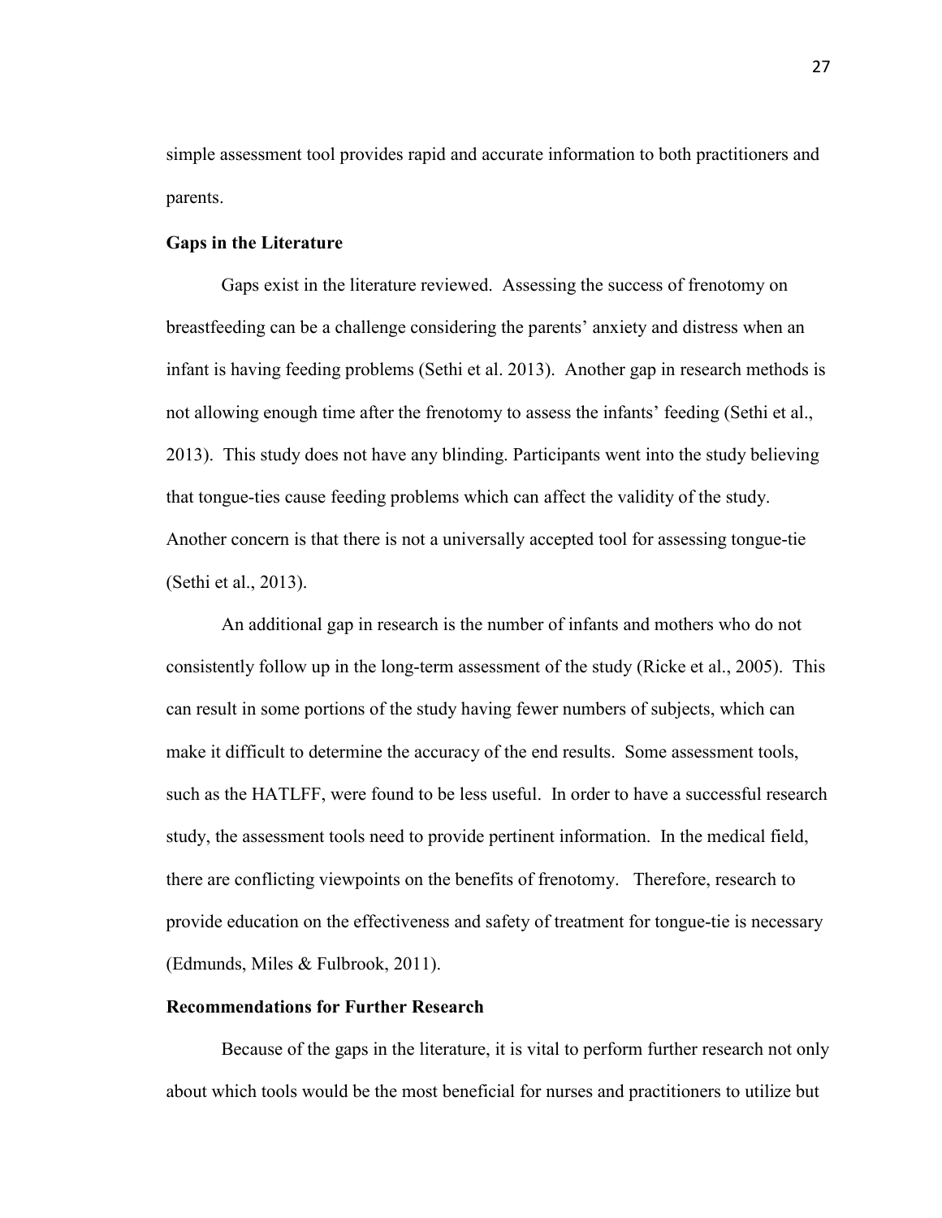simple assessment tool provides rapid and accurate information to both practitioners and parents.

### Gaps in the Literature

Gaps exist in the literature reviewed. Assessing the success of frenotomy on breastfeeding can be a challenge considering the parents' anxiety and distress when an infant is having feeding problems (Sethi et al. 2013). Another gap in research methods is not allowing enough time after the frenotomy to assess the infants' feeding (Sethi et al., 2013). This study does not have any blinding. Participants went into the study believing that tongue-ties cause feeding problems which can affect the validity of the study. Another concern is that there is not a universally accepted tool for assessing tongue-tie (Sethi et al., 2013).

An additional gap in research is the number of infants and mothers who do not consistently follow up in the long-term assessment of the study (Ricke et al., 2005). This can result in some portions of the study having fewer numbers of subjects, which can make it difficult to determine the accuracy of the end results. Some assessment tools, such as the HATLFF, were found to be less useful. In order to have a successful research study, the assessment tools need to provide pertinent information. In the medical field, there are conflicting viewpoints on the benefits of frenotomy. Therefore, research to provide education on the effectiveness and safety of treatment for tongue-tie is necessary (Edmunds, Miles & Fulbrook, 2011).

### Recommendations for Further Research

Because of the gaps in the literature, it is vital to perform further research not only about which tools would be the most beneficial for nurses and practitioners to utilize but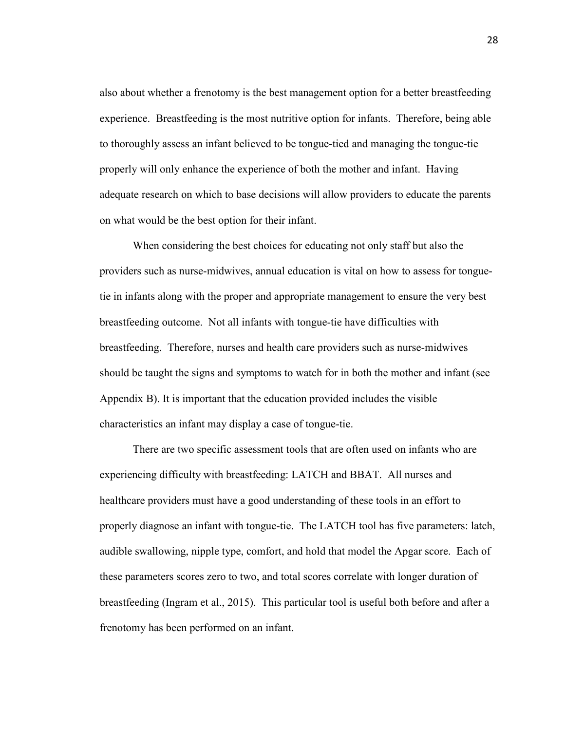also about whether a frenotomy is the best management option for a better breastfeeding experience. Breastfeeding is the most nutritive option for infants. Therefore, being able to thoroughly assess an infant believed to be tongue-tied and managing the tongue-tie properly will only enhance the experience of both the mother and infant. Having adequate research on which to base decisions will allow providers to educate the parents on what would be the best option for their infant.

When considering the best choices for educating not only staff but also the providers such as nurse-midwives, annual education is vital on how to assess for tongue-tie in infants along with the proper and appropriate management to ensure the very best breastfeeding outcome. Not all infants with tongue-tie have difficulties with breastfeeding. Therefore, nurses and health care providers such as nurse-midwives should be taught the signs and symptoms to watch for in both the mother and infant (see Appendix B). It is important that the education provided includes the visible characteristics an infant may display a case of tongue-tie.

There are two specific assessment tools that are often used on infants who are experiencing difficulty with breastfeeding: LATCH and BBAT. All nurses and healthcare providers must have a good understanding of these tools in an effort to properly diagnose an infant with tongue-tie. The LATCH tool has five parameters: latch, audible swallowing, nipple type, comfort, and hold that model the Apgar score. Each of these parameters scores zero to two, and total scores correlate with longer duration of breastfeeding (Ingram et al., 2015). This particular tool is useful both before and after a frenotomy has been performed on an infant.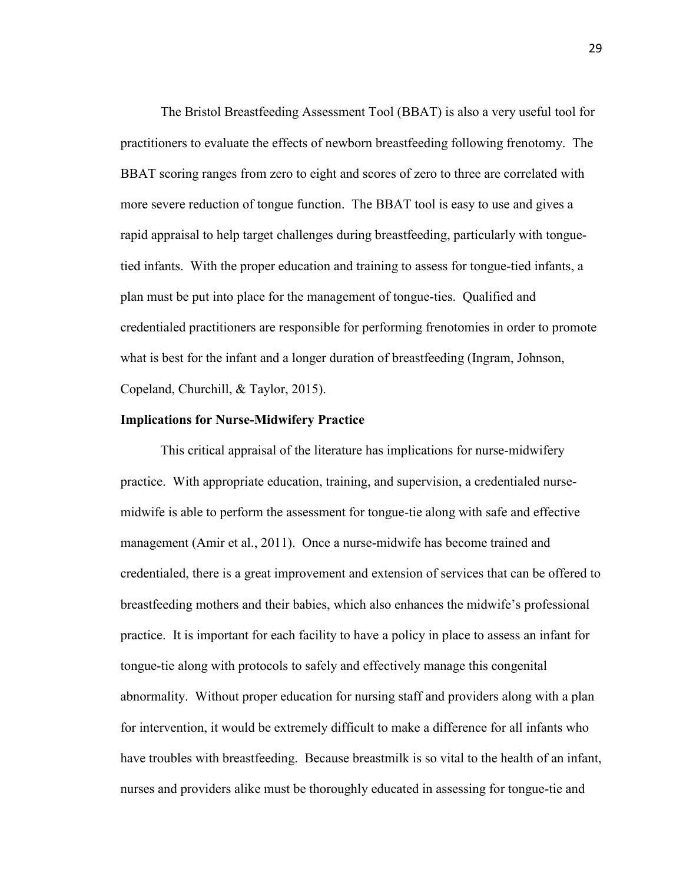The Bristol Breastfeeding Assessment Tool (BBAT) is also a very useful tool for practitioners to evaluate the effects of newborn breastfeeding following frenotomy. The BBAT scoring ranges from zero to eight and scores of zero to three are correlated with more severe reduction of tongue function. The BBAT tool is easy to use and gives a rapid appraisal to help target challenges during breastfeeding, particularly with tongue-tied infants. With the proper education and training to assess for tongue-tied infants, a plan must be put into place for the management of tongue-ties. Qualified and credentialed practitioners are responsible for performing frenotomies in order to promote what is best for the infant and a longer duration of breastfeeding (Ingram, Johnson, Copeland, Churchill, & Taylor, 2015).

**Implications for Nurse-Midwifery Practice**

This critical appraisal of the literature has implications for nurse-midwifery practice. With appropriate education, training, and supervision, a credentialed nurse-midwife is able to perform the assessment for tongue-tie along with safe and effective management (Amir et al., 2011). Once a nurse-midwife has become trained and credentialed, there is a great improvement and extension of services that can be offered to breastfeeding mothers and their babies, which also enhances the midwife's professional practice. It is important for each facility to have a policy in place to assess an infant for tongue-tie along with protocols to safely and effectively manage this congenital abnormality. Without proper education for nursing staff and providers along with a plan for intervention, it would be extremely difficult to make a difference for all infants who have troubles with breastfeeding. Because breastmilk is so vital to the health of an infant, nurses and providers alike must be thoroughly educated in assessing for tongue-tie and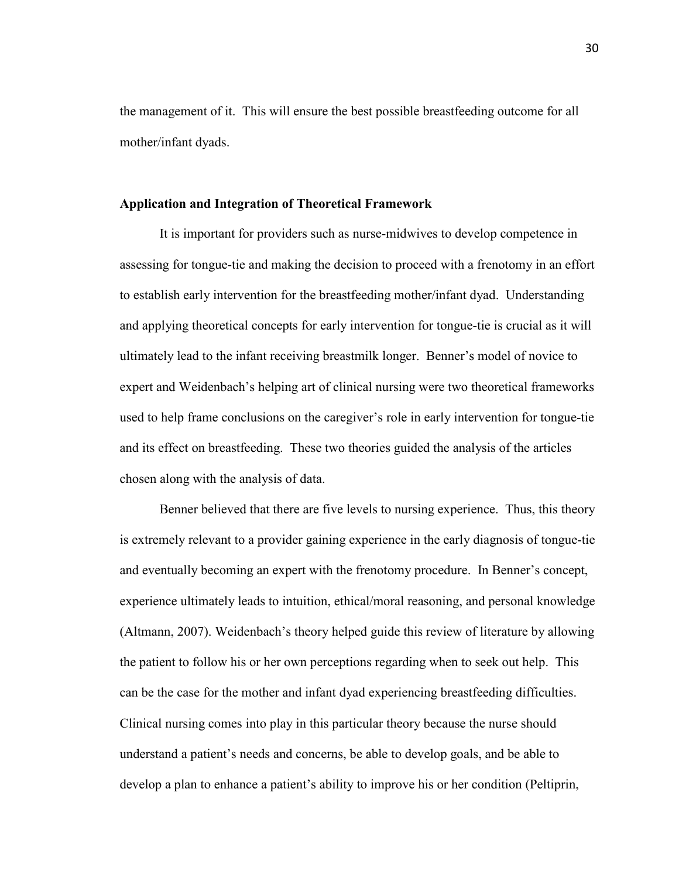the management of it. This will ensure the best possible breastfeeding outcome for all mother/infant dyads.

### Application and Integration of Theoretical Framework

It is important for providers such as nurse-midwives to develop competence in assessing for tongue-tie and making the decision to proceed with a frenotomy in an effort to establish early intervention for the breastfeeding mother/infant dyad. Understanding and applying theoretical concepts for early intervention for tongue-tie is crucial as it will ultimately lead to the infant receiving breastmilk longer. Benner's model of novice to expert and Weidenbach's helping art of clinical nursing were two theoretical frameworks used to help frame conclusions on the caregiver's role in early intervention for tongue-tie and its effect on breastfeeding. These two theories guided the analysis of the articles chosen along with the analysis of data.

Benner believed that there are five levels to nursing experience. Thus, this theory is extremely relevant to a provider gaining experience in the early diagnosis of tongue-tie and eventually becoming an expert with the frenotomy procedure. In Benner's concept, experience ultimately leads to intuition, ethical/moral reasoning, and personal knowledge (Altmann, 2007). Weidenbach's theory helped guide this review of literature by allowing the patient to follow his or her own perceptions regarding when to seek out help. This can be the case for the mother and infant dyad experiencing breastfeeding difficulties. Clinical nursing comes into play in this particular theory because the nurse should understand a patient's needs and concerns, be able to develop goals, and be able to develop a plan to enhance a patient's ability to improve his or her condition (Peltiprin,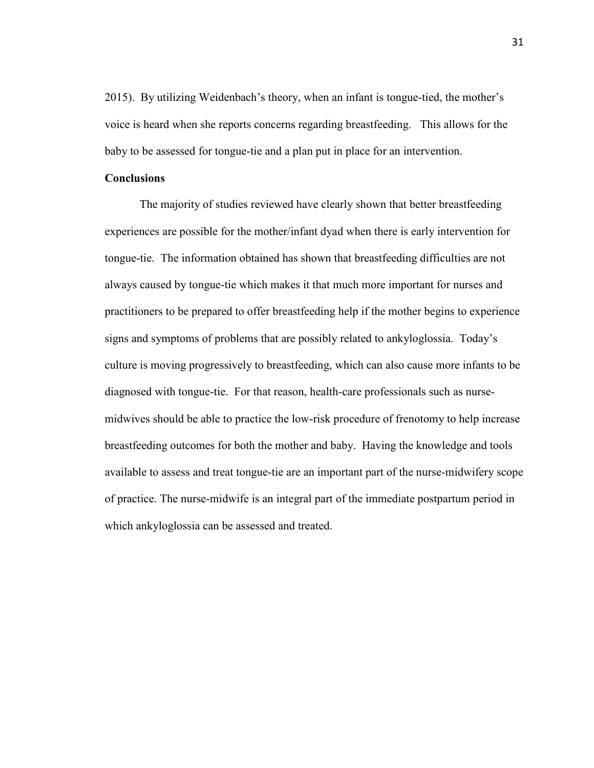2015). By utilizing Weidenbach's theory, when an infant is tongue-tied, the mother's voice is heard when she reports concerns regarding breastfeeding. This allows for the baby to be assessed for tongue-tie and a plan put in place for an intervention.

**Conclusions**

The majority of studies reviewed have clearly shown that better breastfeeding experiences are possible for the mother/infant dyad when there is early intervention for tongue-tie. The information obtained has shown that breastfeeding difficulties are not always caused by tongue-tie which makes it that much more important for nurses and practitioners to be prepared to offer breastfeeding help if the mother begins to experience signs and symptoms of problems that are possibly related to ankyloglossia. Today's culture is moving progressively to breastfeeding, which can also cause more infants to be diagnosed with tongue-tie. For that reason, health-care professionals such as nurse-midwives should be able to practice the low-risk procedure of frenotomy to help increase breastfeeding outcomes for both the mother and baby. Having the knowledge and tools available to assess and treat tongue-tie are an important part of the nurse-midwifery scope of practice. The nurse-midwife is an integral part of the immediate postpartum period in which ankyloglossia can be assessed and treated.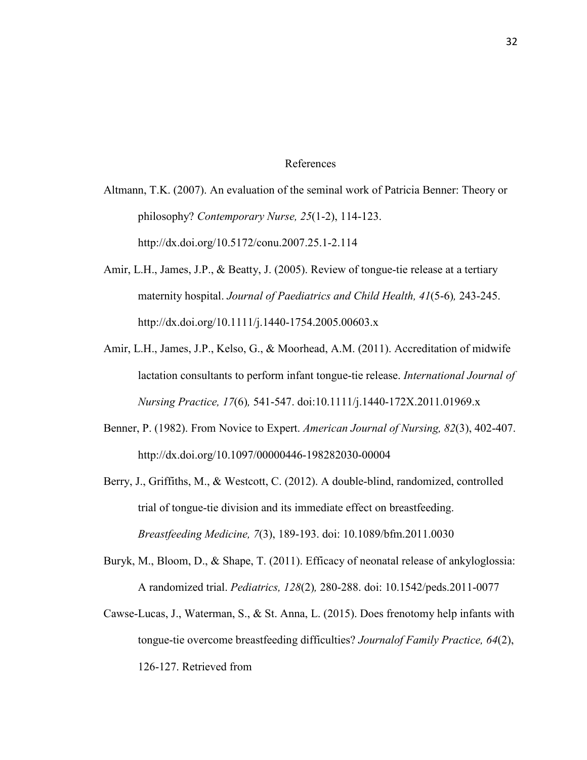# References

Altmann, T.K. (2007). An evaluation of the seminal work of Patricia Benner: Theory or philosophy? *Contemporary Nurse, 25*(1-2), 114-123. http://dx.doi.org/10.5172/conu.2007.25.1-2.114

Amir, L.H., James, J.P., & Beatty, J. (2005). Review of tongue-tie release at a tertiary maternity hospital. *Journal of Paediatrics and Child Health, 41*(5-6)*,* 243-245. http://dx.doi.org/10.1111/j.1440-1754.2005.00603.x

Amir, L.H., James, J.P., Kelso, G., & Moorhead, A.M. (2011). Accreditation of midwife lactation consultants to perform infant tongue-tie release. *International Journal of Nursing Practice, 17*(6)*,* 541-547. doi:10.1111/j.1440-172X.2011.01969.x

Benner, P. (1982). From Novice to Expert. *American Journal of Nursing, 82*(3), 402-407. http://dx.doi.org/10.1097/00000446-198282030-00004

Berry, J., Griffiths, M., & Westcott, C. (2012). A double-blind, randomized, controlled trial of tongue-tie division and its immediate effect on breastfeeding. *Breastfeeding Medicine, 7*(3), 189-193. doi: 10.1089/bfm.2011.0030

Buryk, M., Bloom, D., & Shape, T. (2011). Efficacy of neonatal release of ankyloglossia: A randomized trial. *Pediatrics, 128*(2)*,* 280-288. doi: 10.1542/peds.2011-0077

Cawse-Lucas, J., Waterman, S., & St. Anna, L. (2015). Does frenotomy help infants with tongue-tie overcome breastfeeding difficulties? *Journalof Family Practice, 64*(2), 126-127. Retrieved from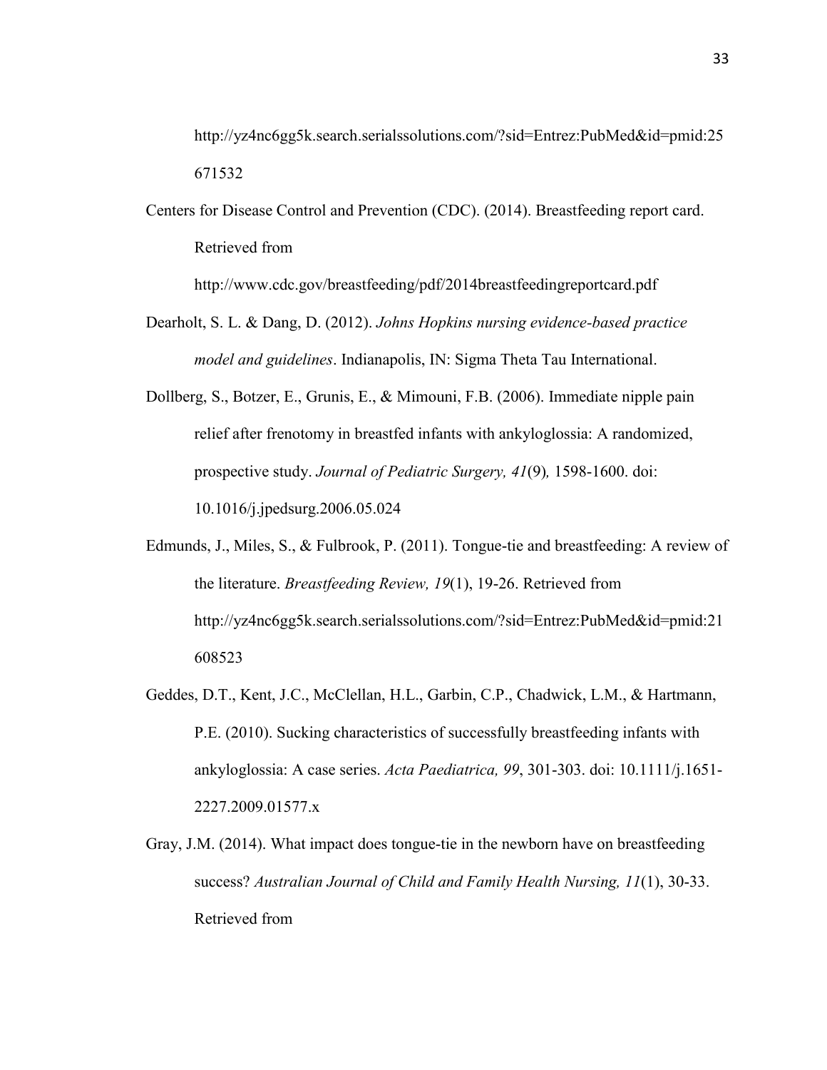http://yz4nc6gg5k.search.serialssolutions.com/?sid=Entrez:PubMed&id=pmid:25671532

Centers for Disease Control and Prevention (CDC). (2014). Breastfeeding report card. Retrieved from http://www.cdc.gov/breastfeeding/pdf/2014breastfeedingreportcard.pdf

Dearholt, S. L. & Dang, D. (2012). *Johns Hopkins nursing evidence-based practice model and guidelines*. Indianapolis, IN: Sigma Theta Tau International.

Dollberg, S., Botzer, E., Grunis, E., & Mimouni, F.B. (2006). Immediate nipple pain relief after frenotomy in breastfed infants with ankyloglossia: A randomized, prospective study. *Journal of Pediatric Surgery, 41*(9)*,* 1598-1600. doi: 10.1016/j.jpedsurg.2006.05.024

Edmunds, J., Miles, S., & Fulbrook, P. (2011). Tongue-tie and breastfeeding: A review of the literature. *Breastfeeding Review, 19*(1), 19-26. Retrieved from http://yz4nc6gg5k.search.serialssolutions.com/?sid=Entrez:PubMed&id=pmid:21608523

Geddes, D.T., Kent, J.C., McClellan, H.L., Garbin, C.P., Chadwick, L.M., & Hartmann, P.E. (2010). Sucking characteristics of successfully breastfeeding infants with ankyloglossia: A case series. *Acta Paediatrica, 99*, 301-303. doi: 10.1111/j.1651-2227.2009.01577.x

Gray, J.M. (2014). What impact does tongue-tie in the newborn have on breastfeeding success? *Australian Journal of Child and Family Health Nursing, 11*(1), 30-33. Retrieved from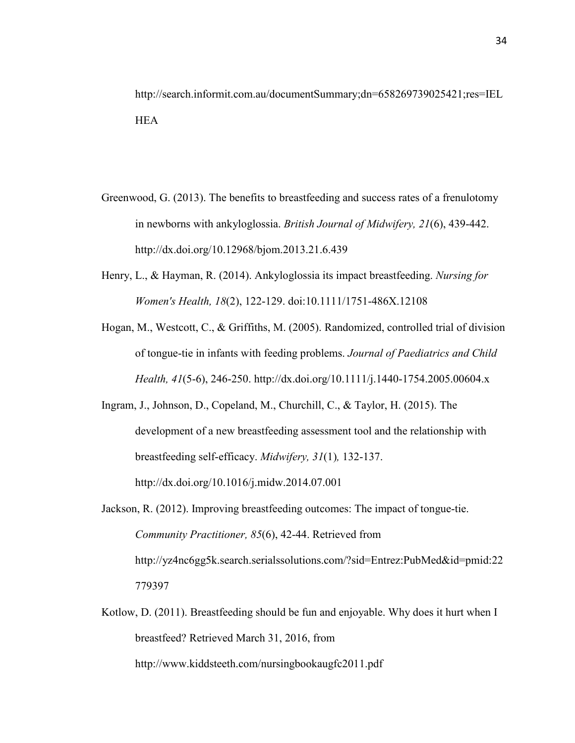http://search.informit.com.au/documentSummary;dn=658269739025421;res=IELHEA

Greenwood, G. (2013). The benefits to breastfeeding and success rates of a frenulotomy in newborns with ankyloglossia. *British Journal of Midwifery, 21*(6), 439-442. http://dx.doi.org/10.12968/bjom.2013.21.6.439

Henry, L., & Hayman, R. (2014). Ankyloglossia its impact breastfeeding. *Nursing for Women's Health, 18*(2), 122-129. doi:10.1111/1751-486X.12108

Hogan, M., Westcott, C., & Griffiths, M. (2005). Randomized, controlled trial of division of tongue-tie in infants with feeding problems. *Journal of Paediatrics and Child Health, 41*(5-6), 246-250. http://dx.doi.org/10.1111/j.1440-1754.2005.00604.x

Ingram, J., Johnson, D., Copeland, M., Churchill, C., & Taylor, H. (2015). The development of a new breastfeeding assessment tool and the relationship with breastfeeding self-efficacy. *Midwifery, 31*(1)*,* 132-137. http://dx.doi.org/10.1016/j.midw.2014.07.001

Jackson, R. (2012). Improving breastfeeding outcomes: The impact of tongue-tie. *Community Practitioner, 85*(6), 42-44. Retrieved from http://yz4nc6gg5k.search.serialssolutions.com/?sid=Entrez:PubMed&id=pmid:22779397

Kotlow, D. (2011). Breastfeeding should be fun and enjoyable. Why does it hurt when I breastfeed? Retrieved March 31, 2016, from http://www.kiddsteeth.com/nursingbookaugfc2011.pdf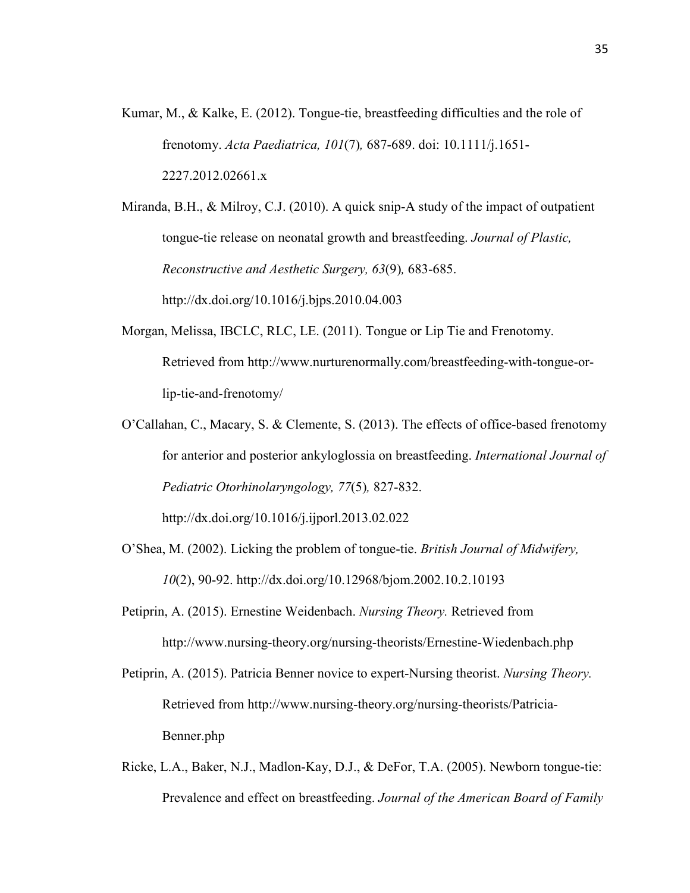Kumar, M., & Kalke, E. (2012). Tongue-tie, breastfeeding difficulties and the role of frenotomy. *Acta Paediatrica, 101*(7)*,* 687-689. doi: 10.1111/j.1651-2227.2012.02661.x

Miranda, B.H., & Milroy, C.J. (2010). A quick snip-A study of the impact of outpatient tongue-tie release on neonatal growth and breastfeeding. *Journal of Plastic, Reconstructive and Aesthetic Surgery, 63*(9)*,* 683-685. http://dx.doi.org/10.1016/j.bjps.2010.04.003

Morgan, Melissa, IBCLC, RLC, LE. (2011). Tongue or Lip Tie and Frenotomy. Retrieved from http://www.nurturenormally.com/breastfeeding-with-tongue-or-lip-tie-and-frenotomy/

O'Callahan, C., Macary, S. & Clemente, S. (2013). The effects of office-based frenotomy for anterior and posterior ankyloglossia on breastfeeding. *International Journal of Pediatric Otorhinolaryngology, 77*(5)*,* 827-832. http://dx.doi.org/10.1016/j.ijporl.2013.02.022

O'Shea, M. (2002). Licking the problem of tongue-tie. *British Journal of Midwifery, 10*(2), 90-92. http://dx.doi.org/10.12968/bjom.2002.10.2.10193

Petiprin, A. (2015). Ernestine Weidenbach. *Nursing Theory.* Retrieved from http://www.nursing-theory.org/nursing-theorists/Ernestine-Wiedenbach.php

Petiprin, A. (2015). Patricia Benner novice to expert-Nursing theorist. *Nursing Theory.* Retrieved from http://www.nursing-theory.org/nursing-theorists/Patricia-Benner.php

Ricke, L.A., Baker, N.J., Madlon-Kay, D.J., & DeFor, T.A. (2005). Newborn tongue-tie: Prevalence and effect on breastfeeding. *Journal of the American Board of Family*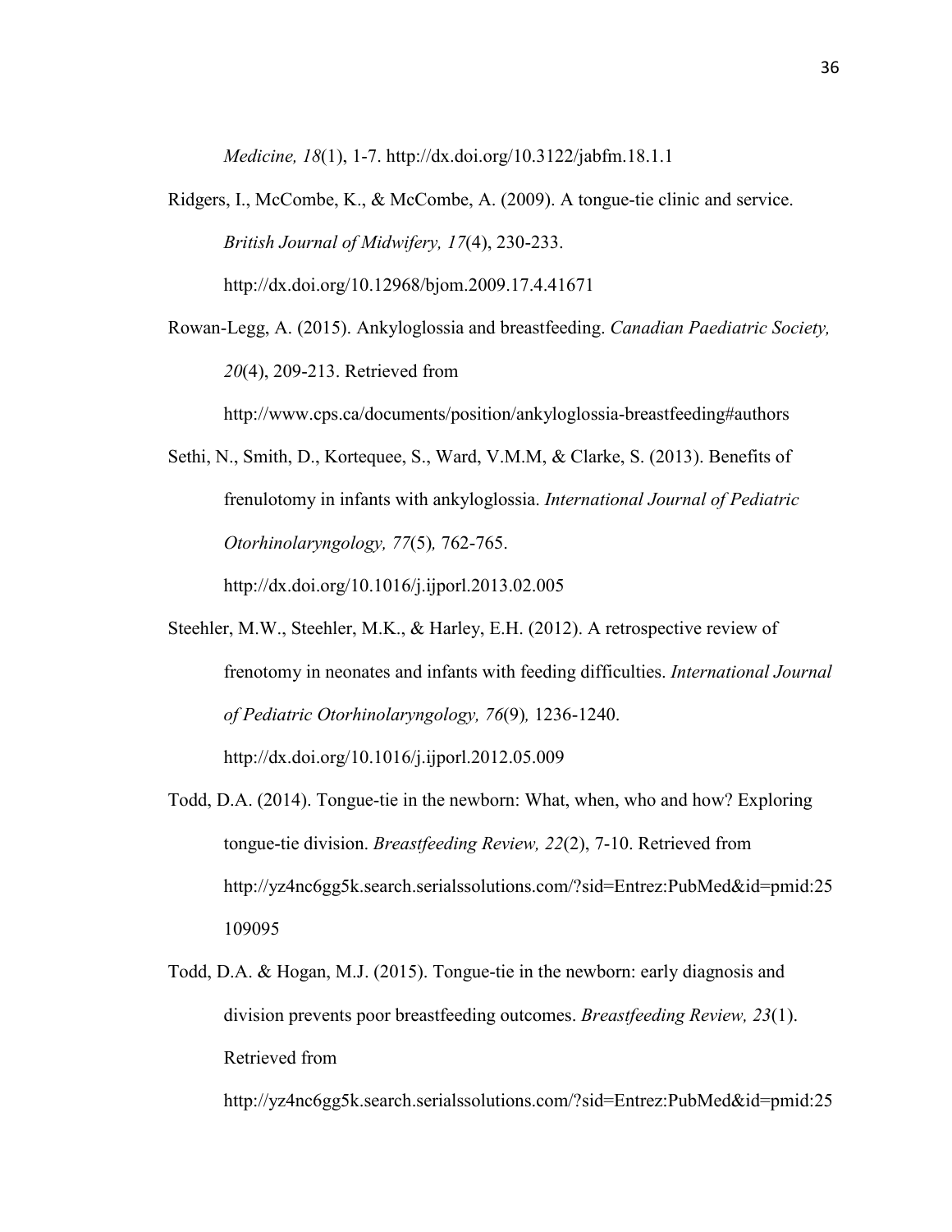*Medicine, 18*(1), 1-7. http://dx.doi.org/10.3122/jabfm.18.1.1

Ridgers, I., McCombe, K., & McCombe, A. (2009). A tongue-tie clinic and service. *British Journal of Midwifery, 17*(4), 230-233. http://dx.doi.org/10.12968/bjom.2009.17.4.41671

Rowan-Legg, A. (2015). Ankyloglossia and breastfeeding. *Canadian Paediatric Society, 20*(4), 209-213. Retrieved from http://www.cps.ca/documents/position/ankyloglossia-breastfeeding#authors

Sethi, N., Smith, D., Kortequee, S., Ward, V.M.M, & Clarke, S. (2013). Benefits of frenulotomy in infants with ankyloglossia. *International Journal of Pediatric Otorhinolaryngology, 77*(5)*,* 762-765. http://dx.doi.org/10.1016/j.ijporl.2013.02.005

Steehler, M.W., Steehler, M.K., & Harley, E.H. (2012). A retrospective review of frenotomy in neonates and infants with feeding difficulties. *International Journal of Pediatric Otorhinolaryngology, 76*(9)*,* 1236-1240. http://dx.doi.org/10.1016/j.ijporl.2012.05.009

Todd, D.A. (2014). Tongue-tie in the newborn: What, when, who and how? Exploring tongue-tie division. *Breastfeeding Review, 22*(2), 7-10. Retrieved from http://yz4nc6gg5k.search.serialssolutions.com/?sid=Entrez:PubMed&id=pmid:25109095

Todd, D.A. & Hogan, M.J. (2015). Tongue-tie in the newborn: early diagnosis and division prevents poor breastfeeding outcomes. *Breastfeeding Review, 23*(1). Retrieved from http://yz4nc6gg5k.search.serialssolutions.com/?sid=Entrez:PubMed&id=pmid:25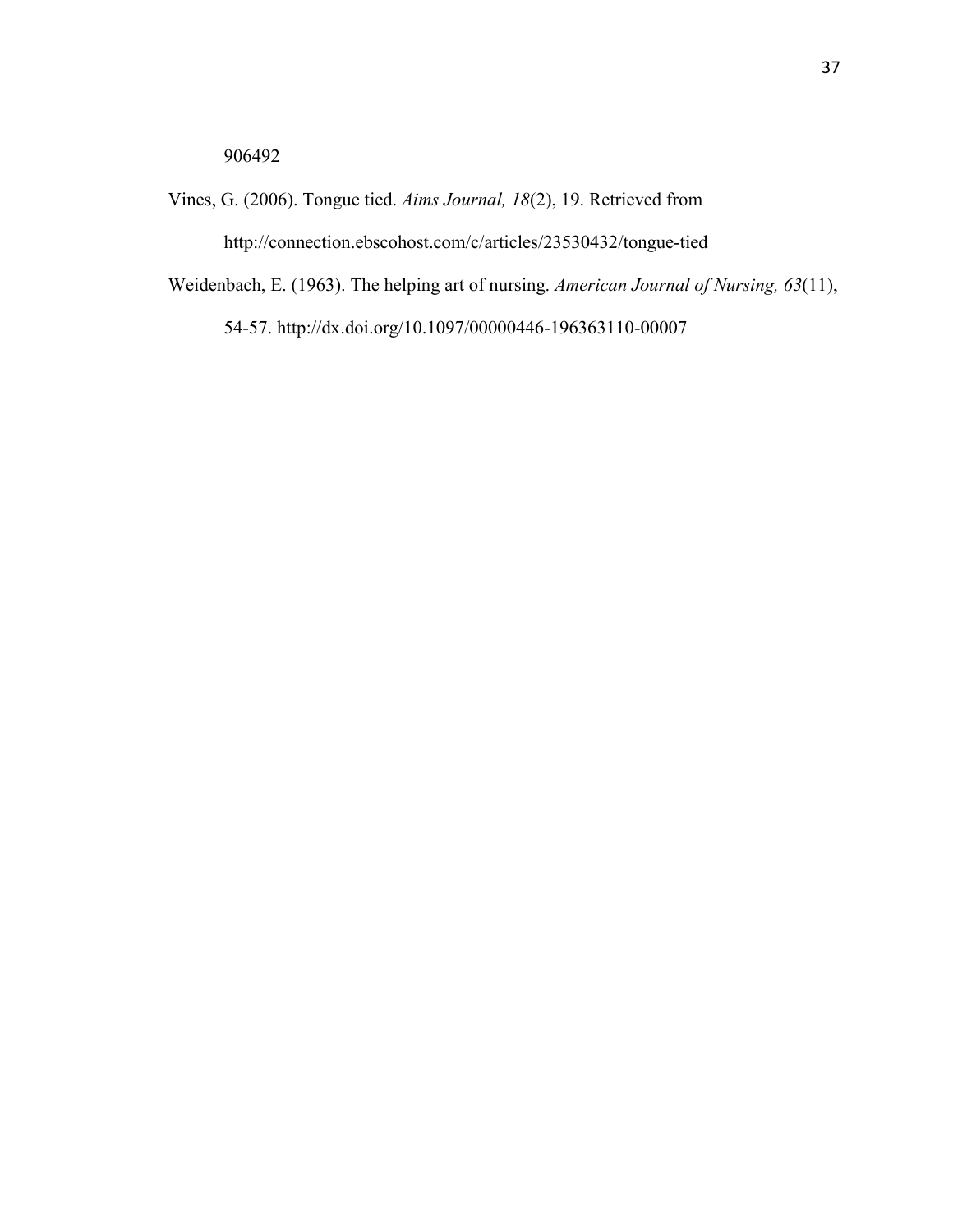906492

Vines, G. (2006). Tongue tied. *Aims Journal, 18*(2), 19. Retrieved from http://connection.ebscohost.com/c/articles/23530432/tongue-tied

Weidenbach, E. (1963). The helping art of nursing. *American Journal of Nursing, 63*(11), 54-57. http://dx.doi.org/10.1097/00000446-196363110-00007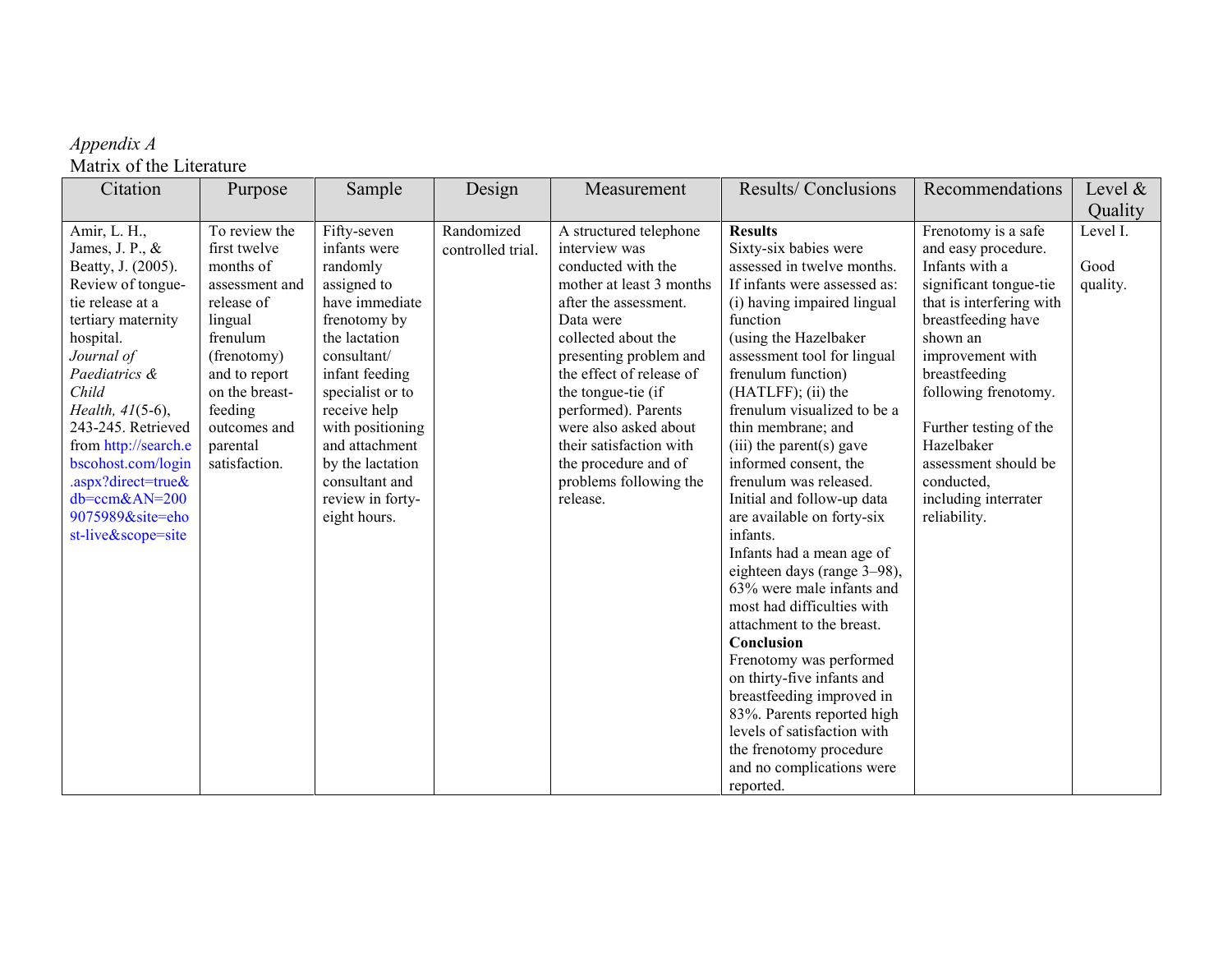*Appendix A*

Matrix of the Literature

| Citation | Purpose | Sample | Design | Measurement | Results/ Conclusions | Recommendations | Level & Quality |
|---|---|---|---|---|---|---|---|
| Amir, L. H., James, J. P., & Beatty, J. (2005). Review of tongue-tie release at a tertiary maternity hospital. *Journal of Paediatrics & Child Health, 41*(5-6), 243-245. Retrieved from http://search.ebscohost.com/login.aspx?direct=true&db=ccm&AN=2009075989&site=ehost-live&scope=site | To review the first twelve months of assessment and release of lingual frenulum (frenotomy) and to report on the breast-feeding outcomes and parental satisfaction. | Fifty-seven infants were randomly assigned to have immediate frenotomy by the lactation consultant/ infant feeding specialist or to receive help with positioning and attachment by the lactation consultant and review in forty-eight hours. | Randomized controlled trial. | A structured telephone interview was conducted with the mother at least 3 months after the assessment. Data were collected about the presenting problem and the effect of release of the tongue-tie (if performed). Parents were also asked about their satisfaction with the procedure and of problems following the release. | **Results** Sixty-six babies were assessed in twelve months. If infants were assessed as: (i) having impaired lingual function (using the Hazelbaker assessment tool for lingual frenulum function) (HATLFF); (ii) the frenulum visualized to be a thin membrane; and (iii) the parent(s) gave informed consent, the frenulum was released. Initial and follow-up data are available on forty-six infants. Infants had a mean age of eighteen days (range 3–98), 63% were male infants and most had difficulties with attachment to the breast. **Conclusion** Frenotomy was performed on thirty-five infants and breastfeeding improved in 83%. Parents reported high levels of satisfaction with the frenotomy procedure and no complications were reported. | Frenotomy is a safe and easy procedure. Infants with a significant tongue-tie that is interfering with breastfeeding have shown an improvement with breastfeeding following frenotomy.<br><br>Further testing of the Hazelbaker assessment should be conducted, including interrater reliability. | Level I.<br><br>Good quality. |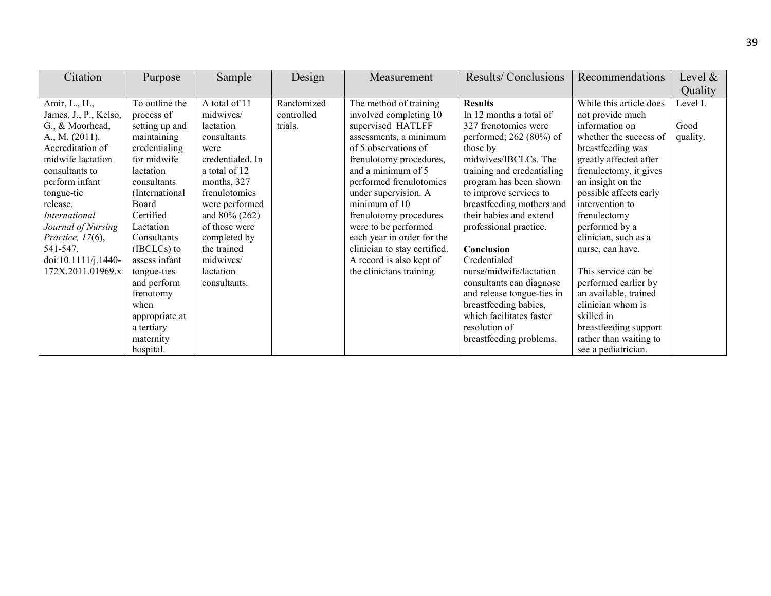| Citation | Purpose | Sample | Design | Measurement | Results/ Conclusions | Recommendations | Level & Quality |
|---|---|---|---|---|---|---|---|
| Amir, L., H., James, J., P., Kelso, G., & Moorhead, A., M. (2011). Accreditation of midwife lactation consultants to perform infant tongue-tie release. *International Journal of Nursing Practice, 17*(6), 541-547. doi:10.1111/j.1440-172X.2011.01969.x | To outline the process of setting up and maintaining credentialing for midwife lactation consultants (International Board Certified Lactation Consultants (IBCLCs) to assess infant tongue-ties and perform frenotomy when appropriate at a tertiary maternity hospital. | A total of 11 midwives/ lactation consultants were credentialed. In a total of 12 months, 327 frenulotomies were performed and 80% (262) of those were completed by the trained midwives/ lactation consultants. | Randomized controlled trials. | The method of training involved completing 10 supervised HATLFF assessments, a minimum of 5 observations of frenulotomy procedures, and a minimum of 5 performed frenulotomies under supervision. A minimum of 10 frenulotomy procedures were to be performed each year in order for the clinician to stay certified. A record is also kept of the clinicians training. | **Results** In 12 months a total of 327 frenotomies were performed; 262 (80%) of those by midwives/IBCLCs. The training and credentialing program has been shown to improve services to breastfeeding mothers and their babies and extend professional practice. **Conclusion** Credentialed nurse/midwife/lactation consultants can diagnose and release tongue-ties in breastfeeding babies, which facilitates faster resolution of breastfeeding problems. | While this article does not provide much information on whether the success of breastfeeding was greatly affected after frenulectomy, it gives an insight on the possible affects early intervention to frenulectomy performed by a clinician, such as a nurse, can have. This service can be performed earlier by an available, trained clinician whom is skilled in breastfeeding support rather than waiting to see a pediatrician. | Level I. Good quality. |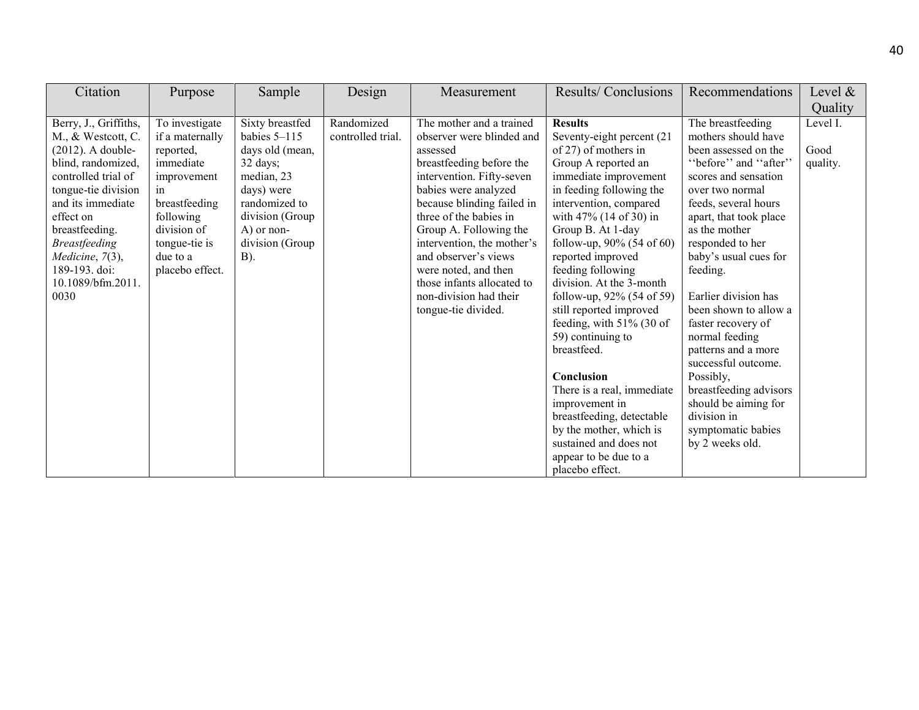| Citation | Purpose | Sample | Design | Measurement | Results/ Conclusions | Recommendations | Level & Quality |
|---|---|---|---|---|---|---|---|
| Berry, J., Griffiths, M., & Westcott, C. (2012). A double-blind, randomized, controlled trial of tongue-tie division and its immediate effect on breastfeeding. *Breastfeeding Medicine*, *7*(3), 189-193. doi: 10.1089/bfm.2011.0030 | To investigate if a maternally reported, immediate improvement in breastfeeding following division of tongue-tie is due to a placebo effect. | Sixty breastfed babies 5–115 days old (mean, 32 days; median, 23 days) were randomized to division (Group A) or non-division (Group B). | Randomized controlled trial. | The mother and a trained observer were blinded and assessed breastfeeding before the intervention. Fifty-seven babies were analyzed because blinding failed in three of the babies in Group A. Following the intervention, the mother's and observer's views were noted, and then those infants allocated to non-division had their tongue-tie divided. | **Results**<br>Seventy-eight percent (21 of 27) of mothers in Group A reported an immediate improvement in feeding following the intervention, compared with 47% (14 of 30) in Group B. At 1-day follow-up, 90% (54 of 60) reported improved feeding following division. At the 3-month follow-up, 92% (54 of 59) still reported improved feeding, with 51% (30 of 59) continuing to breastfeed.<br><br>**Conclusion**<br>There is a real, immediate improvement in breastfeeding, detectable by the mother, which is sustained and does not appear to be due to a placebo effect. | The breastfeeding mothers should have been assessed on the ''before'' and ''after'' scores and sensation over two normal feeds, several hours apart, that took place as the mother responded to her baby's usual cues for feeding.<br><br>Earlier division has been shown to allow a faster recovery of normal feeding patterns and a more successful outcome. Possibly, breastfeeding advisors should be aiming for division in symptomatic babies by 2 weeks old. | Level I.<br><br>Good quality. |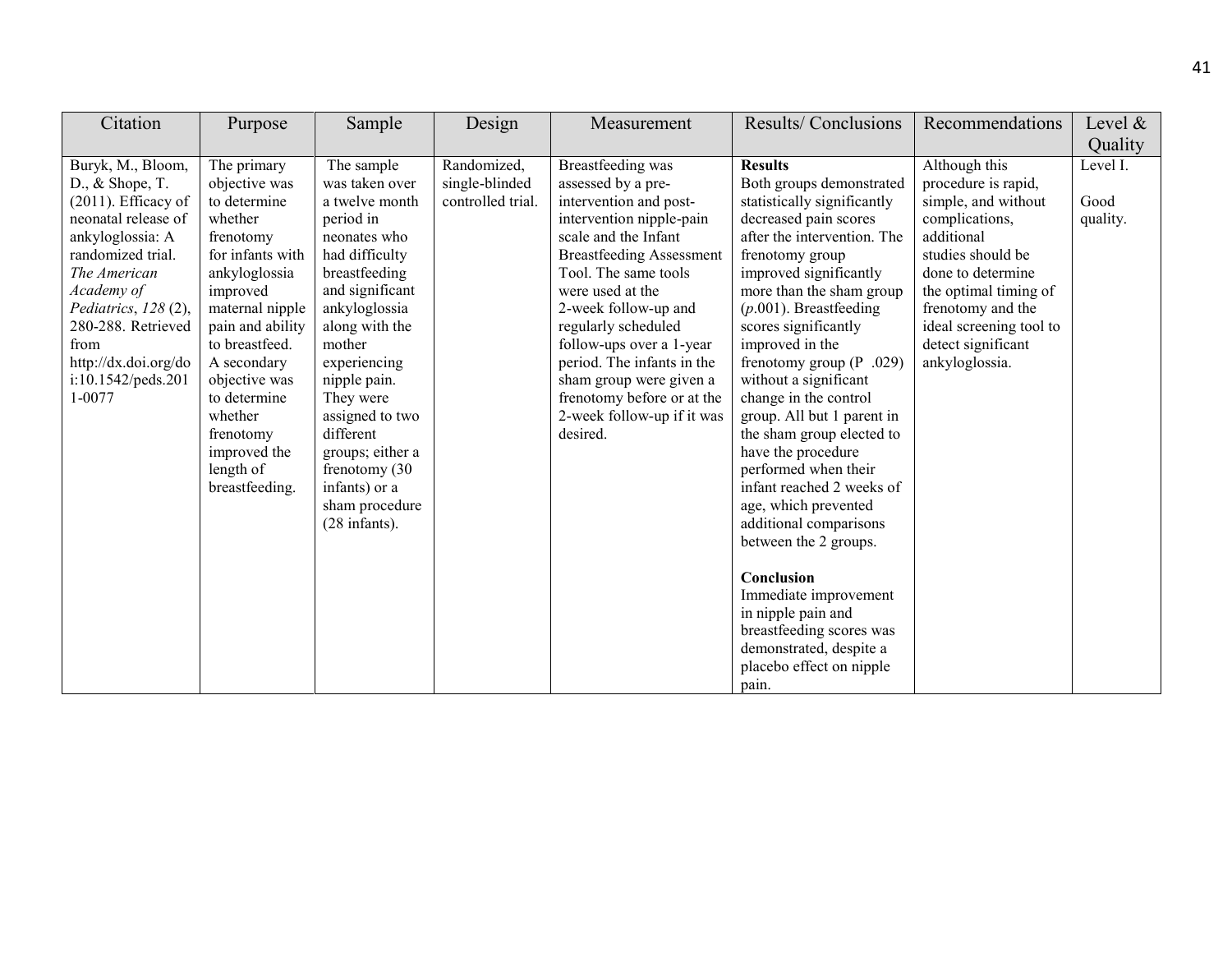| Citation | Purpose | Sample | Design | Measurement | Results/ Conclusions | Recommendations | Level & Quality |
|---|---|---|---|---|---|---|---|
| Buryk, M., Bloom, D., & Shope, T. (2011). Efficacy of neonatal release of ankyloglossia: A randomized trial. *The American Academy of Pediatrics*, *128* (2), 280-288. Retrieved from http://dx.doi.org/doi:10.1542/peds.2011-0077 | The primary objective was to determine whether frenotomy for infants with ankyloglossia improved maternal nipple pain and ability to breastfeed. A secondary objective was to determine whether frenotomy improved the length of breastfeeding. | The sample was taken over a twelve month period in neonates who had difficulty breastfeeding and significant ankyloglossia along with the mother experiencing nipple pain. They were assigned to two different groups; either a frenotomy (30 infants) or a sham procedure (28 infants). | Randomized, single-blinded controlled trial. | Breastfeeding was assessed by a pre-intervention and post-intervention nipple-pain scale and the Infant Breastfeeding Assessment Tool. The same tools were used at the 2-week follow-up and regularly scheduled follow-ups over a 1-year period. The infants in the sham group were given a frenotomy before or at the 2-week follow-up if it was desired. | **Results** Both groups demonstrated statistically significantly decreased pain scores after the intervention. The frenotomy group improved significantly more than the sham group (*p*.001). Breastfeeding scores significantly improved in the frenotomy group (P .029) without a significant change in the control group. All but 1 parent in the sham group elected to have the procedure performed when their infant reached 2 weeks of age, which prevented additional comparisons between the 2 groups. **Conclusion** Immediate improvement in nipple pain and breastfeeding scores was demonstrated, despite a placebo effect on nipple pain. | Although this procedure is rapid, simple, and without complications, additional studies should be done to determine the optimal timing of frenotomy and the ideal screening tool to detect significant ankyloglossia. | Level I. Good quality. |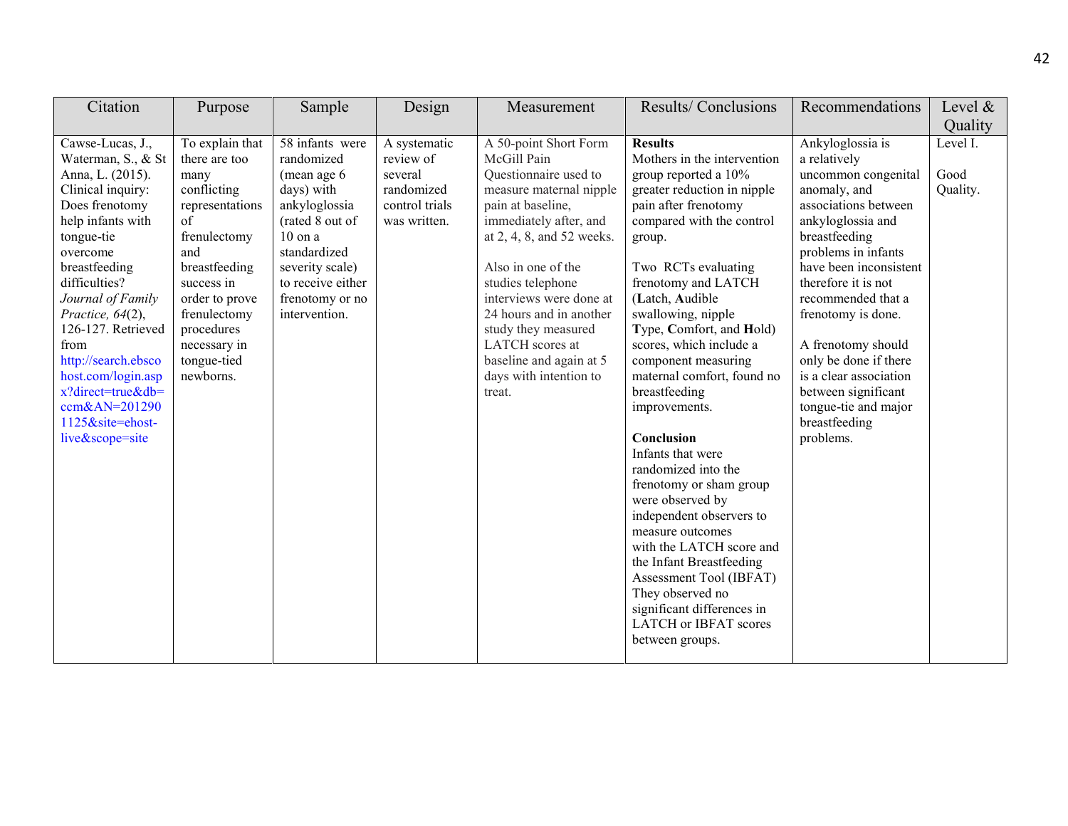| Citation | Purpose | Sample | Design | Measurement | Results/ Conclusions | Recommendations | Level & Quality |
|---|---|---|---|---|---|---|---|
| Cawse-Lucas, J., Waterman, S., & St Anna, L. (2015). Clinical inquiry: Does frenotomy help infants with tongue-tie overcome breastfeeding difficulties? *Journal of Family Practice, 64*(2), 126-127. Retrieved from http://search.ebscohost.com/login.aspx?direct=true&db=ccm&AN=2012901125&site=ehost-live&scope=site | To explain that there are too many conflicting representations of frenulectomy and breastfeeding success in order to prove frenulectomy procedures necessary in tongue-tied newborns. | 58 infants were randomized (mean age 6 days) with ankyloglossia (rated 8 out of 10 on a standardized severity scale) to receive either frenotomy or no intervention. | A systematic review of several randomized control trials was written. | A 50-point Short Form McGill Pain Questionnaire used to measure maternal nipple pain at baseline, immediately after, and at 2, 4, 8, and 52 weeks.<br><br>Also in one of the studies telephone interviews were done at 24 hours and in another study they measured LATCH scores at baseline and again at 5 days with intention to treat. | **Results**<br>Mothers in the intervention group reported a 10% greater reduction in nipple pain after frenotomy compared with the control group.<br><br>Two RCTs evaluating frenotomy and LATCH (**L**atch, **A**udible swallowing, nipple **T**ype, **C**omfort, and **H**old) scores, which include a component measuring maternal comfort, found no breastfeeding improvements.<br><br>**Conclusion**<br>Infants that were randomized into the frenotomy or sham group were observed by independent observers to measure outcomes with the LATCH score and the Infant Breastfeeding Assessment Tool (IBFAT) They observed no significant differences in LATCH or IBFAT scores between groups. | Ankyloglossia is a relatively uncommon congenital anomaly, and associations between ankyloglossia and breastfeeding problems in infants have been inconsistent therefore it is not recommended that a frenotomy is done.<br><br>A frenotomy should only be done if there is a clear association between significant tongue-tie and major breastfeeding problems. | Level I.<br><br>Good Quality. |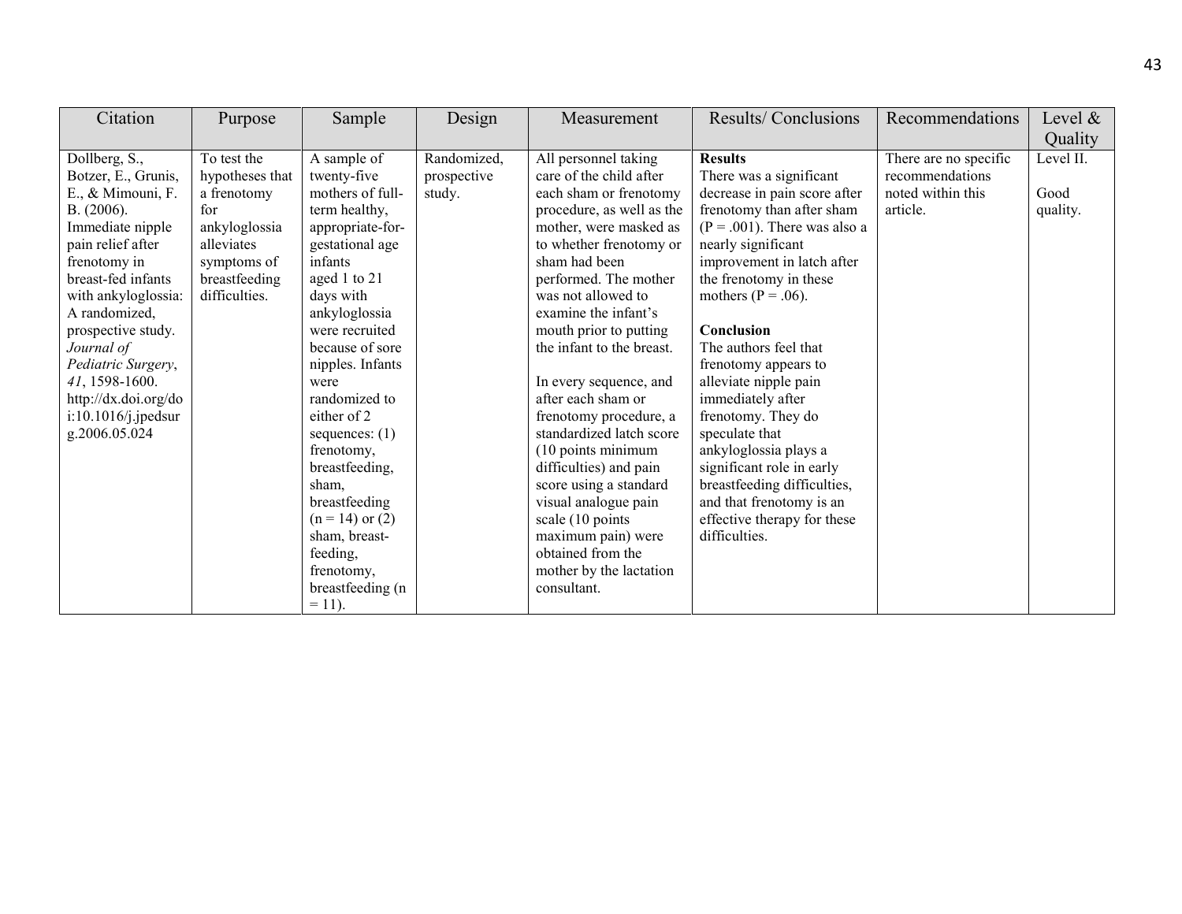| Citation | Purpose | Sample | Design | Measurement | Results/ Conclusions | Recommendations | Level & Quality |
|---|---|---|---|---|---|---|---|
| Dollberg, S., Botzer, E., Grunis, E., & Mimouni, F. B. (2006). Immediate nipple pain relief after frenotomy in breast-fed infants with ankyloglossia: A randomized, prospective study. *Journal of Pediatric Surgery*, *41*, 1598-1600. http://dx.doi.org/doi:10.1016/j.jpedsurg.2006.05.024 | To test the hypotheses that a frenotomy for ankyloglossia alleviates symptoms of breastfeeding difficulties. | A sample of twenty-five mothers of full-term healthy, appropriate-for-gestational age infants aged 1 to 21 days with ankyloglossia were recruited because of sore nipples. Infants were randomized to either of 2 sequences: (1) frenotomy, breastfeeding, sham, breastfeeding (n = 14) or (2) sham, breast-feeding, frenotomy, breastfeeding (n = 11). | Randomized, prospective study. | All personnel taking care of the child after each sham or frenotomy procedure, as well as the mother, were masked as to whether frenotomy or sham had been performed. The mother was not allowed to examine the infant's mouth prior to putting the infant to the breast.<br><br>In every sequence, and after each sham or frenotomy procedure, a standardized latch score (10 points minimum difficulties) and pain score using a standard visual analogue pain scale (10 points maximum pain) were obtained from the mother by the lactation consultant. | **Results**<br>There was a significant decrease in pain score after frenotomy than after sham (P = .001). There was also a nearly significant improvement in latch after the frenotomy in these mothers (P = .06).<br><br>**Conclusion**<br>The authors feel that frenotomy appears to alleviate nipple pain immediately after frenotomy. They do speculate that ankyloglossia plays a significant role in early breastfeeding difficulties, and that frenotomy is an effective therapy for these difficulties. | There are no specific recommendations noted within this article. | Level II.<br><br>Good quality. |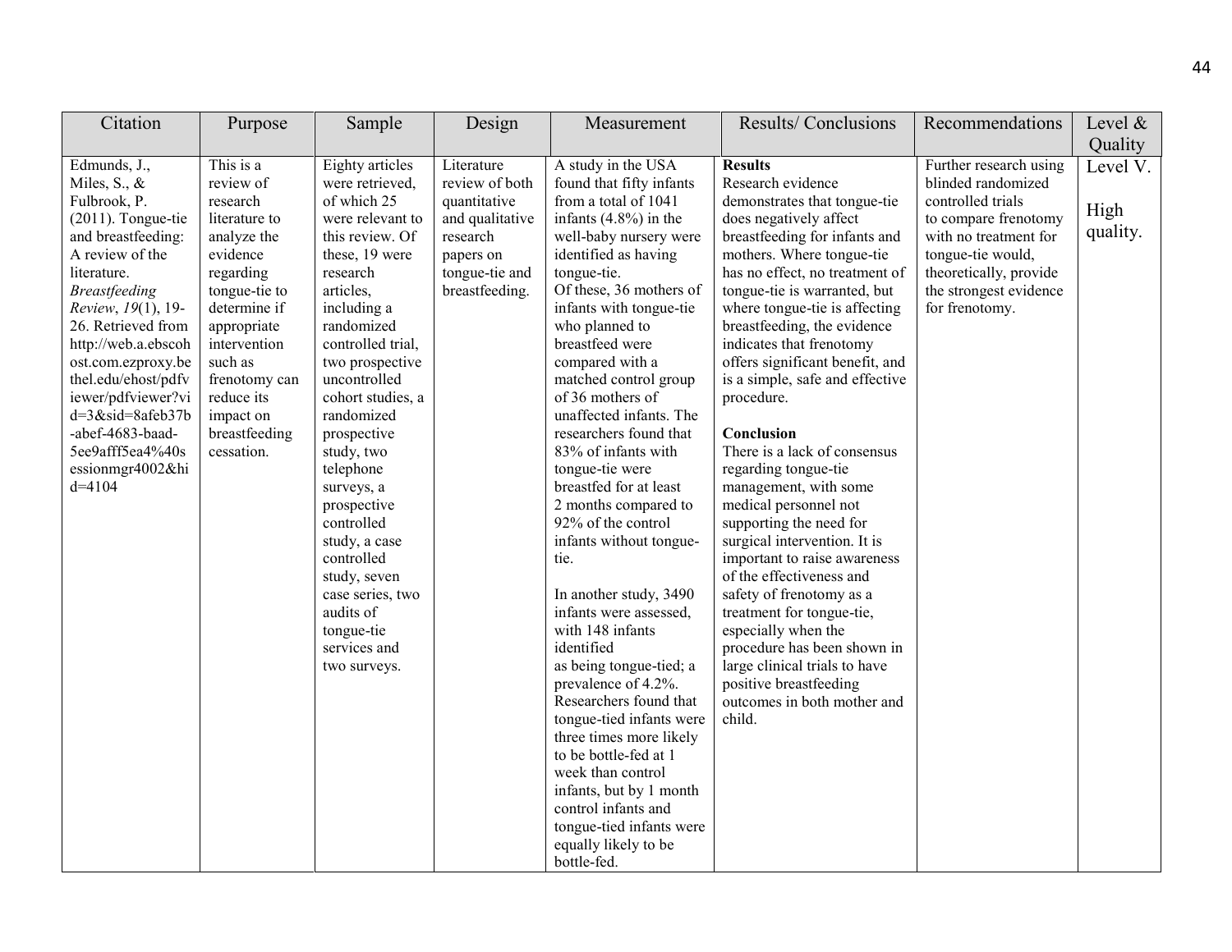| Citation | Purpose | Sample | Design | Measurement | Results/ Conclusions | Recommendations | Level & Quality |
|---|---|---|---|---|---|---|---|
| Edmunds, J., Miles, S., & Fulbrook, P. (2011). Tongue-tie and breastfeeding: A review of the literature. *Breastfeeding Review*, *19*(1), 19-26. Retrieved from http://web.a.ebscohost.com.ezproxy.bethel.edu/ehost/pdfviewer/pdfviewer?vid=3&sid=8afeb37b-abef-4683-baad-5ee9afff5ea4%40sessionmgr4002&hid=4104 | This is a review of research literature to analyze the evidence regarding tongue-tie to determine if appropriate intervention such as frenotomy can reduce its impact on breastfeeding cessation. | Eighty articles were retrieved, of which 25 were relevant to this review. Of these, 19 were research articles, including a randomized controlled trial, two prospective uncontrolled cohort studies, a randomized prospective study, two telephone surveys, a prospective controlled study, a case controlled study, seven case series, two audits of tongue-tie services and two surveys. | Literature review of both quantitative and qualitative research papers on tongue-tie and breastfeeding. | A study in the USA found that fifty infants from a total of 1041 infants (4.8%) in the well-baby nursery were identified as having tongue-tie. Of these, 36 mothers of infants with tongue-tie who planned to breastfeed were compared with a matched control group of 36 mothers of unaffected infants. The researchers found that 83% of infants with tongue-tie were breastfed for at least 2 months compared to 92% of the control infants without tongue-tie.<br><br>In another study, 3490 infants were assessed, with 148 infants identified as being tongue-tied; a prevalence of 4.2%. Researchers found that tongue-tied infants were three times more likely to be bottle-fed at 1 week than control infants, but by 1 month control infants and tongue-tied infants were equally likely to be bottle-fed. | **Results**<br>Research evidence demonstrates that tongue-tie does negatively affect breastfeeding for infants and mothers. Where tongue-tie has no effect, no treatment of tongue-tie is warranted, but where tongue-tie is affecting breastfeeding, the evidence indicates that frenotomy offers significant benefit, and is a simple, safe and effective procedure.<br><br>**Conclusion**<br>There is a lack of consensus regarding tongue-tie management, with some medical personnel not supporting the need for surgical intervention. It is important to raise awareness of the effectiveness and safety of frenotomy as a treatment for tongue-tie, especially when the procedure has been shown in large clinical trials to have positive breastfeeding outcomes in both mother and child. | Further research using blinded randomized controlled trials to compare frenotomy with no treatment for tongue-tie would, theoretically, provide the strongest evidence for frenotomy. | Level V.<br><br>High quality. |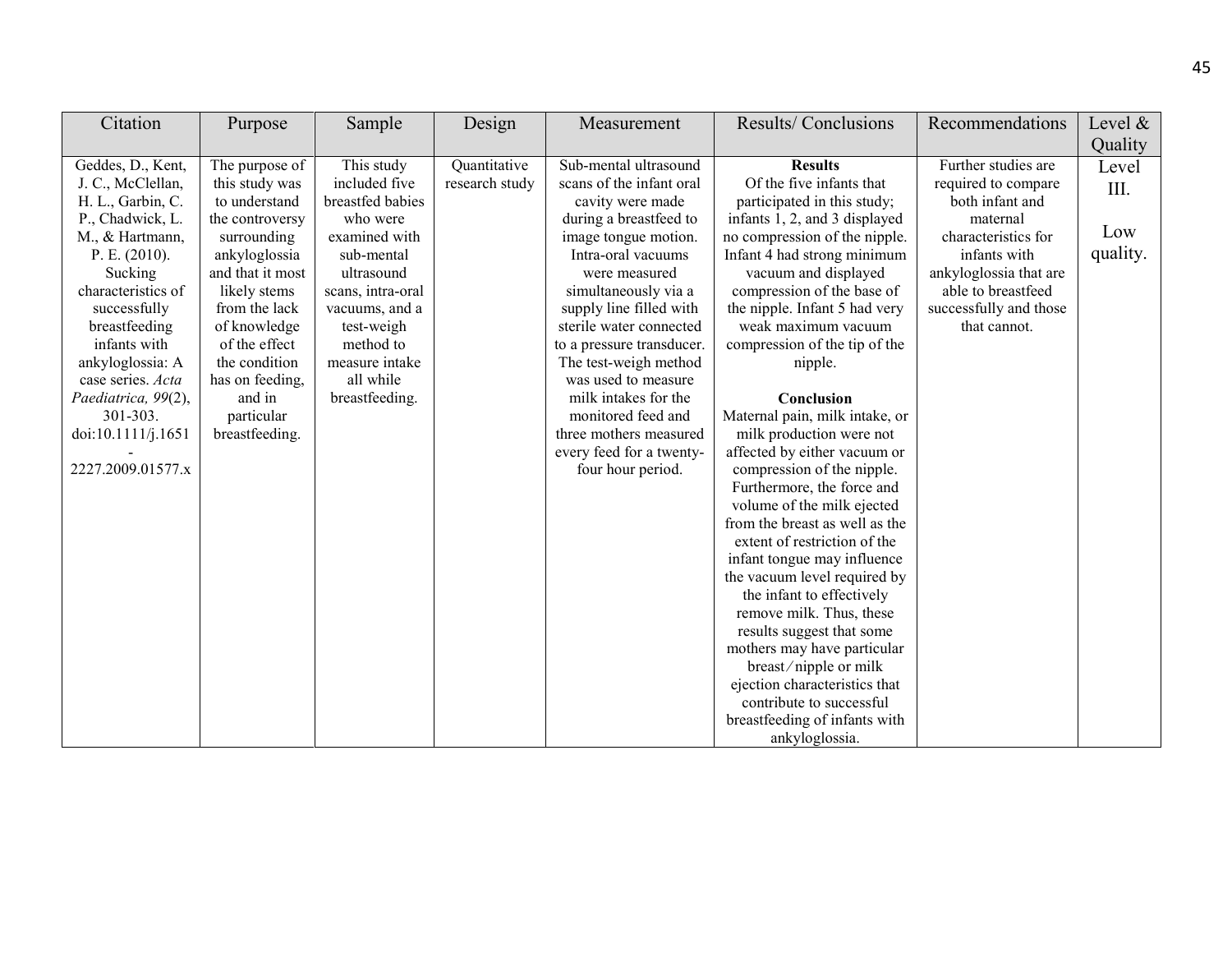| Citation | Purpose | Sample | Design | Measurement | Results/ Conclusions | Recommendations | Level & Quality |
|---|---|---|---|---|---|---|---|
| Geddes, D., Kent, J. C., McClellan, H. L., Garbin, C. P., Chadwick, L. M., & Hartmann, P. E. (2010). Sucking characteristics of successfully breastfeeding infants with ankyloglossia: A case series. *Acta Paediatrica, 99*(2), 301-303. doi:10.1111/j.1651-2227.2009.01577.x | The purpose of this study was to understand the controversy surrounding ankyloglossia and that it most likely stems from the lack of knowledge of the effect the condition has on feeding, and in particular breastfeeding. | This study included five breastfed babies who were examined with sub-mental ultrasound scans, intra-oral vacuums, and a test-weigh method to measure intake all while breastfeeding. | Quantitative research study | Sub-mental ultrasound scans of the infant oral cavity were made during a breastfeed to image tongue motion. Intra-oral vacuums were measured simultaneously via a supply line filled with sterile water connected to a pressure transducer. The test-weigh method was used to measure milk intakes for the monitored feed and three mothers measured every feed for a twenty-four hour period. | **Results** Of the five infants that participated in this study; infants 1, 2, and 3 displayed no compression of the nipple. Infant 4 had strong minimum vacuum and displayed compression of the base of the nipple. Infant 5 had very weak maximum vacuum compression of the tip of the nipple. **Conclusion** Maternal pain, milk intake, or milk production were not affected by either vacuum or compression of the nipple. Furthermore, the force and volume of the milk ejected from the breast as well as the extent of restriction of the infant tongue may influence the vacuum level required by the infant to effectively remove milk. Thus, these results suggest that some mothers may have particular breast ⁄ nipple or milk ejection characteristics that contribute to successful breastfeeding of infants with ankyloglossia. | Further studies are required to compare both infant and maternal characteristics for infants with ankyloglossia that are able to breastfeed successfully and those that cannot. | Level III. Low quality. |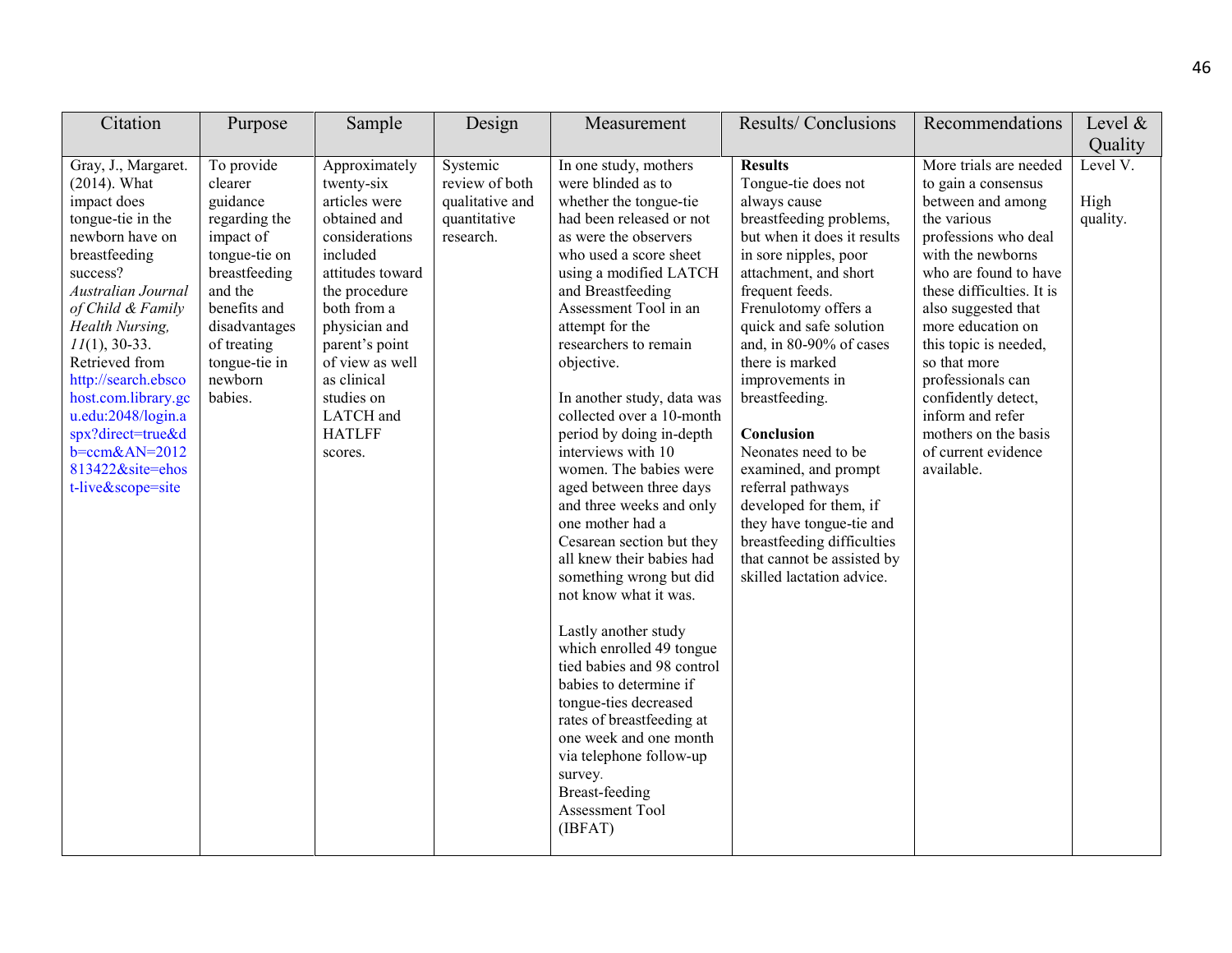| Citation | Purpose | Sample | Design | Measurement | Results/ Conclusions | Recommendations | Level & Quality |
|---|---|---|---|---|---|---|---|
| Gray, J., Margaret. (2014). What impact does tongue-tie in the newborn have on breastfeeding success? *Australian Journal of Child & Family Health Nursing, 11*(1), 30-33. Retrieved from http://search.ebscohost.com.library.gcu.edu:2048/login.aspx?direct=true&db=ccm&AN=2012813422&site=ehost-live&scope=site | To provide clearer guidance regarding the impact of tongue-tie on breastfeeding and the benefits and disadvantages of treating tongue-tie in newborn babies. | Approximately twenty-six articles were obtained and considerations included attitudes toward the procedure both from a physician and parent's point of view as well as clinical studies on LATCH and HATLFF scores. | Systemic review of both qualitative and quantitative research. | In one study, mothers were blinded as to whether the tongue-tie had been released or not as were the observers who used a score sheet using a modified LATCH and Breastfeeding Assessment Tool in an attempt for the researchers to remain objective.<br><br>In another study, data was collected over a 10-month period by doing in-depth interviews with 10 women. The babies were aged between three days and three weeks and only one mother had a Cesarean section but they all knew their babies had something wrong but did not know what it was.<br><br>Lastly another study which enrolled 49 tongue tied babies and 98 control babies to determine if tongue-ties decreased rates of breastfeeding at one week and one month via telephone follow-up survey.<br>Breast-feeding Assessment Tool (IBFAT) | **Results**<br>Tongue-tie does not always cause breastfeeding problems, but when it does it results in sore nipples, poor attachment, and short frequent feeds. Frenulotomy offers a quick and safe solution and, in 80-90% of cases there is marked improvements in breastfeeding.<br><br>**Conclusion**<br>Neonates need to be examined, and prompt referral pathways developed for them, if they have tongue-tie and breastfeeding difficulties that cannot be assisted by skilled lactation advice. | More trials are needed to gain a consensus between and among the various professions who deal with the newborns who are found to have these difficulties. It is also suggested that more education on this topic is needed, so that more professionals can confidently detect, inform and refer mothers on the basis of current evidence available. | Level V.<br><br>High quality. |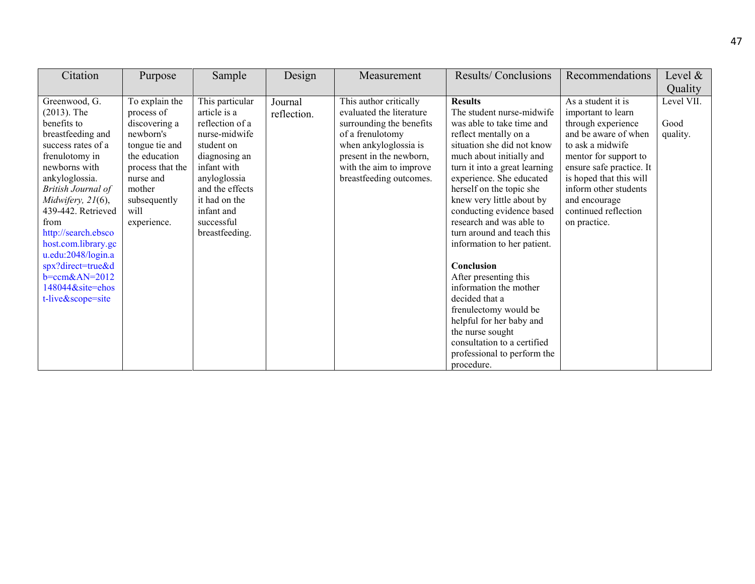| Citation | Purpose | Sample | Design | Measurement | Results/ Conclusions | Recommendations | Level & Quality |
|---|---|---|---|---|---|---|---|
| Greenwood, G. (2013). The benefits to breastfeeding and success rates of a frenulotomy in newborns with ankyloglossia. *British Journal of Midwifery, 21*(6), 439-442. Retrieved from http://search.ebscohost.com.library.gcu.edu:2048/login.aspx?direct=true&db=ccm&AN=2012148044&site=ehost-live&scope=site | To explain the process of discovering a newborn's tongue tie and the education process that the nurse and mother subsequently will experience. | This particular article is a reflection of a nurse-midwife student on diagnosing an infant with anyloglossia and the effects it had on the infant and successful breastfeeding. | Journal reflection. | This author critically evaluated the literature surrounding the benefits of a frenulotomy when ankyloglossia is present in the newborn, with the aim to improve breastfeeding outcomes. | **Results** The student nurse-midwife was able to take time and reflect mentally on a situation she did not know much about initially and turn it into a great learning experience. She educated herself on the topic she knew very little about by conducting evidence based research and was able to turn around and teach this information to her patient. **Conclusion** After presenting this information the mother decided that a frenulectomy would be helpful for her baby and the nurse sought consultation to a certified professional to perform the procedure. | As a student it is important to learn through experience and be aware of when to ask a midwife mentor for support to ensure safe practice. It is hoped that this will inform other students and encourage continued reflection on practice. | Level VII. Good quality. |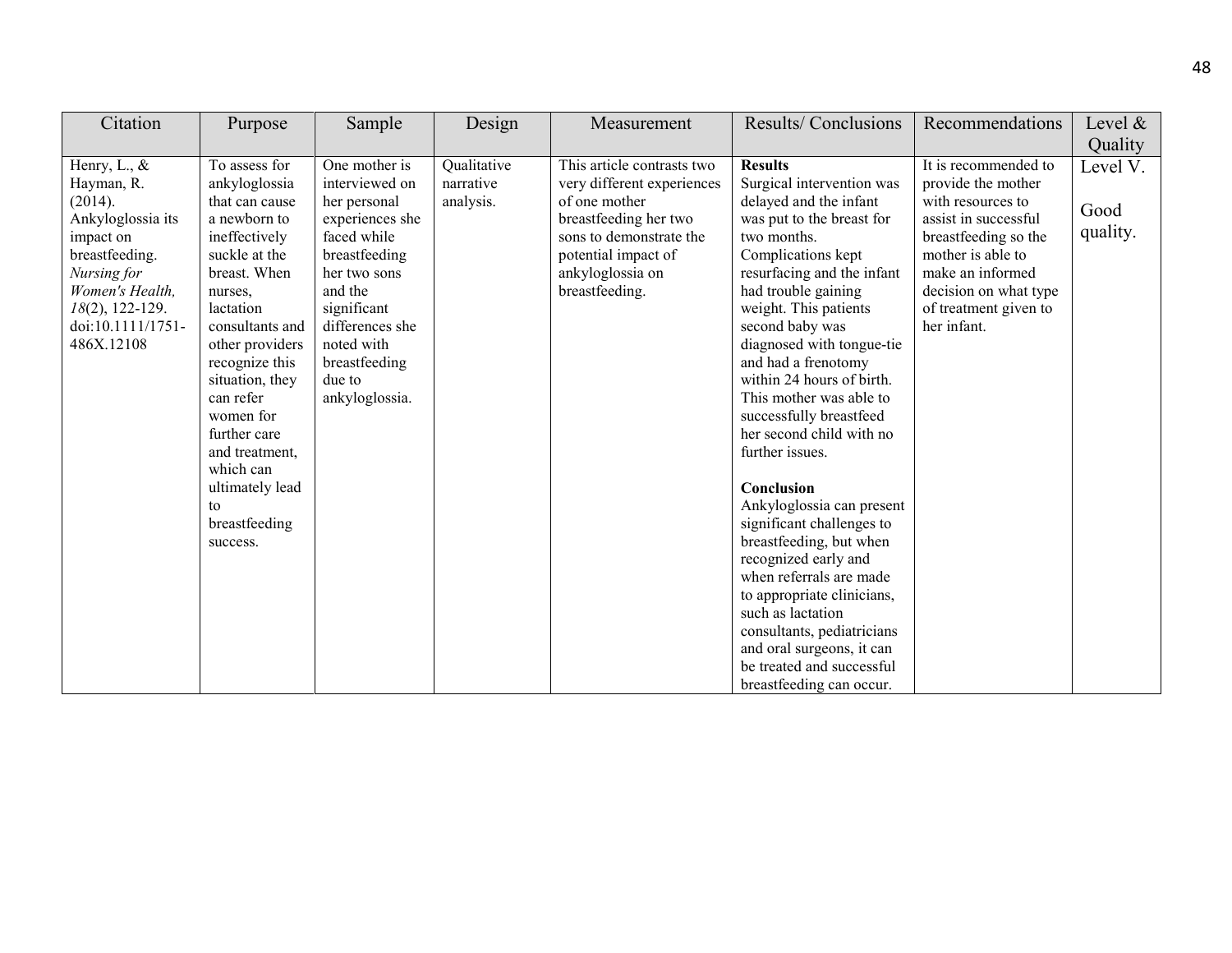| Citation | Purpose | Sample | Design | Measurement | Results/ Conclusions | Recommendations | Level & Quality |
|---|---|---|---|---|---|---|---|
| Henry, L., & Hayman, R. (2014). Ankyloglossia its impact on breastfeeding. *Nursing for Women's Health, 18*(2), 122-129. doi:10.1111/1751-486X.12108 | To assess for ankyloglossia that can cause a newborn to ineffectively suckle at the breast. When nurses, lactation consultants and other providers recognize this situation, they can refer women for further care and treatment, which can ultimately lead to breastfeeding success. | One mother is interviewed on her personal experiences she faced while breastfeeding her two sons and the significant differences she noted with breastfeeding due to ankyloglossia. | Qualitative narrative analysis. | This article contrasts two very different experiences of one mother breastfeeding her two sons to demonstrate the potential impact of ankyloglossia on breastfeeding. | **Results** Surgical intervention was delayed and the infant was put to the breast for two months. Complications kept resurfacing and the infant had trouble gaining weight. This patients second baby was diagnosed with tongue-tie and had a frenotomy within 24 hours of birth. This mother was able to successfully breastfeed her second child with no further issues. **Conclusion** Ankyloglossia can present significant challenges to breastfeeding, but when recognized early and when referrals are made to appropriate clinicians, such as lactation consultants, pediatricians and oral surgeons, it can be treated and successful breastfeeding can occur. | It is recommended to provide the mother with resources to assist in successful breastfeeding so the mother is able to make an informed decision on what type of treatment given to her infant. | Level V. Good quality. |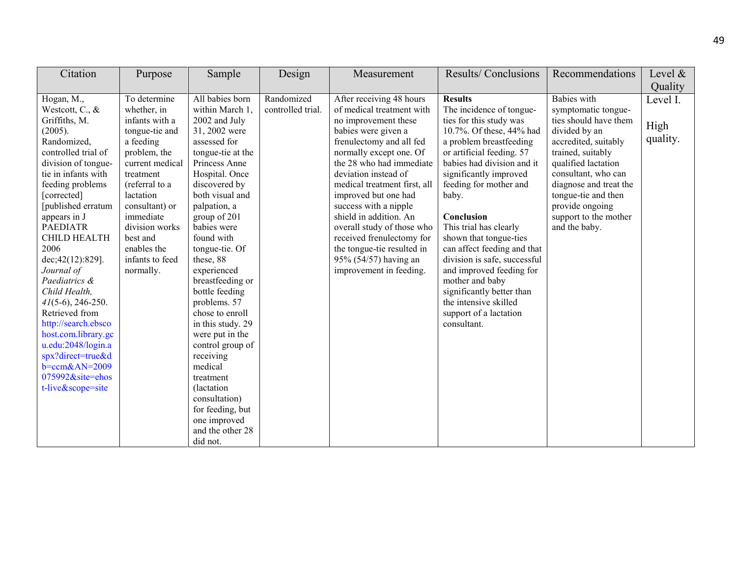| Citation | Purpose | Sample | Design | Measurement | Results/ Conclusions | Recommendations | Level & Quality |
|---|---|---|---|---|---|---|---|
| Hogan, M., Westcott, C., & Griffiths, M. (2005). Randomized, controlled trial of division of tongue-tie in infants with feeding problems [corrected] [published erratum appears in J PAEDIATR CHILD HEALTH 2006 dec;42(12):829]. *Journal of Paediatrics & Child Health, 41*(5-6), 246-250. Retrieved from http://search.ebscohost.com.library.gcu.edu:2048/login.aspx?direct=true&db=ccm&AN=2009075992&site=ehost-live&scope=site | To determine whether, in infants with a tongue-tie and a feeding problem, the current medical treatment (referral to a lactation consultant) or immediate division works best and enables the infants to feed normally. | All babies born within March 1, 2002 and July 31, 2002 were assessed for tongue-tie at the Princess Anne Hospital. Once discovered by both visual and palpation, a group of 201 babies were found with tongue-tie. Of these, 88 experienced breastfeeding or bottle feeding problems. 57 chose to enroll in this study. 29 were put in the control group of receiving medical treatment (lactation consultation) for feeding, but one improved and the other 28 did not. | Randomized controlled trial. | After receiving 48 hours of medical treatment with no improvement these babies were given a frenulectomy and all fed normally except one. Of the 28 who had immediate deviation instead of medical treatment first, all improved but one had success with a nipple shield in addition. An overall study of those who received frenulectomy for the tongue-tie resulted in 95% (54/57) having an improvement in feeding. | **Results**<br>The incidence of tongue-ties for this study was 10.7%. Of these, 44% had a problem breastfeeding or artificial feeding. 57 babies had division and it significantly improved feeding for mother and baby.<br><br>**Conclusion**<br>This trial has clearly shown that tongue-ties can affect feeding and that division is safe, successful and improved feeding for mother and baby significantly better than the intensive skilled support of a lactation consultant. | Babies with symptomatic tongue-ties should have them divided by an accredited, suitably trained, suitably qualified lactation consultant, who can diagnose and treat the tongue-tie and then provide ongoing support to the mother and the baby. | Level I.<br><br>High quality. |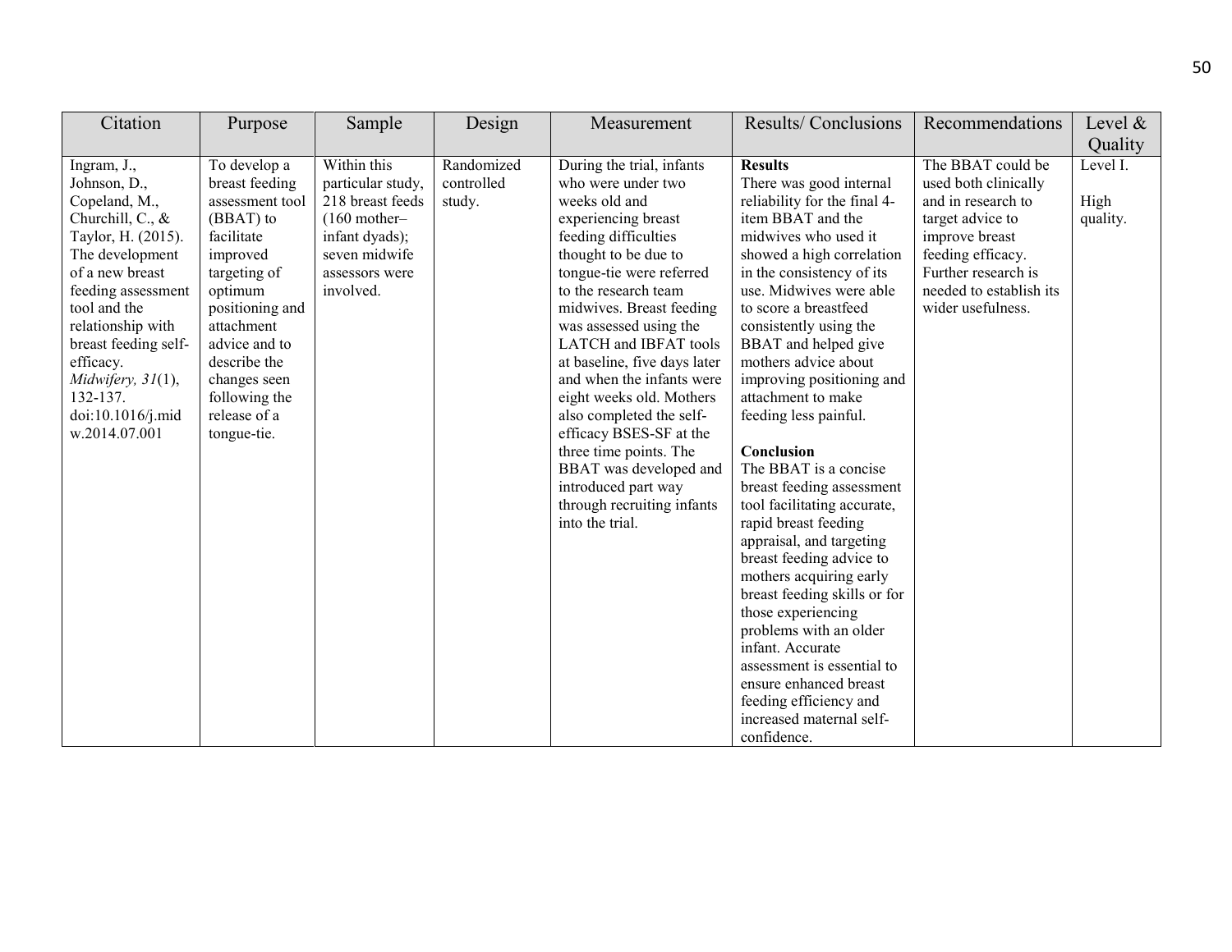| Citation | Purpose | Sample | Design | Measurement | Results/ Conclusions | Recommendations | Level & Quality |
|---|---|---|---|---|---|---|---|
| Ingram, J., Johnson, D., Copeland, M., Churchill, C., & Taylor, H. (2015). The development of a new breast feeding assessment tool and the relationship with breast feeding self-efficacy. *Midwifery, 31*(1), 132-137. doi:10.1016/j.midw.2014.07.001 | To develop a breast feeding assessment tool (BBAT) to facilitate improved targeting of optimum positioning and attachment advice and to describe the changes seen following the release of a tongue-tie. | Within this particular study, 218 breast feeds (160 mother–infant dyads); seven midwife assessors were involved. | Randomized controlled study. | During the trial, infants who were under two weeks old and experiencing breast feeding difficulties thought to be due to tongue-tie were referred to the research team midwives. Breast feeding was assessed using the LATCH and IBFAT tools at baseline, five days later and when the infants were eight weeks old. Mothers also completed the self-efficacy BSES-SF at the three time points. The BBAT was developed and introduced part way through recruiting infants into the trial. | **Results** There was good internal reliability for the final 4-item BBAT and the midwives who used it showed a high correlation in the consistency of its use. Midwives were able to score a breastfeed consistently using the BBAT and helped give mothers advice about improving positioning and attachment to make feeding less painful. **Conclusion** The BBAT is a concise breast feeding assessment tool facilitating accurate, rapid breast feeding appraisal, and targeting breast feeding advice to mothers acquiring early breast feeding skills or for those experiencing problems with an older infant. Accurate assessment is essential to ensure enhanced breast feeding efficiency and increased maternal self-confidence. | The BBAT could be used both clinically and in research to target advice to improve breast feeding efficacy. Further research is needed to establish its wider usefulness. | Level I. High quality. |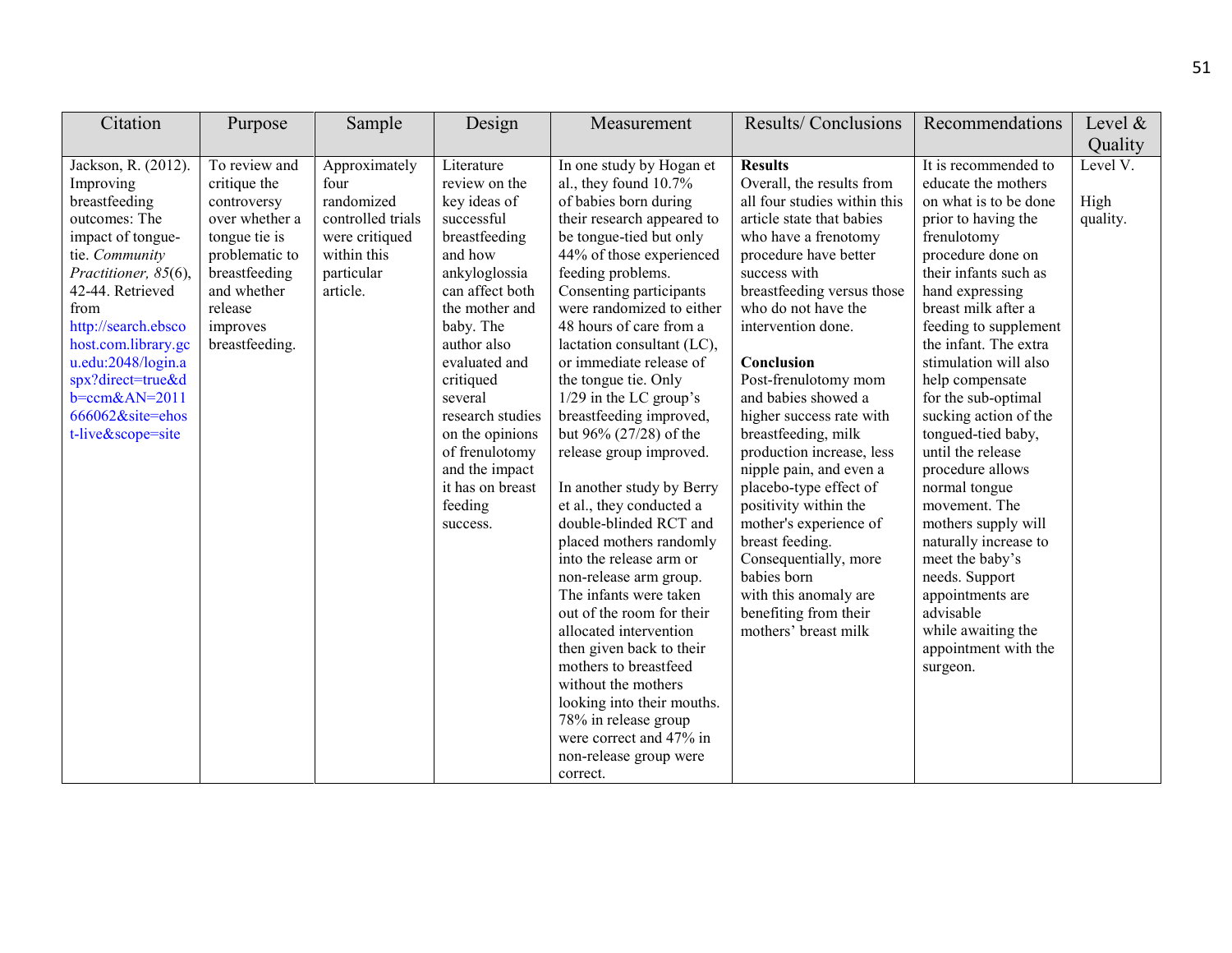| Citation | Purpose | Sample | Design | Measurement | Results/ Conclusions | Recommendations | Level & Quality |
|---|---|---|---|---|---|---|---|
| Jackson, R. (2012). Improving breastfeeding outcomes: The impact of tongue-tie. *Community Practitioner, 85*(6), 42-44. Retrieved from http://search.ebscohost.com.library.gcu.edu:2048/login.aspx?direct=true&db=ccm&AN=2011666062&site=ehost-live&scope=site | To review and critique the controversy over whether a tongue tie is problematic to breastfeeding and whether release improves breastfeeding. | Approximately four randomized controlled trials were critiqued within this particular article. | Literature review on the key ideas of successful breastfeeding and how ankyloglossia can affect both the mother and baby. The author also evaluated and critiqued several research studies on the opinions of frenulotomy and the impact it has on breast feeding success. | In one study by Hogan et al., they found 10.7% of babies born during their research appeared to be tongue-tied but only 44% of those experienced feeding problems. Consenting participants were randomized to either 48 hours of care from a lactation consultant (LC), or immediate release of the tongue tie. Only 1/29 in the LC group's breastfeeding improved, but 96% (27/28) of the release group improved.<br><br>In another study by Berry et al., they conducted a double-blinded RCT and placed mothers randomly into the release arm or non-release arm group. The infants were taken out of the room for their allocated intervention then given back to their mothers to breastfeed without the mothers looking into their mouths. 78% in release group were correct and 47% in non-release group were correct. | **Results**<br>Overall, the results from all four studies within this article state that babies who have a frenotomy procedure have better success with breastfeeding versus those who do not have the intervention done.<br><br>**Conclusion**<br>Post-frenulotomy mom and babies showed a higher success rate with breastfeeding, milk production increase, less nipple pain, and even a placebo-type effect of positivity within the mother's experience of breast feeding. Consequentially, more babies born with this anomaly are benefiting from their mothers' breast milk | It is recommended to educate the mothers on what is to be done prior to having the frenulotomy procedure done on their infants such as hand expressing breast milk after a feeding to supplement the infant. The extra stimulation will also help compensate for the sub-optimal sucking action of the tongued-tied baby, until the release procedure allows normal tongue movement. The mothers supply will naturally increase to meet the baby's needs. Support appointments are advisable while awaiting the appointment with the surgeon. | Level V.<br><br>High quality. |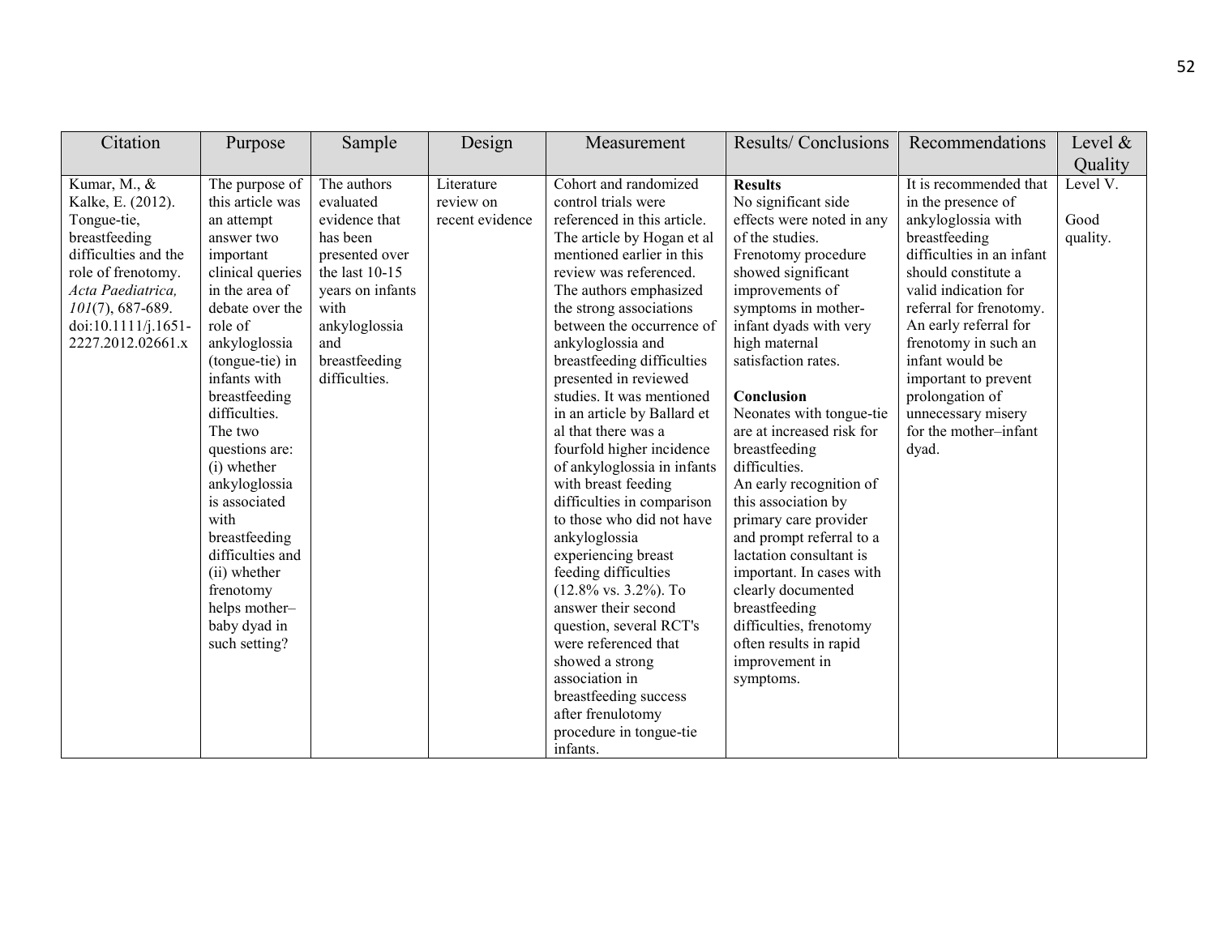| Citation | Purpose | Sample | Design | Measurement | Results/ Conclusions | Recommendations | Level & Quality |
|---|---|---|---|---|---|---|---|
| Kumar, M., & Kalke, E. (2012). Tongue-tie, breastfeeding difficulties and the role of frenotomy. *Acta Paediatrica, 101*(7), 687-689. doi:10.1111/j.1651-2227.2012.02661.x | The purpose of this article was an attempt answer two important clinical queries in the area of debate over the role of ankyloglossia (tongue-tie) in infants with breastfeeding difficulties. The two questions are: (i) whether ankyloglossia is associated with breastfeeding difficulties and (ii) whether frenotomy helps mother–baby dyad in such setting? | The authors evaluated evidence that has been presented over the last 10-15 years on infants with ankyloglossia and breastfeeding difficulties. | Literature review on recent evidence | Cohort and randomized control trials were referenced in this article. The article by Hogan et al mentioned earlier in this review was referenced. The authors emphasized the strong associations between the occurrence of ankyloglossia and breastfeeding difficulties presented in reviewed studies. It was mentioned in an article by Ballard et al that there was a fourfold higher incidence of ankyloglossia in infants with breast feeding difficulties in comparison to those who did not have ankyloglossia experiencing breast feeding difficulties (12.8% vs. 3.2%). To answer their second question, several RCT's were referenced that showed a strong association in breastfeeding success after frenulotomy procedure in tongue-tie infants. | **Results** No significant side effects were noted in any of the studies. Frenotomy procedure showed significant improvements of symptoms in mother-infant dyads with very high maternal satisfaction rates. **Conclusion** Neonates with tongue-tie are at increased risk for breastfeeding difficulties. An early recognition of this association by primary care provider and prompt referral to a lactation consultant is important. In cases with clearly documented breastfeeding difficulties, frenotomy often results in rapid improvement in symptoms. | It is recommended that in the presence of ankyloglossia with breastfeeding difficulties in an infant should constitute a valid indication for referral for frenotomy. An early referral for frenotomy in such an infant would be important to prevent prolongation of unnecessary misery for the mother–infant dyad. | Level V. Good quality. |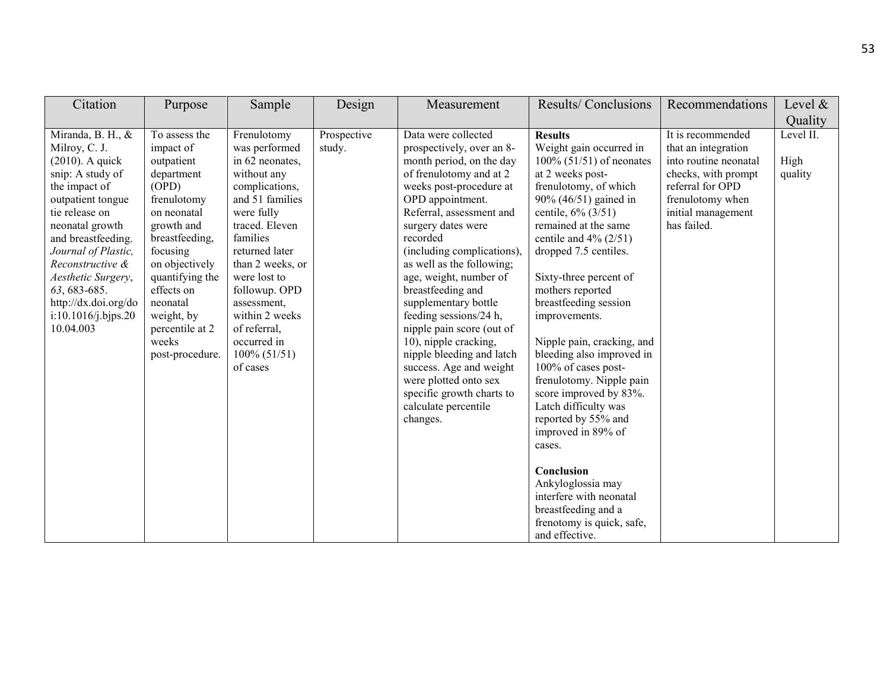| Citation | Purpose | Sample | Design | Measurement | Results/ Conclusions | Recommendations | Level & Quality |
|---|---|---|---|---|---|---|---|
| Miranda, B. H., & Milroy, C. J. (2010). A quick snip: A study of the impact of outpatient tongue tie release on neonatal growth and breastfeeding. *Journal of Plastic, Reconstructive & Aesthetic Surgery, 63*, 683-685. http://dx.doi.org/doi:10.1016/j.bjps.2010.04.003 | To assess the impact of outpatient department (OPD) frenulotomy on neonatal growth and breastfeeding, focusing on objectively quantifying the effects on neonatal weight, by percentile at 2 weeks post-procedure. | Frenulotomy was performed in 62 neonates, without any complications, and 51 families were fully traced. Eleven families returned later than 2 weeks, or were lost to followup. OPD assessment, within 2 weeks of referral, occurred in 100% (51/51) of cases | Prospective study. | Data were collected prospectively, over an 8-month period, on the day of frenulotomy and at 2 weeks post-procedure at OPD appointment. Referral, assessment and surgery dates were recorded (including complications), as well as the following; age, weight, number of breastfeeding and supplementary bottle feeding sessions/24 h, nipple pain score (out of 10), nipple cracking, nipple bleeding and latch success. Age and weight were plotted onto sex specific growth charts to calculate percentile changes. | **Results**<br>Weight gain occurred in 100% (51/51) of neonates at 2 weeks post-frenulotomy, of which 90% (46/51) gained in centile, 6% (3/51) remained at the same centile and 4% (2/51) dropped 7.5 centiles.<br><br>Sixty-three percent of mothers reported breastfeeding session improvements.<br><br>Nipple pain, cracking, and bleeding also improved in 100% of cases post-frenulotomy. Nipple pain score improved by 83%. Latch difficulty was reported by 55% and improved in 89% of cases.<br><br>**Conclusion**<br>Ankyloglossia may interfere with neonatal breastfeeding and a frenotomy is quick, safe, and effective. | It is recommended that an integration into routine neonatal checks, with prompt referral for OPD frenulotomy when initial management has failed. | Level II.<br><br>High quality |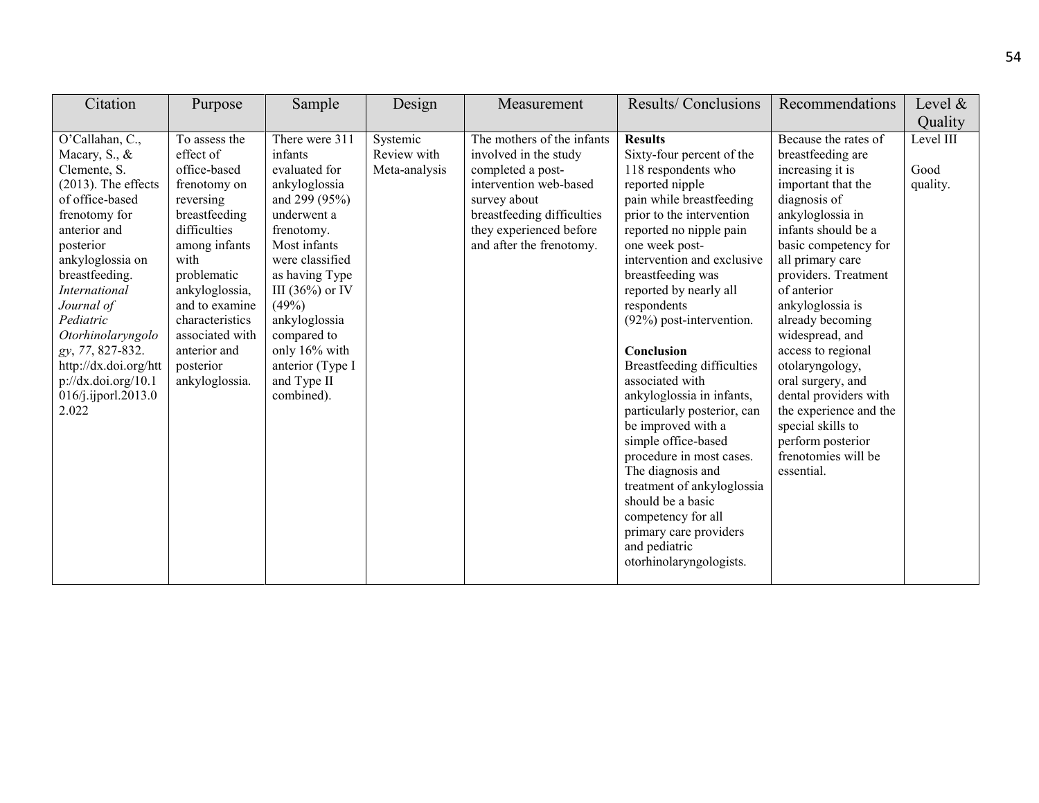| Citation | Purpose | Sample | Design | Measurement | Results/ Conclusions | Recommendations | Level & Quality |
|---|---|---|---|---|---|---|---|
| O'Callahan, C., Macary, S., & Clemente, S. (2013). The effects of office-based frenotomy for anterior and posterior ankyloglossia on breastfeeding. *International Journal of Pediatric Otorhinolaryngology*, *77*, 827-832. http://dx.doi.org/http://dx.doi.org/10.1016/j.ijporl.2013.02.022 | To assess the effect of office-based frenotomy on reversing breastfeeding difficulties among infants with problematic ankyloglossia, and to examine characteristics associated with anterior and posterior ankyloglossia. | There were 311 infants evaluated for ankyloglossia and 299 (95%) underwent a frenotomy. Most infants were classified as having Type III (36%) or IV (49%) ankyloglossia compared to only 16% with anterior (Type I and Type II combined). | Systemic Review with Meta-analysis | The mothers of the infants involved in the study completed a post-intervention web-based survey about breastfeeding difficulties they experienced before and after the frenotomy. | **Results** Sixty-four percent of the 118 respondents who reported nipple pain while breastfeeding prior to the intervention reported no nipple pain one week post-intervention and exclusive breastfeeding was reported by nearly all respondents (92%) post-intervention. **Conclusion** Breastfeeding difficulties associated with ankyloglossia in infants, particularly posterior, can be improved with a simple office-based procedure in most cases. The diagnosis and treatment of ankyloglossia should be a basic competency for all primary care providers and pediatric otorhinolaryngologists. | Because the rates of breastfeeding are increasing it is important that the diagnosis of ankyloglossia in infants should be a basic competency for all primary care providers. Treatment of anterior ankyloglossia is already becoming widespread, and access to regional otolaryngology, oral surgery, and dental providers with the experience and the special skills to perform posterior frenotomies will be essential. | Level III Good quality. |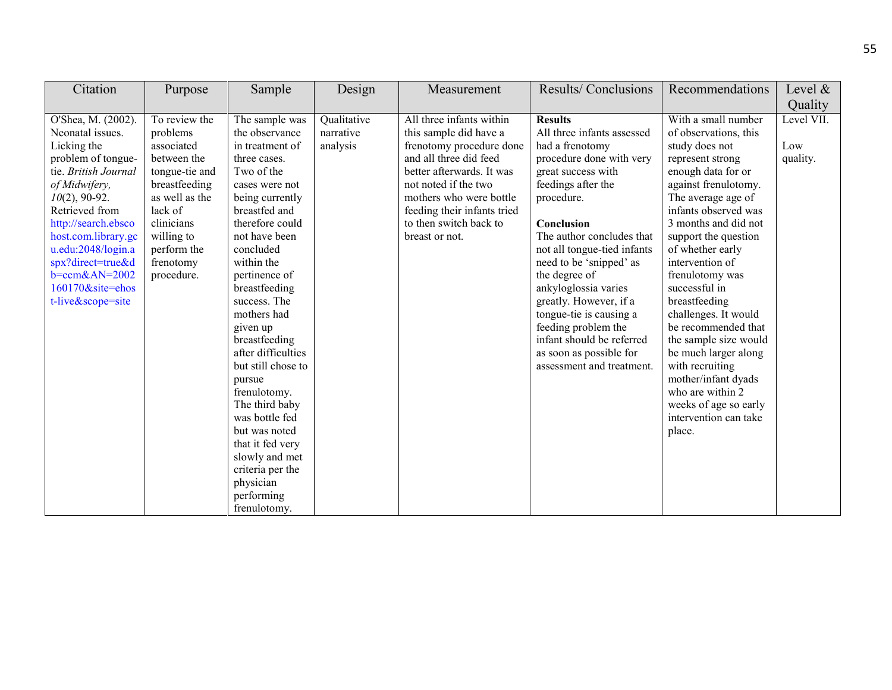| Citation | Purpose | Sample | Design | Measurement | Results/ Conclusions | Recommendations | Level & Quality |
|---|---|---|---|---|---|---|---|
| O'Shea, M. (2002). Neonatal issues. Licking the problem of tongue-tie. *British Journal of Midwifery, 10*(2), 90-92. Retrieved from http://search.ebscohost.com.library.gcu.edu:2048/login.aspx?direct=true&db=ccm&AN=2002160170&site=ehost-live&scope=site | To review the problems associated between the tongue-tie and breastfeeding as well as the lack of clinicians willing to perform the frenotomy procedure. | The sample was the observance in treatment of three cases. Two of the cases were not being currently breastfed and therefore could not have been concluded within the pertinence of breastfeeding success. The mothers had given up breastfeeding after difficulties but still chose to pursue frenulotomy. The third baby was bottle fed but was noted that it fed very slowly and met criteria per the physician performing frenulotomy. | Qualitative narrative analysis | All three infants within this sample did have a frenotomy procedure done and all three did feed better afterwards. It was not noted if the two mothers who were bottle feeding their infants tried to then switch back to breast or not. | **Results**<br>All three infants assessed had a frenotomy procedure done with very great success with feedings after the procedure.<br><br>**Conclusion**<br>The author concludes that not all tongue-tied infants need to be 'snipped' as the degree of ankyloglossia varies greatly. However, if a tongue-tie is causing a feeding problem the infant should be referred as soon as possible for assessment and treatment. | With a small number of observations, this study does not represent strong enough data for or against frenulotomy. The average age of infants observed was 3 months and did not support the question of whether early intervention of frenulotomy was successful in breastfeeding challenges. It would be recommended that the sample size would be much larger along with recruiting mother/infant dyads who are within 2 weeks of age so early intervention can take place. | Level VII.<br><br>Low quality. |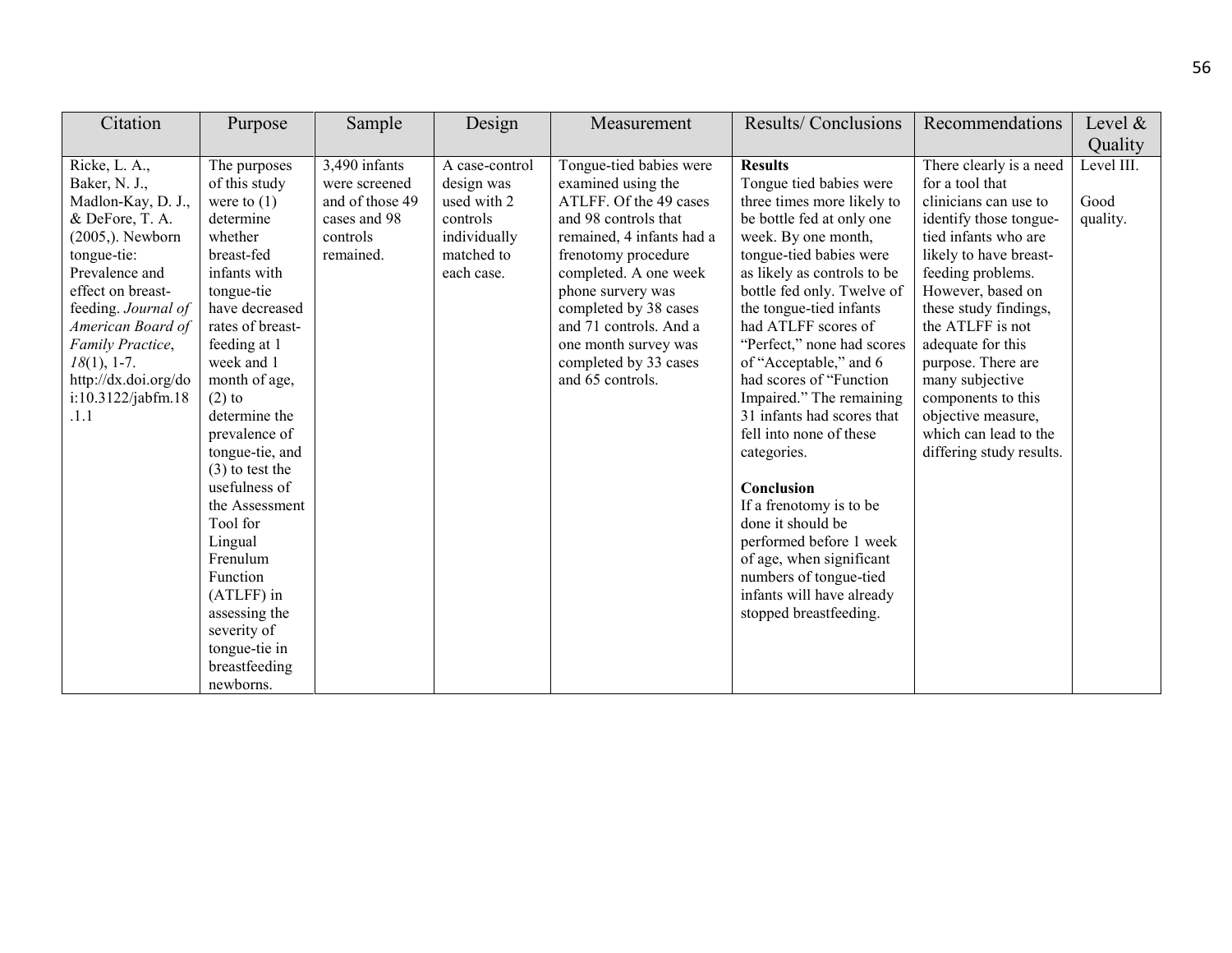| Citation | Purpose | Sample | Design | Measurement | Results/ Conclusions | Recommendations | Level & Quality |
|---|---|---|---|---|---|---|---|
| Ricke, L. A., Baker, N. J., Madlon-Kay, D. J., & DeFore, T. A. (2005,). Newborn tongue-tie: Prevalence and effect on breast-feeding. *Journal of American Board of Family Practice*, *18*(1), 1-7. http://dx.doi.org/doi:10.3122/jabfm.18.1.1 | The purposes of this study were to (1) determine whether breast-fed infants with tongue-tie have decreased rates of breast-feeding at 1 week and 1 month of age, (2) to determine the prevalence of tongue-tie, and (3) to test the usefulness of the Assessment Tool for Lingual Frenulum Function (ATLFF) in assessing the severity of tongue-tie in breastfeeding newborns. | 3,490 infants were screened and of those 49 cases and 98 controls remained. | A case-control design was used with 2 controls individually matched to each case. | Tongue-tied babies were examined using the ATLFF. Of the 49 cases and 98 controls that remained, 4 infants had a frenotomy procedure completed. A one week phone survery was completed by 38 cases and 71 controls. And a one month survey was completed by 33 cases and 65 controls. | **Results** Tongue tied babies were three times more likely to be bottle fed at only one week. By one month, tongue-tied babies were as likely as controls to be bottle fed only. Twelve of the tongue-tied infants had ATLFF scores of "Perfect," none had scores of "Acceptable," and 6 had scores of "Function Impaired." The remaining 31 infants had scores that fell into none of these categories. **Conclusion** If a frenotomy is to be done it should be performed before 1 week of age, when significant numbers of tongue-tied infants will have already stopped breastfeeding. | There clearly is a need for a tool that clinicians can use to identify those tongue-tied infants who are likely to have breast-feeding problems. However, based on these study findings, the ATLFF is not adequate for this purpose. There are many subjective components to this objective measure, which can lead to the differing study results. | Level III. Good quality. |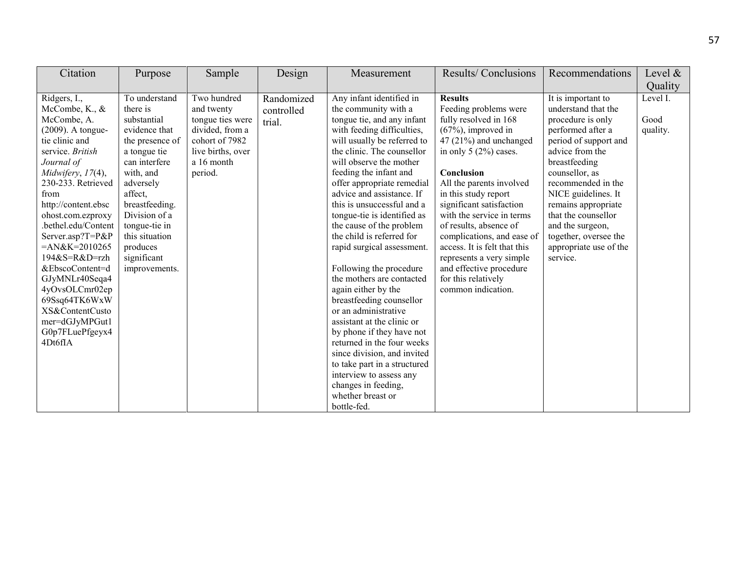| Citation | Purpose | Sample | Design | Measurement | Results/ Conclusions | Recommendations | Level & Quality |
|---|---|---|---|---|---|---|---|
| Ridgers, I., McCombe, K., & McCombe, A. (2009). A tongue-tie clinic and service. *British Journal of Midwifery*, *17*(4), 230-233. Retrieved from http://content.ebscohost.com.ezproxy.bethel.edu/ContentServer.asp?T=P&P=AN&K=2010265194&S=R&D=rzh&EbscoContent=dGJyMNLr40Seqa44yOvsOLCmr02ep69Ssq64TK6WxWXS&ContentCustomer=dGJyMPGut1G0p7FLuePfgeyx44Dt6fIA | To understand there is substantial evidence that the presence of a tongue tie can interfere with, and adversely affect, breastfeeding. Division of a tongue-tie in this situation produces significant improvements. | Two hundred and twenty tongue ties were divided, from a cohort of 7982 live births, over a 16 month period. | Randomized controlled trial. | Any infant identified in the community with a tongue tie, and any infant with feeding difficulties, will usually be referred to the clinic. The counsellor will observe the mother feeding the infant and offer appropriate remedial advice and assistance. If this is unsuccessful and a tongue-tie is identified as the cause of the problem the child is referred for rapid surgical assessment.<br><br>Following the procedure the mothers are contacted again either by the breastfeeding counsellor or an administrative assistant at the clinic or by phone if they have not returned in the four weeks since division, and invited to take part in a structured interview to assess any changes in feeding, whether breast or bottle-fed. | **Results**<br>Feeding problems were fully resolved in 168 (67%), improved in 47 (21%) and unchanged in only 5 (2%) cases.<br><br>**Conclusion**<br>All the parents involved in this study report significant satisfaction with the service in terms of results, absence of complications, and ease of access. It is felt that this represents a very simple and effective procedure for this relatively common indication. | It is important to understand that the procedure is only performed after a period of support and advice from the breastfeeding counsellor, as recommended in the NICE guidelines. It remains appropriate that the counsellor and the surgeon, together, oversee the appropriate use of the service. | Level I.<br><br>Good quality. |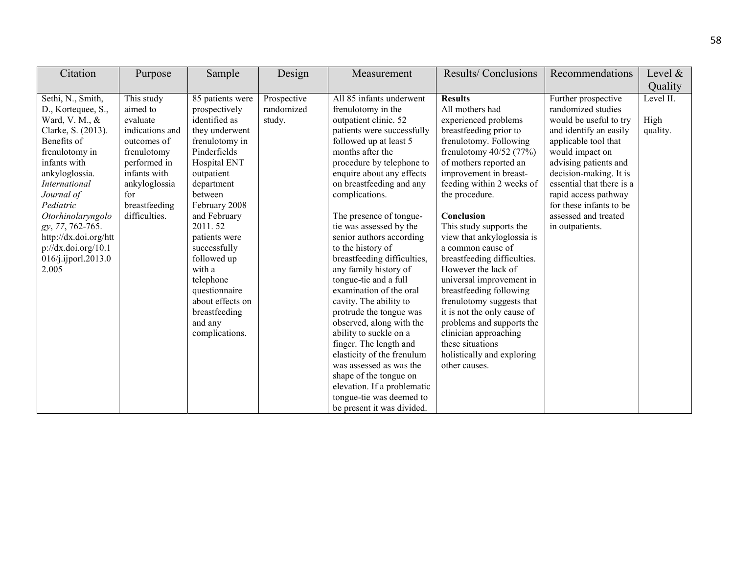| Citation | Purpose | Sample | Design | Measurement | Results/ Conclusions | Recommendations | Level & Quality |
|---|---|---|---|---|---|---|---|
| Sethi, N., Smith, D., Kortequee, S., Ward, V. M., & Clarke, S. (2013). Benefits of frenulotomy in infants with ankyloglossia. *International Journal of Pediatric Otorhinolaryngology*, *77*, 762-765. http://dx.doi.org/http://dx.doi.org/10.1016/j.ijporl.2013.02.005 | This study aimed to evaluate indications and outcomes of frenulotomy performed in infants with ankyloglossia for breastfeeding difficulties. | 85 patients were prospectively identified as they underwent frenulotomy in Pinderfields Hospital ENT outpatient department between February 2008 and February 2011. 52 patients were successfully followed up with a telephone questionnaire about effects on breastfeeding and any complications. | Prospective randomized study. | All 85 infants underwent frenulotomy in the outpatient clinic. 52 patients were successfully followed up at least 5 months after the procedure by telephone to enquire about any effects on breastfeeding and any complications.<br><br>The presence of tongue-tie was assessed by the senior authors according to the history of breastfeeding difficulties, any family history of tongue-tie and a full examination of the oral cavity. The ability to protrude the tongue was observed, along with the ability to suckle on a finger. The length and elasticity of the frenulum was assessed as was the shape of the tongue on elevation. If a problematic tongue-tie was deemed to be present it was divided. | **Results**<br>All mothers had experienced problems breastfeeding prior to frenulotomy. Following frenulotomy 40/52 (77%) of mothers reported an improvement in breast-feeding within 2 weeks of the procedure.<br><br>**Conclusion**<br>This study supports the view that ankyloglossia is a common cause of breastfeeding difficulties. However the lack of universal improvement in breastfeeding following frenulotomy suggests that it is not the only cause of problems and supports the clinician approaching these situations holistically and exploring other causes. | Further prospective randomized studies would be useful to try and identify an easily applicable tool that would impact on advising patients and decision-making. It is essential that there is a rapid access pathway for these infants to be assessed and treated in outpatients. | Level II.<br><br>High quality. |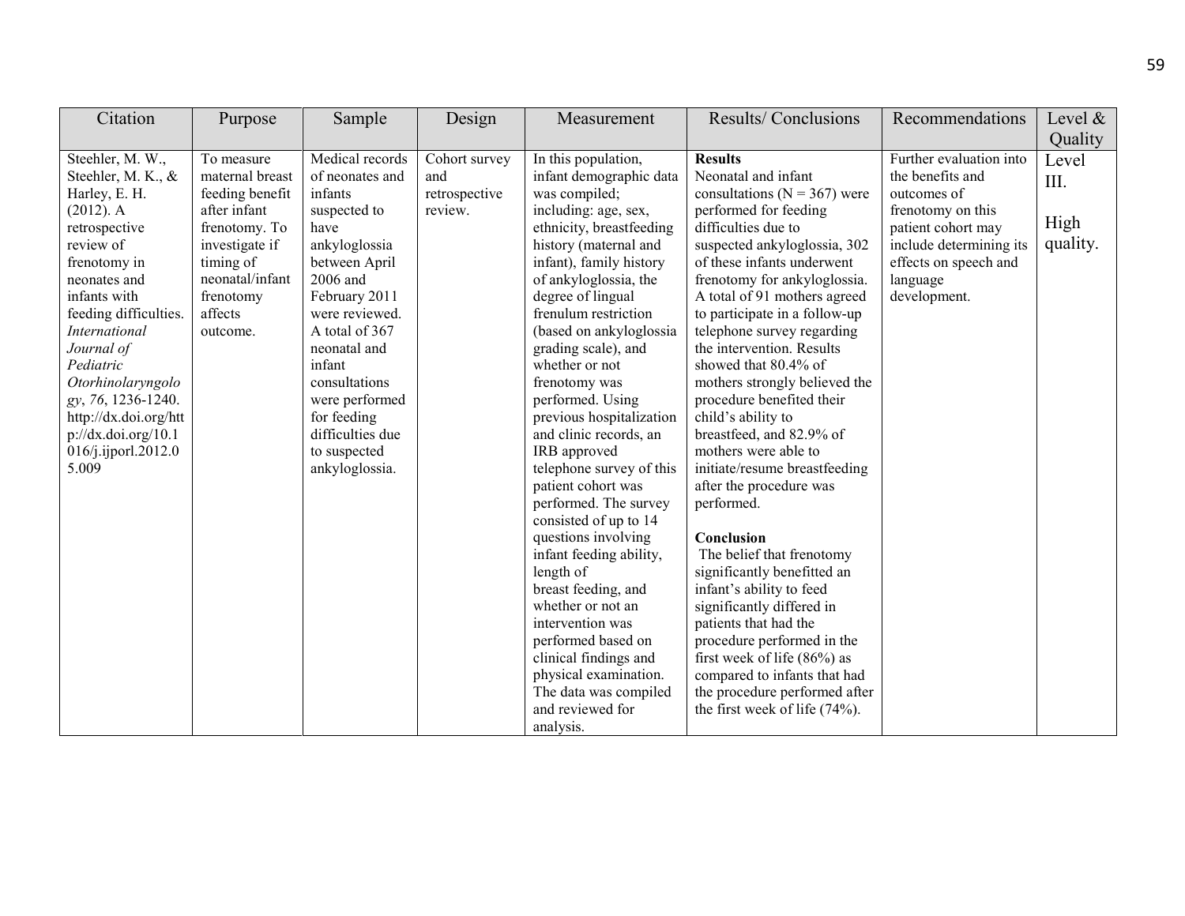| Citation | Purpose | Sample | Design | Measurement | Results/ Conclusions | Recommendations | Level & Quality |
|---|---|---|---|---|---|---|---|
| Steehler, M. W., Steehler, M. K., & Harley, E. H. (2012). A retrospective review of frenotomy in neonates and infants with feeding difficulties. *International Journal of Pediatric Otorhinolaryngology*, *76*, 1236-1240. http://dx.doi.org/http://dx.doi.org/10.1016/j.ijporl.2012.05.009 | To measure maternal breast feeding benefit after infant frenotomy. To investigate if timing of neonatal/infant frenotomy affects outcome. | Medical records of neonates and infants suspected to have ankyloglossia between April 2006 and February 2011 were reviewed. A total of 367 neonatal and infant consultations were performed for feeding difficulties due to suspected ankyloglossia. | Cohort survey and retrospective review. | In this population, infant demographic data was compiled; including: age, sex, ethnicity, breastfeeding history (maternal and infant), family history of ankyloglossia, the degree of lingual frenulum restriction (based on ankyloglossia grading scale), and whether or not frenotomy was performed. Using previous hospitalization and clinic records, an IRB approved telephone survey of this patient cohort was performed. The survey consisted of up to 14 questions involving infant feeding ability, length of breast feeding, and whether or not an intervention was performed based on clinical findings and physical examination. The data was compiled and reviewed for analysis. | **Results** Neonatal and infant consultations (N = 367) were performed for feeding difficulties due to suspected ankyloglossia, 302 of these infants underwent frenotomy for ankyloglossia. A total of 91 mothers agreed to participate in a follow-up telephone survey regarding the intervention. Results showed that 80.4% of mothers strongly believed the procedure benefited their child's ability to breastfeed, and 82.9% of mothers were able to initiate/resume breastfeeding after the procedure was performed. **Conclusion** The belief that frenotomy significantly benefitted an infant's ability to feed significantly differed in patients that had the procedure performed in the first week of life (86%) as compared to infants that had the procedure performed after the first week of life (74%). | Further evaluation into the benefits and outcomes of frenotomy on this patient cohort may include determining its effects on speech and language development. | Level III. High quality. |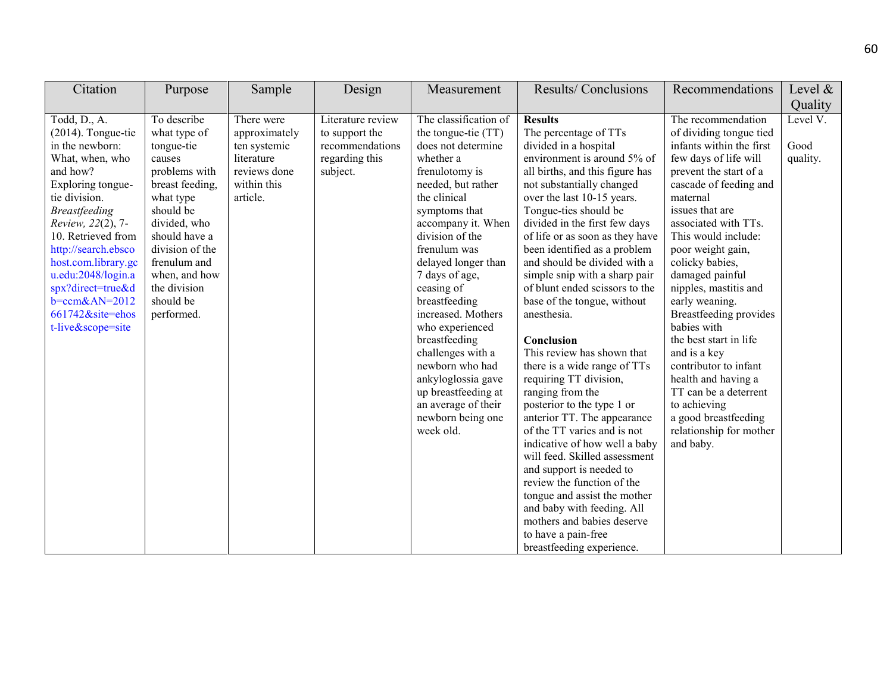| Citation | Purpose | Sample | Design | Measurement | Results/ Conclusions | Recommendations | Level & Quality |
|---|---|---|---|---|---|---|---|
| Todd, D., A. (2014). Tongue-tie in the newborn: What, when, who and how? Exploring tongue-tie division. *Breastfeeding Review, 22*(2), 7-10. Retrieved from http://search.ebscohost.com.library.gcu.edu:2048/login.aspx?direct=true&db=ccm&AN=2012661742&site=ehost-live&scope=site | To describe what type of tongue-tie causes problems with breast feeding, what type should be divided, who should have a division of the frenulum and when, and how the division should be performed. | There were approximately ten systemic literature reviews done within this article. | Literature review to support the recommendations regarding this subject. | The classification of the tongue-tie (TT) does not determine whether a frenulotomy is needed, but rather the clinical symptoms that accompany it. When division of the frenulum was delayed longer than 7 days of age, ceasing of breastfeeding increased. Mothers who experienced breastfeeding challenges with a newborn who had ankyloglossia gave up breastfeeding at an average of their newborn being one week old. | **Results**<br>The percentage of TTs divided in a hospital environment is around 5% of all births, and this figure has not substantially changed over the last 10-15 years. Tongue-ties should be divided in the first few days of life or as soon as they have been identified as a problem and should be divided with a simple snip with a sharp pair of blunt ended scissors to the base of the tongue, without anesthesia.<br><br>**Conclusion**<br>This review has shown that there is a wide range of TTs requiring TT division, ranging from the posterior to the type 1 or anterior TT. The appearance of the TT varies and is not indicative of how well a baby will feed. Skilled assessment and support is needed to review the function of the tongue and assist the mother and baby with feeding. All mothers and babies deserve to have a pain-free breastfeeding experience. | The recommendation of dividing tongue tied infants within the first few days of life will prevent the start of a cascade of feeding and maternal issues that are associated with TTs. This would include: poor weight gain, colicky babies, damaged painful nipples, mastitis and early weaning. Breastfeeding provides babies with the best start in life and is a key contributor to infant health and having a TT can be a deterrent to achieving a good breastfeeding relationship for mother and baby. | Level V.<br><br>Good quality. |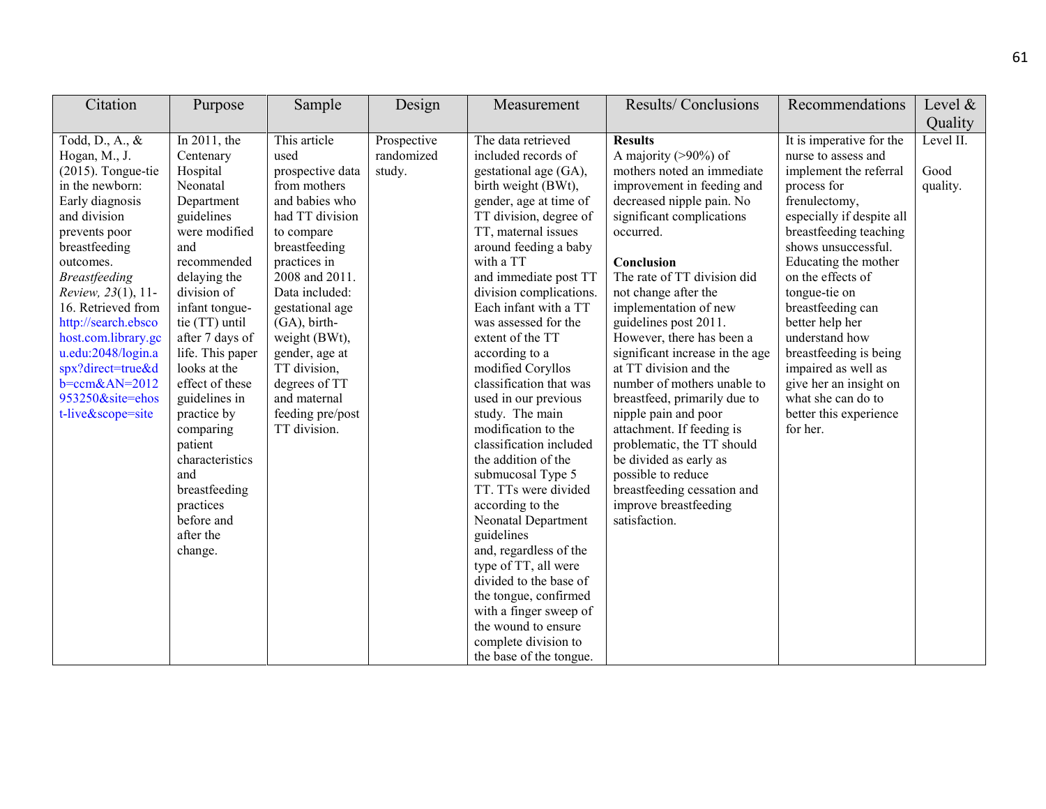| Citation | Purpose | Sample | Design | Measurement | Results/ Conclusions | Recommendations | Level & Quality |
|---|---|---|---|---|---|---|---|
| Todd, D., A., & Hogan, M., J. (2015). Tongue-tie in the newborn: Early diagnosis and division prevents poor breastfeeding outcomes. *Breastfeeding Review, 23*(1), 11-16. Retrieved from http://search.ebscohost.com.library.gcu.edu:2048/login.aspx?direct=true&db=ccm&AN=2012953250&site=ehost-live&scope=site | In 2011, the Centenary Hospital Neonatal Department guidelines were modified and recommended delaying the division of infant tongue-tie (TT) until after 7 days of life. This paper looks at the effect of these guidelines in practice by comparing patient characteristics and breastfeeding practices before and after the change. | This article used prospective data from mothers and babies who had TT division to compare breastfeeding practices in 2008 and 2011. Data included: gestational age (GA), birth-weight (BWt), gender, age at TT division, degrees of TT and maternal feeding pre/post TT division. | Prospective randomized study. | The data retrieved included records of gestational age (GA), birth weight (BWt), gender, age at time of TT division, degree of TT, maternal issues around feeding a baby with a TT and immediate post TT division complications. Each infant with a TT was assessed for the extent of the TT according to a modified Coryllos classification that was used in our previous study. The main modification to the classification included the addition of the submucosal Type 5 TT. TTs were divided according to the Neonatal Department guidelines and, regardless of the type of TT, all were divided to the base of the tongue, confirmed with a finger sweep of the wound to ensure complete division to the base of the tongue. | **Results**<br>A majority (>90%) of mothers noted an immediate improvement in feeding and decreased nipple pain. No significant complications occurred.<br><br>**Conclusion**<br>The rate of TT division did not change after the implementation of new guidelines post 2011. However, there has been a significant increase in the age at TT division and the number of mothers unable to breastfeed, primarily due to nipple pain and poor attachment. If feeding is problematic, the TT should be divided as early as possible to reduce breastfeeding cessation and improve breastfeeding satisfaction. | It is imperative for the nurse to assess and implement the referral process for frenulectomy, especially if despite all breastfeeding teaching shows unsuccessful. Educating the mother on the effects of tongue-tie on breastfeeding can better help her understand how breastfeeding is being impaired as well as give her an insight on what she can do to better this experience for her. | Level II.<br><br>Good quality. |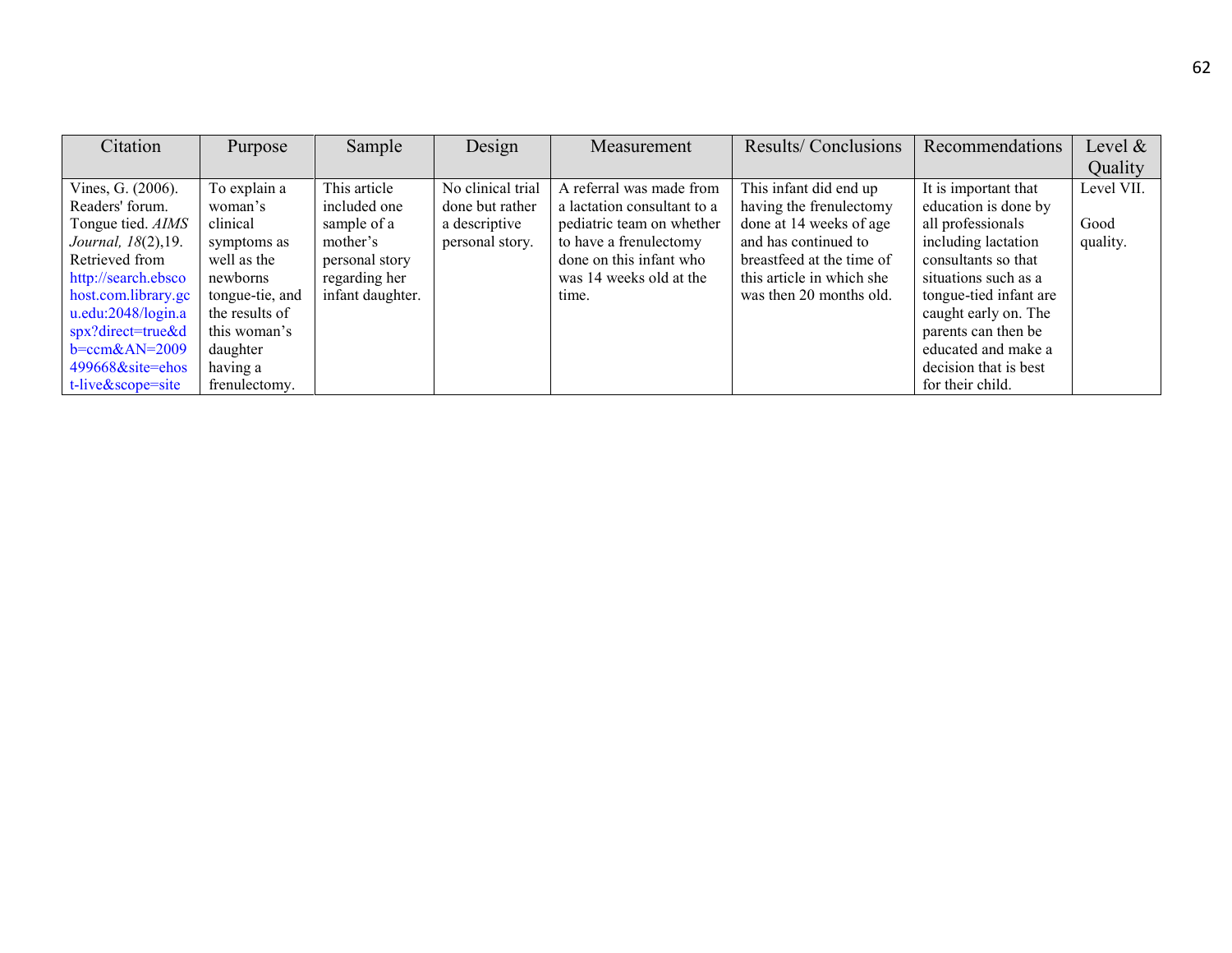| Citation | Purpose | Sample | Design | Measurement | Results/ Conclusions | Recommendations | Level & Quality |
|---|---|---|---|---|---|---|---|
| Vines, G. (2006). Readers' forum. Tongue tied. *AIMS Journal, 18*(2),19. Retrieved from http://search.ebscohost.com.library.gcu.edu:2048/login.aspx?direct=true&db=ccm&AN=2009499668&site=ehost-live&scope=site | To explain a woman's clinical symptoms as well as the newborns tongue-tie, and the results of this woman's daughter having a frenulectomy. | This article included one sample of a mother's personal story regarding her infant daughter. | No clinical trial done but rather a descriptive personal story. | A referral was made from a lactation consultant to a pediatric team on whether to have a frenulectomy done on this infant who was 14 weeks old at the time. | This infant did end up having the frenulectomy done at 14 weeks of age and has continued to breastfeed at the time of this article in which she was then 20 months old. | It is important that education is done by all professionals including lactation consultants so that situations such as a tongue-tied infant are caught early on. The parents can then be educated and make a decision that is best for their child. | Level VII.<br><br>Good quality. |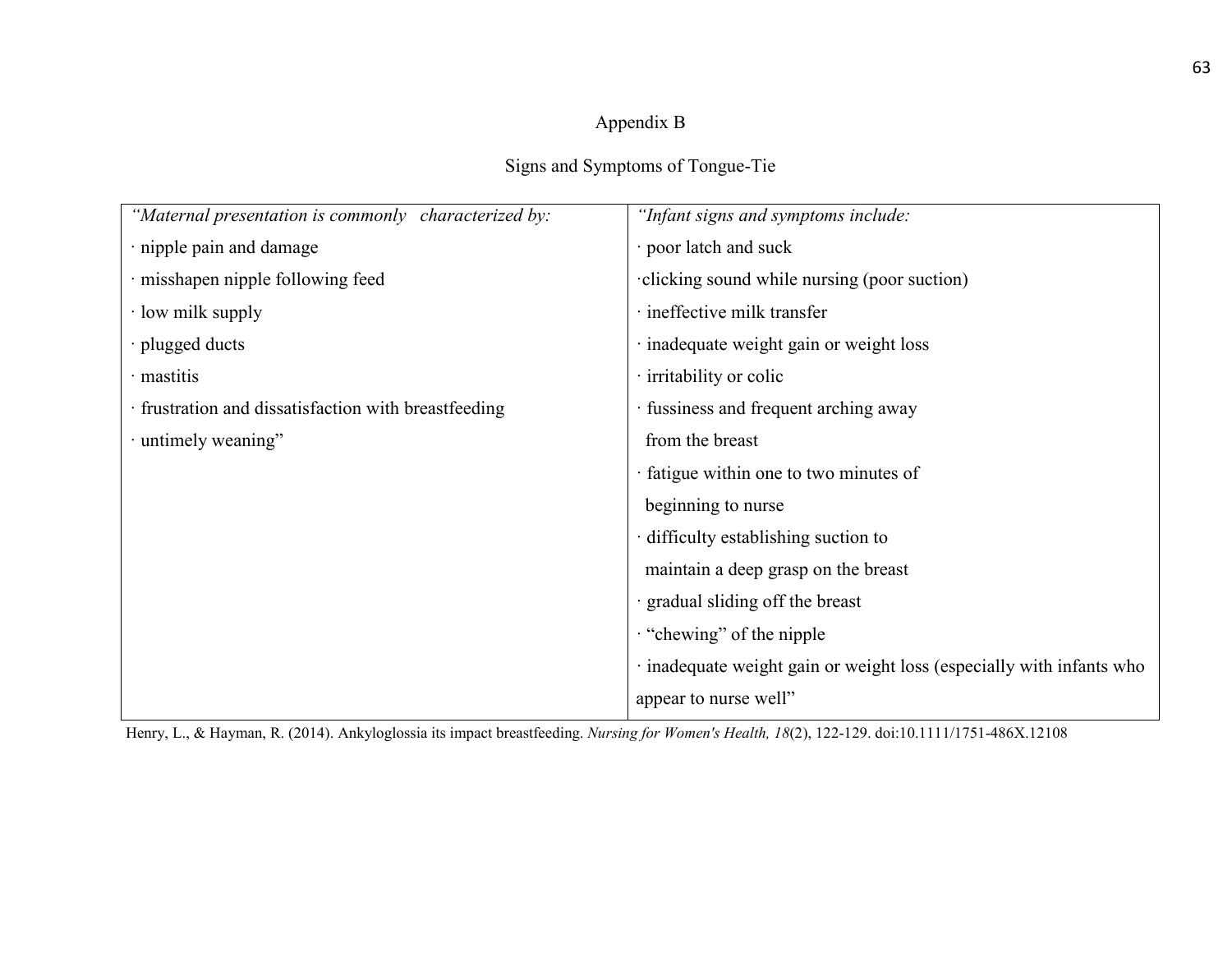# Appendix B

## Signs and Symptoms of Tongue-Tie

| | |
|---|---|
| *"Maternal presentation is commonly characterized by:* | *"Infant signs and symptoms include:* |
| · nipple pain and damage | · poor latch and suck |
| · misshapen nipple following feed | ·clicking sound while nursing (poor suction) |
| · low milk supply | · ineffective milk transfer |
| · plugged ducts | · inadequate weight gain or weight loss |
| · mastitis | · irritability or colic |
| · frustration and dissatisfaction with breastfeeding | · fussiness and frequent arching away from the breast |
| · untimely weaning" | · fatigue within one to two minutes of beginning to nurse |
| | · difficulty establishing suction to maintain a deep grasp on the breast |
| | · gradual sliding off the breast |
| | · "chewing" of the nipple |
| | · inadequate weight gain or weight loss (especially with infants who appear to nurse well" |

Henry, L., & Hayman, R. (2014). Ankyloglossia its impact breastfeeding. *Nursing for Women's Health, 18*(2), 122-129. doi:10.1111/1751-486X.12108